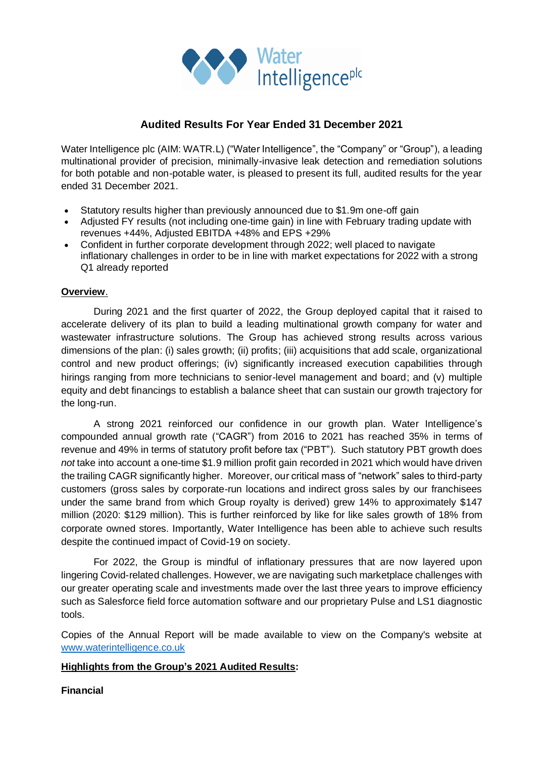# Audited Results For Year Ended 31 December 2021

Water Intelligence plc (AIM: WATR.L) ("Water Intelligence", the "Company" or "Group"), a leading multinational provider of precision, minimally-invasive leak detection and remediation solutions for both potable and non-potable water, is pleased to present its full, audited results for the year ended 31 December 2021.

- Statutory results higher than previously announced due to $1.9m one-off gain
- Adjusted FY results (not including one-time gain) in line with February trading update with revenues +44%, Adjusted EBITDA +48% and EPS +29%
- Confident in further corporate development through 2022; well placed to navigate inflationary challenges in order to be in line with market expectations for 2022 with a strong Q1 already reported

**Overview.**

During 2021 and the first quarter of 2022, the Group deployed capital that it raised to accelerate delivery of its plan to build a leading multinational growth company for water and wastewater infrastructure solutions. The Group has achieved strong results across various dimensions of the plan: (i) sales growth; (ii) profits; (iii) acquisitions that add scale, organizational control and new product offerings; (iv) significantly increased execution capabilities through hirings ranging from more technicians to senior-level management and board; and (v) multiple equity and debt financings to establish a balance sheet that can sustain our growth trajectory for the long-run.

A strong 2021 reinforced our confidence in our growth plan. Water Intelligence's compounded annual growth rate ("CAGR") from 2016 to 2021 has reached 35% in terms of revenue and 49% in terms of statutory profit before tax ("PBT"). Such statutory PBT growth does *not* take into account a one-time $1.9 million profit gain recorded in 2021 which would have driven the trailing CAGR significantly higher. Moreover, our critical mass of "network" sales to third-party customers (gross sales by corporate-run locations and indirect gross sales by our franchisees under the same brand from which Group royalty is derived) grew 14% to approximately $147 million (2020: $129 million). This is further reinforced by like for like sales growth of 18% from corporate owned stores. Importantly, Water Intelligence has been able to achieve such results despite the continued impact of Covid-19 on society.

For 2022, the Group is mindful of inflationary pressures that are now layered upon lingering Covid-related challenges. However, we are navigating such marketplace challenges with our greater operating scale and investments made over the last three years to improve efficiency such as Salesforce field force automation software and our proprietary Pulse and LS1 diagnostic tools.

Copies of the Annual Report will be made available to view on the Company's website at www.waterintelligence.co.uk

**Highlights from the Group's 2021 Audited Results:**

**Financial**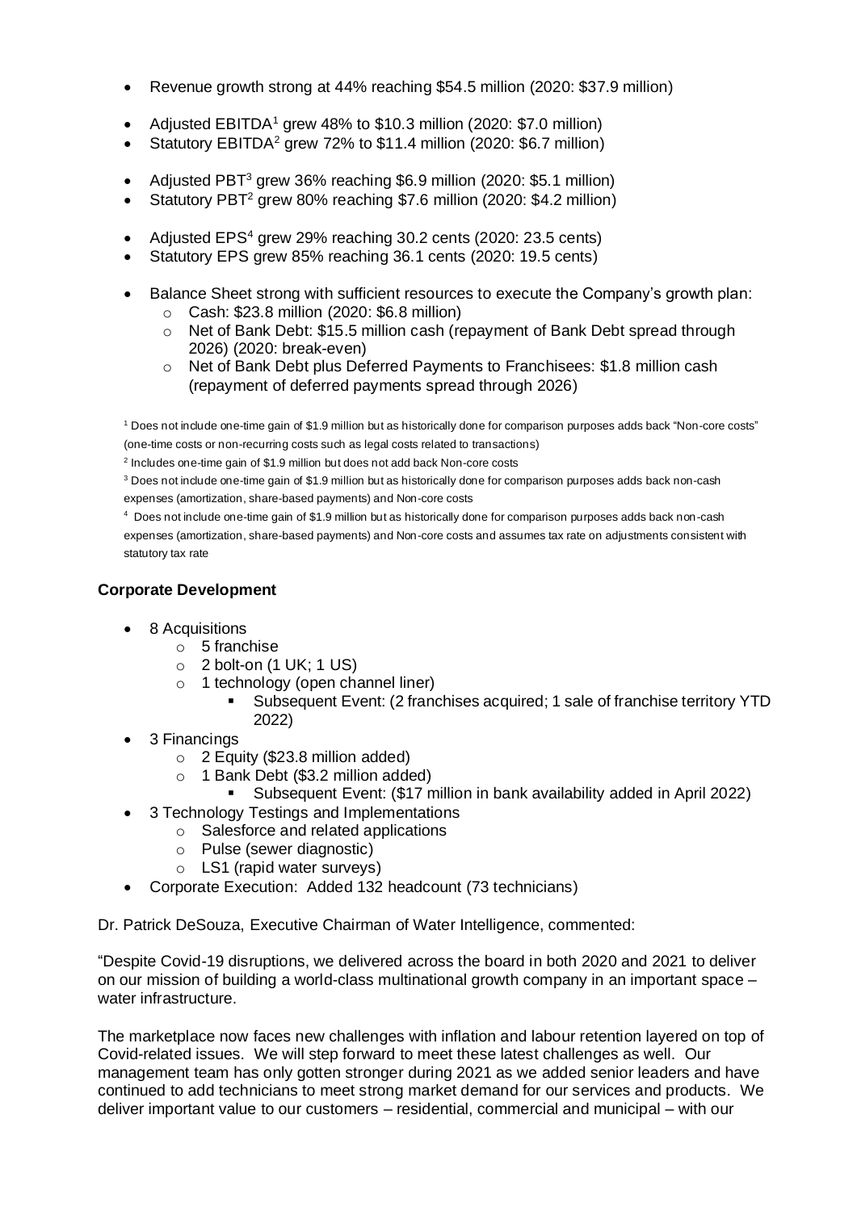- Revenue growth strong at 44% reaching $54.5 million (2020: $37.9 million)

- Adjusted EBITDA[1] grew 48% to $10.3 million (2020: $7.0 million)
- Statutory EBITDA[2] grew 72% to $11.4 million (2020: $6.7 million)

- Adjusted PBT[3] grew 36% reaching $6.9 million (2020: $5.1 million)
- Statutory PBT[2] grew 80% reaching $7.6 million (2020: $4.2 million)

- Adjusted EPS[4] grew 29% reaching 30.2 cents (2020: 23.5 cents)
- Statutory EPS grew 85% reaching 36.1 cents (2020: 19.5 cents)

- Balance Sheet strong with sufficient resources to execute the Company's growth plan:
  - Cash: $23.8 million (2020: $6.8 million)
  - Net of Bank Debt: $15.5 million cash (repayment of Bank Debt spread through 2026) (2020: break-even)
  - Net of Bank Debt plus Deferred Payments to Franchisees: $1.8 million cash (repayment of deferred payments spread through 2026)

[1] Does not include one-time gain of $1.9 million but as historically done for comparison purposes adds back "Non-core costs" (one-time costs or non-recurring costs such as legal costs related to transactions)

[2] Includes one-time gain of $1.9 million but does not add back Non-core costs

[3] Does not include one-time gain of $1.9 million but as historically done for comparison purposes adds back non-cash expenses (amortization, share-based payments) and Non-core costs

[4] Does not include one-time gain of $1.9 million but as historically done for comparison purposes adds back non-cash expenses (amortization, share-based payments) and Non-core costs and assumes tax rate on adjustments consistent with statutory tax rate

**Corporate Development**

- 8 Acquisitions
  - 5 franchise
  - 2 bolt-on (1 UK; 1 US)
  - 1 technology (open channel liner)
    - Subsequent Event: (2 franchises acquired; 1 sale of franchise territory YTD 2022)
- 3 Financings
  - 2 Equity ($23.8 million added)
  - 1 Bank Debt ($3.2 million added)
    - Subsequent Event: ($17 million in bank availability added in April 2022)
- 3 Technology Testings and Implementations
  - Salesforce and related applications
  - Pulse (sewer diagnostic)
  - LS1 (rapid water surveys)
- Corporate Execution: Added 132 headcount (73 technicians)

Dr. Patrick DeSouza, Executive Chairman of Water Intelligence, commented:

"Despite Covid-19 disruptions, we delivered across the board in both 2020 and 2021 to deliver on our mission of building a world-class multinational growth company in an important space – water infrastructure.

The marketplace now faces new challenges with inflation and labour retention layered on top of Covid-related issues. We will step forward to meet these latest challenges as well. Our management team has only gotten stronger during 2021 as we added senior leaders and have continued to add technicians to meet strong market demand for our services and products. We deliver important value to our customers – residential, commercial and municipal – with our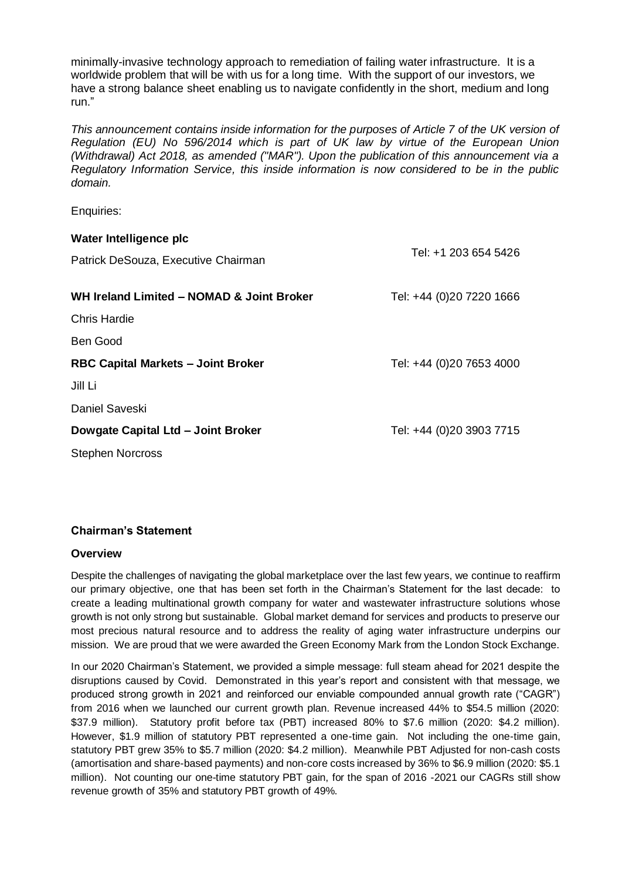minimally-invasive technology approach to remediation of failing water infrastructure. It is a worldwide problem that will be with us for a long time. With the support of our investors, we have a strong balance sheet enabling us to navigate confidently in the short, medium and long run."

*This announcement contains inside information for the purposes of Article 7 of the UK version of Regulation (EU) No 596/2014 which is part of UK law by virtue of the European Union (Withdrawal) Act 2018, as amended ("MAR"). Upon the publication of this announcement via a Regulatory Information Service, this inside information is now considered to be in the public domain.*

Enquiries:

| | |
|---|---|
| **Water Intelligence plc** | |
| Patrick DeSouza, Executive Chairman | Tel: +1 203 654 5426 |
| | |
| **WH Ireland Limited – NOMAD & Joint Broker** | Tel: +44 (0)20 7220 1666 |
| Chris Hardie | |
| Ben Good | |
| **RBC Capital Markets – Joint Broker** | Tel: +44 (0)20 7653 4000 |
| Jill Li | |
| Daniel Saveski | |
| **Dowgate Capital Ltd – Joint Broker** | Tel: +44 (0)20 3903 7715 |
| Stephen Norcross | |

## Chairman's Statement

### Overview

Despite the challenges of navigating the global marketplace over the last few years, we continue to reaffirm our primary objective, one that has been set forth in the Chairman's Statement for the last decade: to create a leading multinational growth company for water and wastewater infrastructure solutions whose growth is not only strong but sustainable. Global market demand for services and products to preserve our most precious natural resource and to address the reality of aging water infrastructure underpins our mission. We are proud that we were awarded the Green Economy Mark from the London Stock Exchange.

In our 2020 Chairman's Statement, we provided a simple message: full steam ahead for 2021 despite the disruptions caused by Covid. Demonstrated in this year's report and consistent with that message, we produced strong growth in 2021 and reinforced our enviable compounded annual growth rate ("CAGR") from 2016 when we launched our current growth plan. Revenue increased 44% to $54.5 million (2020: $37.9 million). Statutory profit before tax (PBT) increased 80% to $7.6 million (2020: $4.2 million). However, $1.9 million of statutory PBT represented a one-time gain. Not including the one-time gain, statutory PBT grew 35% to $5.7 million (2020: $4.2 million). Meanwhile PBT Adjusted for non-cash costs (amortisation and share-based payments) and non-core costs increased by 36% to $6.9 million (2020: $5.1 million). Not counting our one-time statutory PBT gain, for the span of 2016 -2021 our CAGRs still show revenue growth of 35% and statutory PBT growth of 49%.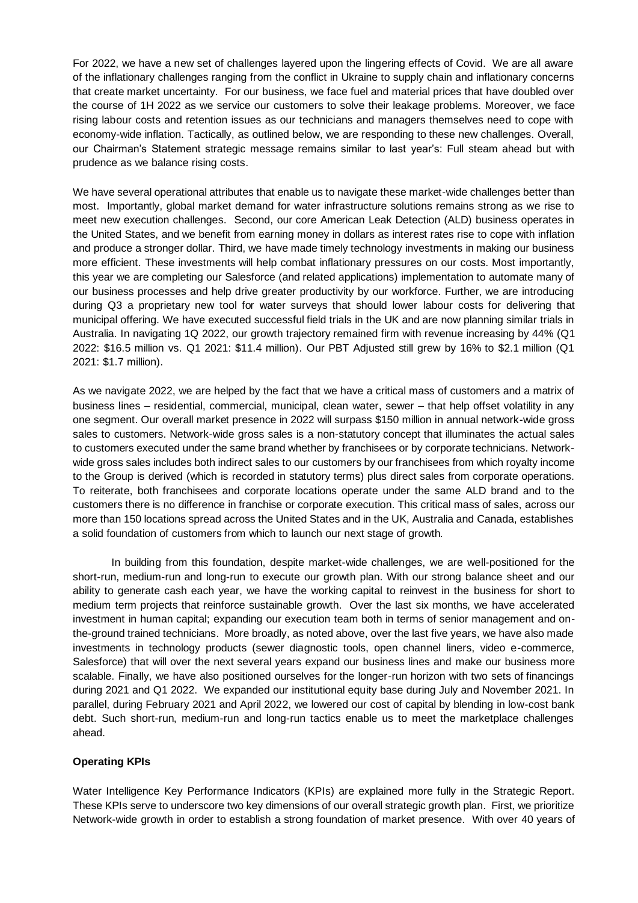For 2022, we have a new set of challenges layered upon the lingering effects of Covid. We are all aware of the inflationary challenges ranging from the conflict in Ukraine to supply chain and inflationary concerns that create market uncertainty. For our business, we face fuel and material prices that have doubled over the course of 1H 2022 as we service our customers to solve their leakage problems. Moreover, we face rising labour costs and retention issues as our technicians and managers themselves need to cope with economy-wide inflation. Tactically, as outlined below, we are responding to these new challenges. Overall, our Chairman's Statement strategic message remains similar to last year's: Full steam ahead but with prudence as we balance rising costs.

We have several operational attributes that enable us to navigate these market-wide challenges better than most. Importantly, global market demand for water infrastructure solutions remains strong as we rise to meet new execution challenges. Second, our core American Leak Detection (ALD) business operates in the United States, and we benefit from earning money in dollars as interest rates rise to cope with inflation and produce a stronger dollar. Third, we have made timely technology investments in making our business more efficient. These investments will help combat inflationary pressures on our costs. Most importantly, this year we are completing our Salesforce (and related applications) implementation to automate many of our business processes and help drive greater productivity by our workforce. Further, we are introducing during Q3 a proprietary new tool for water surveys that should lower labour costs for delivering that municipal offering. We have executed successful field trials in the UK and are now planning similar trials in Australia. In navigating 1Q 2022, our growth trajectory remained firm with revenue increasing by 44% (Q1 2022: $16.5 million vs. Q1 2021: $11.4 million). Our PBT Adjusted still grew by 16% to $2.1 million (Q1 2021: $1.7 million).

As we navigate 2022, we are helped by the fact that we have a critical mass of customers and a matrix of business lines – residential, commercial, municipal, clean water, sewer – that help offset volatility in any one segment. Our overall market presence in 2022 will surpass $150 million in annual network-wide gross sales to customers. Network-wide gross sales is a non-statutory concept that illuminates the actual sales to customers executed under the same brand whether by franchisees or by corporate technicians. Network-wide gross sales includes both indirect sales to our customers by our franchisees from which royalty income to the Group is derived (which is recorded in statutory terms) plus direct sales from corporate operations. To reiterate, both franchisees and corporate locations operate under the same ALD brand and to the customers there is no difference in franchise or corporate execution. This critical mass of sales, across our more than 150 locations spread across the United States and in the UK, Australia and Canada, establishes a solid foundation of customers from which to launch our next stage of growth.

In building from this foundation, despite market-wide challenges, we are well-positioned for the short-run, medium-run and long-run to execute our growth plan. With our strong balance sheet and our ability to generate cash each year, we have the working capital to reinvest in the business for short to medium term projects that reinforce sustainable growth. Over the last six months, we have accelerated investment in human capital; expanding our execution team both in terms of senior management and on-the-ground trained technicians. More broadly, as noted above, over the last five years, we have also made investments in technology products (sewer diagnostic tools, open channel liners, video e-commerce, Salesforce) that will over the next several years expand our business lines and make our business more scalable. Finally, we have also positioned ourselves for the longer-run horizon with two sets of financings during 2021 and Q1 2022. We expanded our institutional equity base during July and November 2021. In parallel, during February 2021 and April 2022, we lowered our cost of capital by blending in low-cost bank debt. Such short-run, medium-run and long-run tactics enable us to meet the marketplace challenges ahead.

**Operating KPIs**

Water Intelligence Key Performance Indicators (KPIs) are explained more fully in the Strategic Report. These KPIs serve to underscore two key dimensions of our overall strategic growth plan. First, we prioritize Network-wide growth in order to establish a strong foundation of market presence. With over 40 years of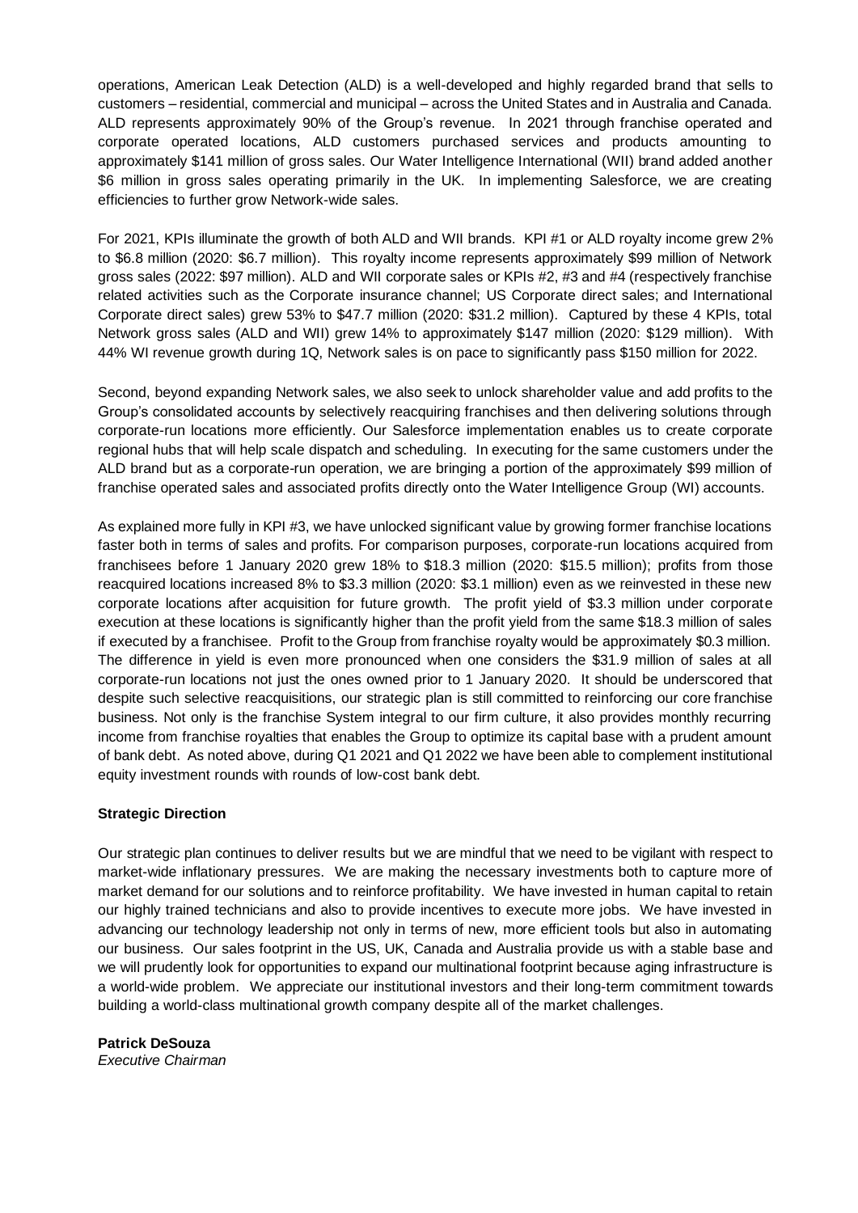operations, American Leak Detection (ALD) is a well-developed and highly regarded brand that sells to customers – residential, commercial and municipal – across the United States and in Australia and Canada. ALD represents approximately 90% of the Group's revenue. In 2021 through franchise operated and corporate operated locations, ALD customers purchased services and products amounting to approximately $141 million of gross sales. Our Water Intelligence International (WII) brand added another $6 million in gross sales operating primarily in the UK. In implementing Salesforce, we are creating efficiencies to further grow Network-wide sales.

For 2021, KPIs illuminate the growth of both ALD and WII brands. KPI #1 or ALD royalty income grew 2% to $6.8 million (2020: $6.7 million). This royalty income represents approximately $99 million of Network gross sales (2022: $97 million). ALD and WII corporate sales or KPIs #2, #3 and #4 (respectively franchise related activities such as the Corporate insurance channel; US Corporate direct sales; and International Corporate direct sales) grew 53% to $47.7 million (2020: $31.2 million). Captured by these 4 KPIs, total Network gross sales (ALD and WII) grew 14% to approximately $147 million (2020: $129 million). With 44% WI revenue growth during 1Q, Network sales is on pace to significantly pass $150 million for 2022.

Second, beyond expanding Network sales, we also seek to unlock shareholder value and add profits to the Group's consolidated accounts by selectively reacquiring franchises and then delivering solutions through corporate-run locations more efficiently. Our Salesforce implementation enables us to create corporate regional hubs that will help scale dispatch and scheduling. In executing for the same customers under the ALD brand but as a corporate-run operation, we are bringing a portion of the approximately $99 million of franchise operated sales and associated profits directly onto the Water Intelligence Group (WI) accounts.

As explained more fully in KPI #3, we have unlocked significant value by growing former franchise locations faster both in terms of sales and profits. For comparison purposes, corporate-run locations acquired from franchisees before 1 January 2020 grew 18% to $18.3 million (2020: $15.5 million); profits from those reacquired locations increased 8% to $3.3 million (2020: $3.1 million) even as we reinvested in these new corporate locations after acquisition for future growth. The profit yield of $3.3 million under corporate execution at these locations is significantly higher than the profit yield from the same $18.3 million of sales if executed by a franchisee. Profit to the Group from franchise royalty would be approximately $0.3 million. The difference in yield is even more pronounced when one considers the $31.9 million of sales at all corporate-run locations not just the ones owned prior to 1 January 2020. It should be underscored that despite such selective reacquisitions, our strategic plan is still committed to reinforcing our core franchise business. Not only is the franchise System integral to our firm culture, it also provides monthly recurring income from franchise royalties that enables the Group to optimize its capital base with a prudent amount of bank debt. As noted above, during Q1 2021 and Q1 2022 we have been able to complement institutional equity investment rounds with rounds of low-cost bank debt.

**Strategic Direction**

Our strategic plan continues to deliver results but we are mindful that we need to be vigilant with respect to market-wide inflationary pressures. We are making the necessary investments both to capture more of market demand for our solutions and to reinforce profitability. We have invested in human capital to retain our highly trained technicians and also to provide incentives to execute more jobs. We have invested in advancing our technology leadership not only in terms of new, more efficient tools but also in automating our business. Our sales footprint in the US, UK, Canada and Australia provide us with a stable base and we will prudently look for opportunities to expand our multinational footprint because aging infrastructure is a world-wide problem. We appreciate our institutional investors and their long-term commitment towards building a world-class multinational growth company despite all of the market challenges.

**Patrick DeSouza**
*Executive Chairman*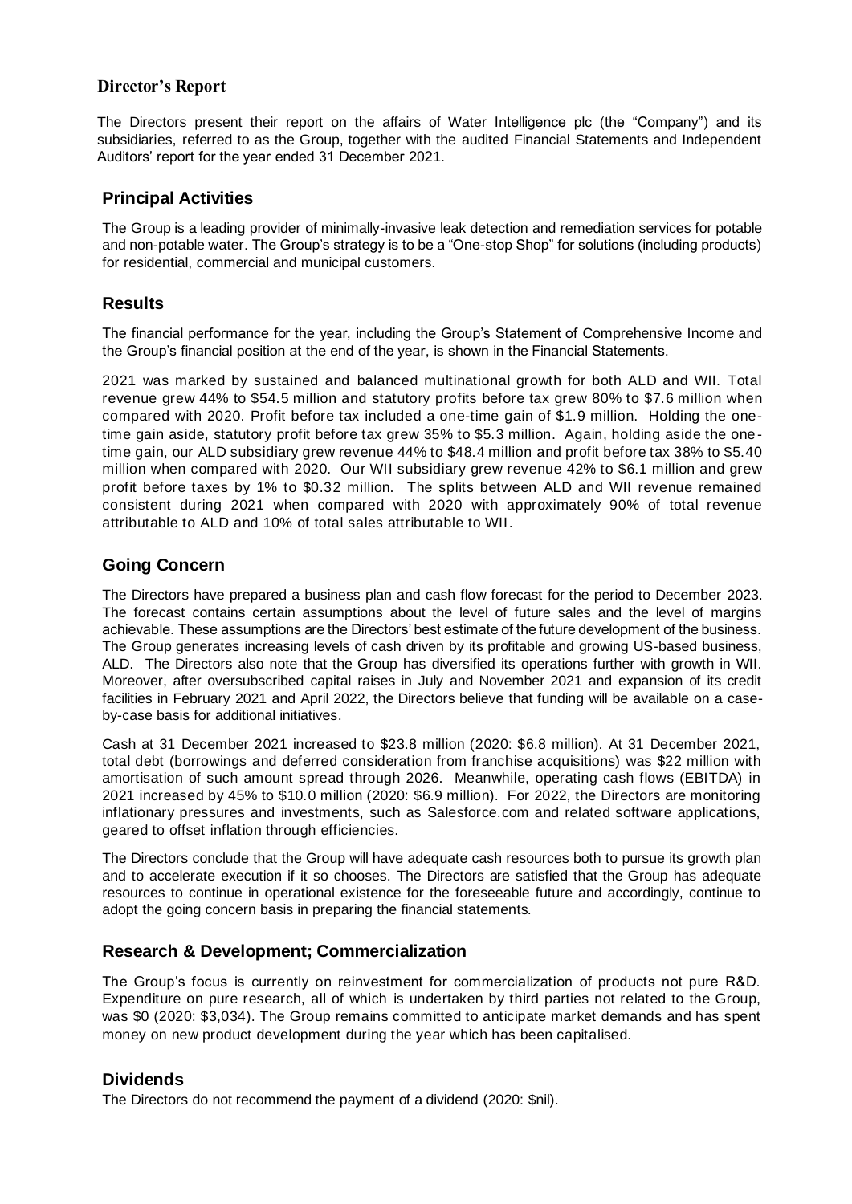# Director's Report

The Directors present their report on the affairs of Water Intelligence plc (the "Company") and its subsidiaries, referred to as the Group, together with the audited Financial Statements and Independent Auditors' report for the year ended 31 December 2021.

## Principal Activities

The Group is a leading provider of minimally-invasive leak detection and remediation services for potable and non-potable water. The Group's strategy is to be a "One-stop Shop" for solutions (including products) for residential, commercial and municipal customers.

## Results

The financial performance for the year, including the Group's Statement of Comprehensive Income and the Group's financial position at the end of the year, is shown in the Financial Statements.

2021 was marked by sustained and balanced multinational growth for both ALD and WII. Total revenue grew 44% to $54.5 million and statutory profits before tax grew 80% to $7.6 million when compared with 2020. Profit before tax included a one-time gain of $1.9 million. Holding the one-time gain aside, statutory profit before tax grew 35% to $5.3 million. Again, holding aside the one-time gain, our ALD subsidiary grew revenue 44% to $48.4 million and profit before tax 38% to $5.40 million when compared with 2020. Our WII subsidiary grew revenue 42% to $6.1 million and grew profit before taxes by 1% to $0.32 million. The splits between ALD and WII revenue remained consistent during 2021 when compared with 2020 with approximately 90% of total revenue attributable to ALD and 10% of total sales attributable to WII.

## Going Concern

The Directors have prepared a business plan and cash flow forecast for the period to December 2023. The forecast contains certain assumptions about the level of future sales and the level of margins achievable. These assumptions are the Directors' best estimate of the future development of the business. The Group generates increasing levels of cash driven by its profitable and growing US-based business, ALD. The Directors also note that the Group has diversified its operations further with growth in WII. Moreover, after oversubscribed capital raises in July and November 2021 and expansion of its credit facilities in February 2021 and April 2022, the Directors believe that funding will be available on a case-by-case basis for additional initiatives.

Cash at 31 December 2021 increased to $23.8 million (2020: $6.8 million). At 31 December 2021, total debt (borrowings and deferred consideration from franchise acquisitions) was $22 million with amortisation of such amount spread through 2026. Meanwhile, operating cash flows (EBITDA) in 2021 increased by 45% to $10.0 million (2020: $6.9 million). For 2022, the Directors are monitoring inflationary pressures and investments, such as Salesforce.com and related software applications, geared to offset inflation through efficiencies.

The Directors conclude that the Group will have adequate cash resources both to pursue its growth plan and to accelerate execution if it so chooses. The Directors are satisfied that the Group has adequate resources to continue in operational existence for the foreseeable future and accordingly, continue to adopt the going concern basis in preparing the financial statements.

## Research & Development; Commercialization

The Group's focus is currently on reinvestment for commercialization of products not pure R&D. Expenditure on pure research, all of which is undertaken by third parties not related to the Group, was $0 (2020: $3,034). The Group remains committed to anticipate market demands and has spent money on new product development during the year which has been capitalised.

## Dividends

The Directors do not recommend the payment of a dividend (2020: $nil).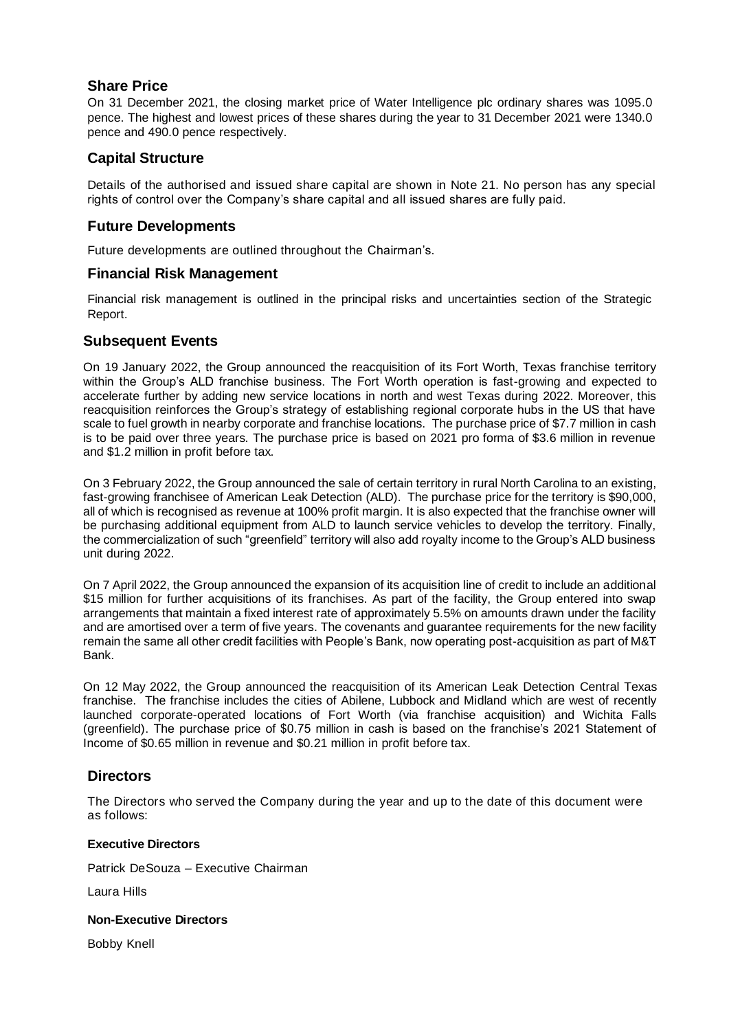## Share Price

On 31 December 2021, the closing market price of Water Intelligence plc ordinary shares was 1095.0 pence. The highest and lowest prices of these shares during the year to 31 December 2021 were 1340.0 pence and 490.0 pence respectively.

## Capital Structure

Details of the authorised and issued share capital are shown in Note 21. No person has any special rights of control over the Company's share capital and all issued shares are fully paid.

## Future Developments

Future developments are outlined throughout the Chairman's.

## Financial Risk Management

Financial risk management is outlined in the principal risks and uncertainties section of the Strategic Report.

## Subsequent Events

On 19 January 2022, the Group announced the reacquisition of its Fort Worth, Texas franchise territory within the Group's ALD franchise business. The Fort Worth operation is fast-growing and expected to accelerate further by adding new service locations in north and west Texas during 2022. Moreover, this reacquisition reinforces the Group's strategy of establishing regional corporate hubs in the US that have scale to fuel growth in nearby corporate and franchise locations. The purchase price of $7.7 million in cash is to be paid over three years. The purchase price is based on 2021 pro forma of $3.6 million in revenue and $1.2 million in profit before tax.

On 3 February 2022, the Group announced the sale of certain territory in rural North Carolina to an existing, fast-growing franchisee of American Leak Detection (ALD). The purchase price for the territory is $90,000, all of which is recognised as revenue at 100% profit margin. It is also expected that the franchise owner will be purchasing additional equipment from ALD to launch service vehicles to develop the territory. Finally, the commercialization of such "greenfield" territory will also add royalty income to the Group's ALD business unit during 2022.

On 7 April 2022, the Group announced the expansion of its acquisition line of credit to include an additional $15 million for further acquisitions of its franchises. As part of the facility, the Group entered into swap arrangements that maintain a fixed interest rate of approximately 5.5% on amounts drawn under the facility and are amortised over a term of five years. The covenants and guarantee requirements for the new facility remain the same all other credit facilities with People's Bank, now operating post-acquisition as part of M&T Bank.

On 12 May 2022, the Group announced the reacquisition of its American Leak Detection Central Texas franchise. The franchise includes the cities of Abilene, Lubbock and Midland which are west of recently launched corporate-operated locations of Fort Worth (via franchise acquisition) and Wichita Falls (greenfield). The purchase price of $0.75 million in cash is based on the franchise's 2021 Statement of Income of $0.65 million in revenue and $0.21 million in profit before tax.

## Directors

The Directors who served the Company during the year and up to the date of this document were as follows:

**Executive Directors**

Patrick DeSouza – Executive Chairman

Laura Hills

**Non-Executive Directors**

Bobby Knell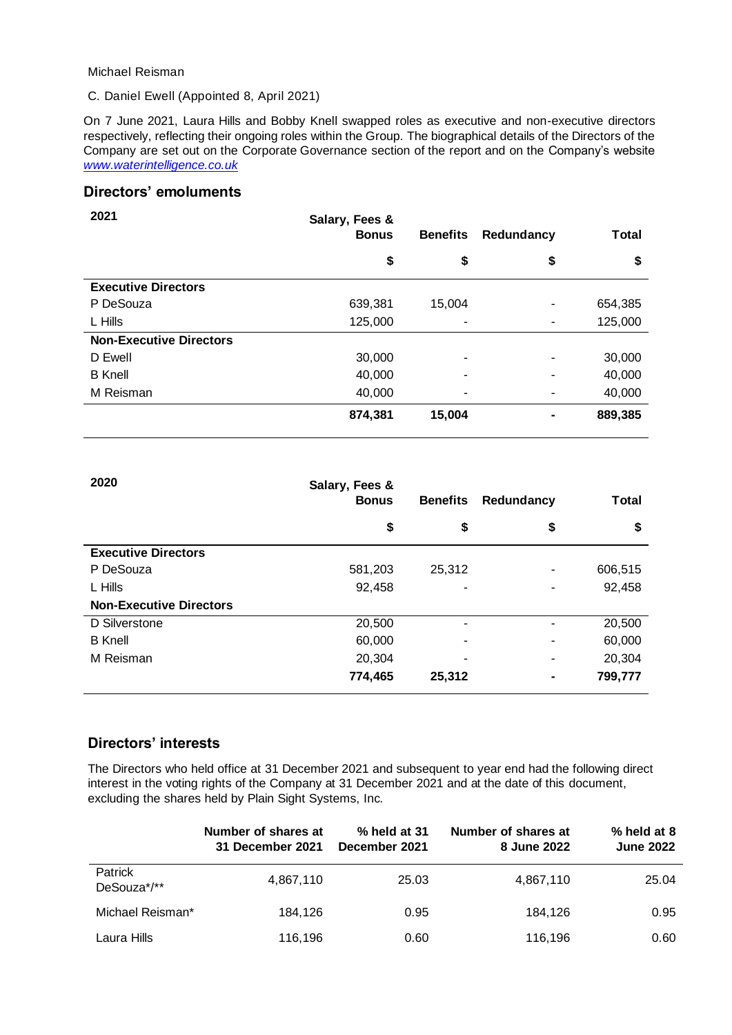Michael Reisman

C. Daniel Ewell (Appointed 8, April 2021)

On 7 June 2021, Laura Hills and Bobby Knell swapped roles as executive and non-executive directors respectively, reflecting their ongoing roles within the Group. The biographical details of the Directors of the Company are set out on the Corporate Governance section of the report and on the Company's website *www.waterintelligence.co.uk*

## Directors' emoluments

| 2021 | Salary, Fees & Bonus | Benefits | Redundancy | Total |
|---|---|---|---|---|
| | $ | $ | $ | $ |
| **Executive Directors** | | | | |
| P DeSouza | 639,381 | 15,004 | - | 654,385 |
| L Hills | 125,000 | - | - | 125,000 |
| **Non-Executive Directors** | | | | |
| D Ewell | 30,000 | - | - | 30,000 |
| B Knell | 40,000 | - | - | 40,000 |
| M Reisman | 40,000 | - | - | 40,000 |
| | **874,381** | **15,004** | **-** | **889,385** |

| 2020 | Salary, Fees & Bonus | Benefits | Redundancy | Total |
|---|---|---|---|---|
| | $ | $ | $ | $ |
| **Executive Directors** | | | | |
| P DeSouza | 581,203 | 25,312 | - | 606,515 |
| L Hills | 92,458 | - | - | 92,458 |
| **Non-Executive Directors** | | | | |
| D Silverstone | 20,500 | - | - | 20,500 |
| B Knell | 60,000 | - | - | 60,000 |
| M Reisman | 20,304 | - | - | 20,304 |
| | **774,465** | **25,312** | **-** | **799,777** |

## Directors' interests

The Directors who held office at 31 December 2021 and subsequent to year end had the following direct interest in the voting rights of the Company at 31 December 2021 and at the date of this document, excluding the shares held by Plain Sight Systems, Inc.

| | Number of shares at 31 December 2021 | % held at 31 December 2021 | Number of shares at 8 June 2022 | % held at 8 June 2022 |
|---|---|---|---|---|
| Patrick DeSouza*/** | 4,867,110 | 25.03 | 4,867,110 | 25.04 |
| Michael Reisman* | 184,126 | 0.95 | 184,126 | 0.95 |
| Laura Hills | 116,196 | 0.60 | 116,196 | 0.60 |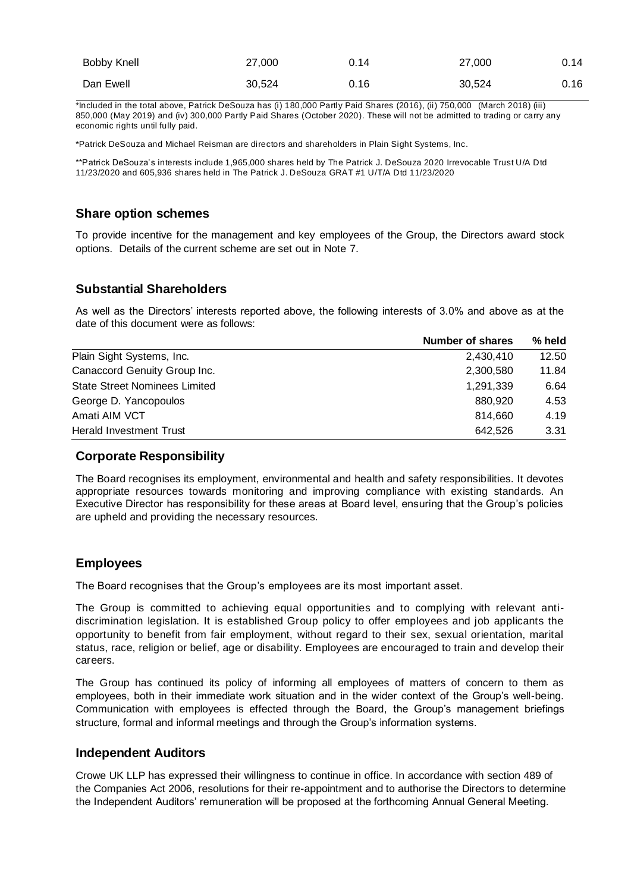| | | | | |
|---|---|---|---|---|
| Bobby Knell | 27,000 | 0.14 | 27,000 | 0.14 |
| Dan Ewell | 30,524 | 0.16 | 30,524 | 0.16 |

*Included in the total above, Patrick DeSouza has (i) 180,000 Partly Paid Shares (2016), (ii) 750,000 (March 2018) (iii) 850,000 (May 2019) and (iv) 300,000 Partly Paid Shares (October 2020). These will not be admitted to trading or carry any economic rights until fully paid.

*Patrick DeSouza and Michael Reisman are directors and shareholders in Plain Sight Systems, Inc.

**Patrick DeSouza's interests include 1,965,000 shares held by The Patrick J. DeSouza 2020 Irrevocable Trust U/A Dtd 11/23/2020 and 605,936 shares held in The Patrick J. DeSouza GRAT #1 U/T/A Dtd 11/23/2020

## Share option schemes

To provide incentive for the management and key employees of the Group, the Directors award stock options. Details of the current scheme are set out in Note 7.

## Substantial Shareholders

As well as the Directors' interests reported above, the following interests of 3.0% and above as at the date of this document were as follows:

| | Number of shares | % held |
|---|---|---|
| Plain Sight Systems, Inc. | 2,430,410 | 12.50 |
| Canaccord Genuity Group Inc. | 2,300,580 | 11.84 |
| State Street Nominees Limited | 1,291,339 | 6.64 |
| George D. Yancopoulos | 880,920 | 4.53 |
| Amati AIM VCT | 814,660 | 4.19 |
| Herald Investment Trust | 642,526 | 3.31 |

## Corporate Responsibility

The Board recognises its employment, environmental and health and safety responsibilities. It devotes appropriate resources towards monitoring and improving compliance with existing standards. An Executive Director has responsibility for these areas at Board level, ensuring that the Group's policies are upheld and providing the necessary resources.

## Employees

The Board recognises that the Group's employees are its most important asset.

The Group is committed to achieving equal opportunities and to complying with relevant anti-discrimination legislation. It is established Group policy to offer employees and job applicants the opportunity to benefit from fair employment, without regard to their sex, sexual orientation, marital status, race, religion or belief, age or disability. Employees are encouraged to train and develop their careers.

The Group has continued its policy of informing all employees of matters of concern to them as employees, both in their immediate work situation and in the wider context of the Group's well-being. Communication with employees is effected through the Board, the Group's management briefings structure, formal and informal meetings and through the Group's information systems.

## Independent Auditors

Crowe UK LLP has expressed their willingness to continue in office. In accordance with section 489 of the Companies Act 2006, resolutions for their re-appointment and to authorise the Directors to determine the Independent Auditors' remuneration will be proposed at the forthcoming Annual General Meeting.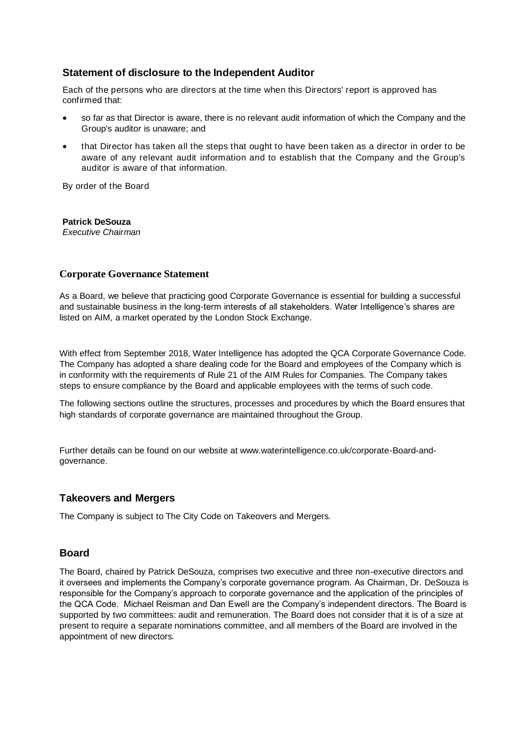## Statement of disclosure to the Independent Auditor

Each of the persons who are directors at the time when this Directors' report is approved has confirmed that:

- so far as that Director is aware, there is no relevant audit information of which the Company and the Group's auditor is unaware; and
- that Director has taken all the steps that ought to have been taken as a director in order to be aware of any relevant audit information and to establish that the Company and the Group's auditor is aware of that information.

By order of the Board

**Patrick DeSouza**
*Executive Chairman*

## Corporate Governance Statement

As a Board, we believe that practicing good Corporate Governance is essential for building a successful and sustainable business in the long-term interests of all stakeholders. Water Intelligence's shares are listed on AIM, a market operated by the London Stock Exchange.

With effect from September 2018, Water Intelligence has adopted the QCA Corporate Governance Code. The Company has adopted a share dealing code for the Board and employees of the Company which is in conformity with the requirements of Rule 21 of the AIM Rules for Companies. The Company takes steps to ensure compliance by the Board and applicable employees with the terms of such code.

The following sections outline the structures, processes and procedures by which the Board ensures that high standards of corporate governance are maintained throughout the Group.

Further details can be found on our website at www.waterintelligence.co.uk/corporate-Board-and-governance.

## Takeovers and Mergers

The Company is subject to The City Code on Takeovers and Mergers.

## Board

The Board, chaired by Patrick DeSouza, comprises two executive and three non-executive directors and it oversees and implements the Company's corporate governance program. As Chairman, Dr. DeSouza is responsible for the Company's approach to corporate governance and the application of the principles of the QCA Code. Michael Reisman and Dan Ewell are the Company's independent directors. The Board is supported by two committees: audit and remuneration. The Board does not consider that it is of a size at present to require a separate nominations committee, and all members of the Board are involved in the appointment of new directors.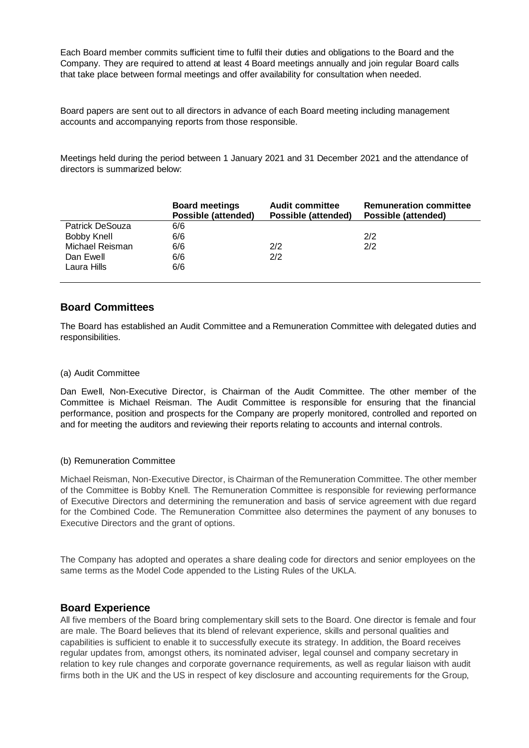Each Board member commits sufficient time to fulfil their duties and obligations to the Board and the Company. They are required to attend at least 4 Board meetings annually and join regular Board calls that take place between formal meetings and offer availability for consultation when needed.

Board papers are sent out to all directors in advance of each Board meeting including management accounts and accompanying reports from those responsible.

Meetings held during the period between 1 January 2021 and 31 December 2021 and the attendance of directors is summarized below:

| | **Board meetings Possible (attended)** | **Audit committee Possible (attended)** | **Remuneration committee Possible (attended)** |
|---|---|---|---|
| Patrick DeSouza | 6/6 | | |
| Bobby Knell | 6/6 | | 2/2 |
| Michael Reisman | 6/6 | 2/2 | 2/2 |
| Dan Ewell | 6/6 | 2/2 | |
| Laura Hills | 6/6 | | |

## Board Committees

The Board has established an Audit Committee and a Remuneration Committee with delegated duties and responsibilities.

(a) Audit Committee

Dan Ewell, Non-Executive Director, is Chairman of the Audit Committee. The other member of the Committee is Michael Reisman. The Audit Committee is responsible for ensuring that the financial performance, position and prospects for the Company are properly monitored, controlled and reported on and for meeting the auditors and reviewing their reports relating to accounts and internal controls.

(b) Remuneration Committee

Michael Reisman, Non-Executive Director, is Chairman of the Remuneration Committee. The other member of the Committee is Bobby Knell. The Remuneration Committee is responsible for reviewing performance of Executive Directors and determining the remuneration and basis of service agreement with due regard for the Combined Code. The Remuneration Committee also determines the payment of any bonuses to Executive Directors and the grant of options.

The Company has adopted and operates a share dealing code for directors and senior employees on the same terms as the Model Code appended to the Listing Rules of the UKLA.

## Board Experience

All five members of the Board bring complementary skill sets to the Board. One director is female and four are male. The Board believes that its blend of relevant experience, skills and personal qualities and capabilities is sufficient to enable it to successfully execute its strategy. In addition, the Board receives regular updates from, amongst others, its nominated adviser, legal counsel and company secretary in relation to key rule changes and corporate governance requirements, as well as regular liaison with audit firms both in the UK and the US in respect of key disclosure and accounting requirements for the Group,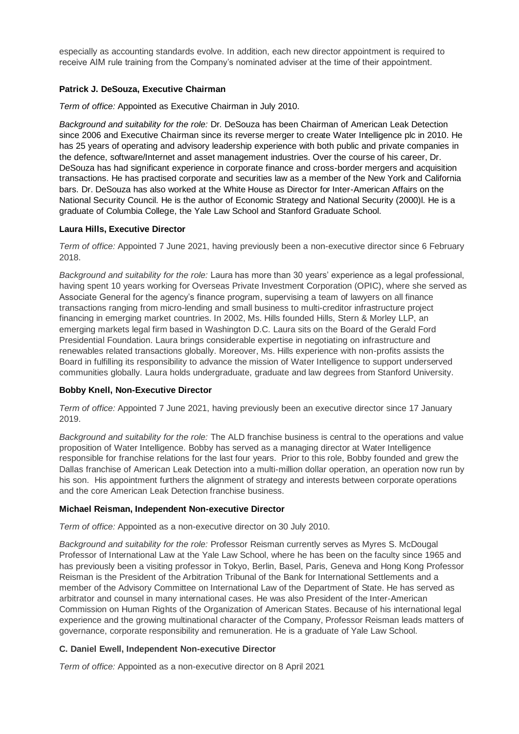especially as accounting standards evolve. In addition, each new director appointment is required to receive AIM rule training from the Company's nominated adviser at the time of their appointment.

**Patrick J. DeSouza, Executive Chairman**

*Term of office:* Appointed as Executive Chairman in July 2010.

*Background and suitability for the role:* Dr. DeSouza has been Chairman of American Leak Detection since 2006 and Executive Chairman since its reverse merger to create Water Intelligence plc in 2010. He has 25 years of operating and advisory leadership experience with both public and private companies in the defence, software/Internet and asset management industries. Over the course of his career, Dr. DeSouza has had significant experience in corporate finance and cross-border mergers and acquisition transactions. He has practised corporate and securities law as a member of the New York and California bars. Dr. DeSouza has also worked at the White House as Director for Inter-American Affairs on the National Security Council. He is the author of Economic Strategy and National Security (2000)l. He is a graduate of Columbia College, the Yale Law School and Stanford Graduate School.

**Laura Hills, Executive Director**

*Term of office:* Appointed 7 June 2021, having previously been a non-executive director since 6 February 2018.

*Background and suitability for the role:* Laura has more than 30 years' experience as a legal professional, having spent 10 years working for Overseas Private Investment Corporation (OPIC), where she served as Associate General for the agency's finance program, supervising a team of lawyers on all finance transactions ranging from micro-lending and small business to multi-creditor infrastructure project financing in emerging market countries. In 2002, Ms. Hills founded Hills, Stern & Morley LLP, an emerging markets legal firm based in Washington D.C. Laura sits on the Board of the Gerald Ford Presidential Foundation. Laura brings considerable expertise in negotiating on infrastructure and renewables related transactions globally. Moreover, Ms. Hills experience with non-profits assists the Board in fulfilling its responsibility to advance the mission of Water Intelligence to support underserved communities globally. Laura holds undergraduate, graduate and law degrees from Stanford University.

**Bobby Knell, Non-Executive Director**

*Term of office:* Appointed 7 June 2021, having previously been an executive director since 17 January 2019.

*Background and suitability for the role:* The ALD franchise business is central to the operations and value proposition of Water Intelligence. Bobby has served as a managing director at Water Intelligence responsible for franchise relations for the last four years. Prior to this role, Bobby founded and grew the Dallas franchise of American Leak Detection into a multi-million dollar operation, an operation now run by his son. His appointment furthers the alignment of strategy and interests between corporate operations and the core American Leak Detection franchise business.

**Michael Reisman, Independent Non-executive Director**

*Term of office:* Appointed as a non-executive director on 30 July 2010.

*Background and suitability for the role:* Professor Reisman currently serves as Myres S. McDougal Professor of International Law at the Yale Law School, where he has been on the faculty since 1965 and has previously been a visiting professor in Tokyo, Berlin, Basel, Paris, Geneva and Hong Kong Professor Reisman is the President of the Arbitration Tribunal of the Bank for International Settlements and a member of the Advisory Committee on International Law of the Department of State. He has served as arbitrator and counsel in many international cases. He was also President of the Inter-American Commission on Human Rights of the Organization of American States. Because of his international legal experience and the growing multinational character of the Company, Professor Reisman leads matters of governance, corporate responsibility and remuneration. He is a graduate of Yale Law School.

**C. Daniel Ewell, Independent Non-executive Director**

*Term of office:* Appointed as a non-executive director on 8 April 2021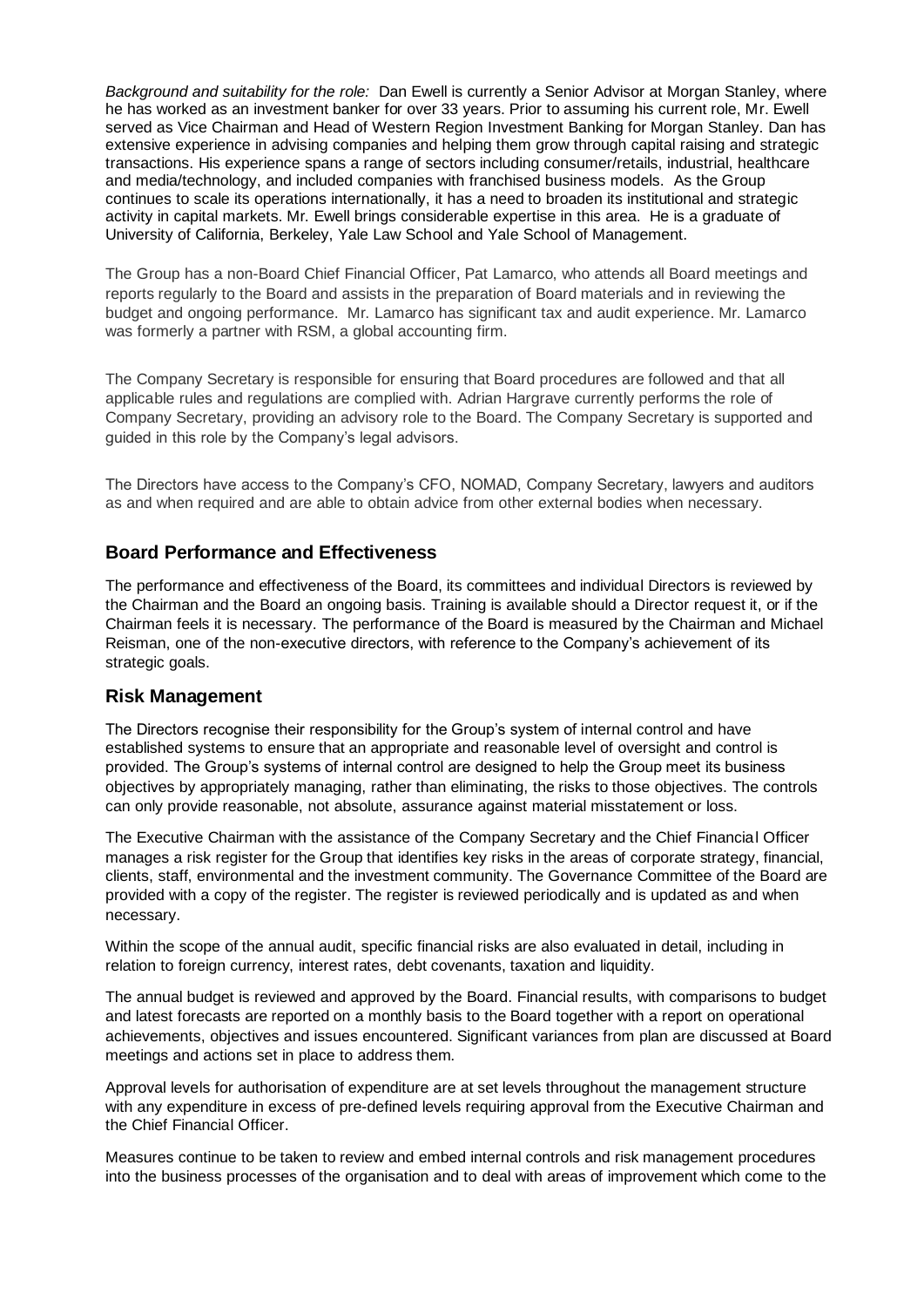*Background and suitability for the role:* Dan Ewell is currently a Senior Advisor at Morgan Stanley, where he has worked as an investment banker for over 33 years. Prior to assuming his current role, Mr. Ewell served as Vice Chairman and Head of Western Region Investment Banking for Morgan Stanley. Dan has extensive experience in advising companies and helping them grow through capital raising and strategic transactions. His experience spans a range of sectors including consumer/retails, industrial, healthcare and media/technology, and included companies with franchised business models. As the Group continues to scale its operations internationally, it has a need to broaden its institutional and strategic activity in capital markets. Mr. Ewell brings considerable expertise in this area. He is a graduate of University of California, Berkeley, Yale Law School and Yale School of Management.

The Group has a non-Board Chief Financial Officer, Pat Lamarco, who attends all Board meetings and reports regularly to the Board and assists in the preparation of Board materials and in reviewing the budget and ongoing performance. Mr. Lamarco has significant tax and audit experience. Mr. Lamarco was formerly a partner with RSM, a global accounting firm.

The Company Secretary is responsible for ensuring that Board procedures are followed and that all applicable rules and regulations are complied with. Adrian Hargrave currently performs the role of Company Secretary, providing an advisory role to the Board. The Company Secretary is supported and guided in this role by the Company's legal advisors.

The Directors have access to the Company's CFO, NOMAD, Company Secretary, lawyers and auditors as and when required and are able to obtain advice from other external bodies when necessary.

## Board Performance and Effectiveness

The performance and effectiveness of the Board, its committees and individual Directors is reviewed by the Chairman and the Board an ongoing basis. Training is available should a Director request it, or if the Chairman feels it is necessary. The performance of the Board is measured by the Chairman and Michael Reisman, one of the non-executive directors, with reference to the Company's achievement of its strategic goals.

## Risk Management

The Directors recognise their responsibility for the Group's system of internal control and have established systems to ensure that an appropriate and reasonable level of oversight and control is provided. The Group's systems of internal control are designed to help the Group meet its business objectives by appropriately managing, rather than eliminating, the risks to those objectives. The controls can only provide reasonable, not absolute, assurance against material misstatement or loss.

The Executive Chairman with the assistance of the Company Secretary and the Chief Financial Officer manages a risk register for the Group that identifies key risks in the areas of corporate strategy, financial, clients, staff, environmental and the investment community. The Governance Committee of the Board are provided with a copy of the register. The register is reviewed periodically and is updated as and when necessary.

Within the scope of the annual audit, specific financial risks are also evaluated in detail, including in relation to foreign currency, interest rates, debt covenants, taxation and liquidity.

The annual budget is reviewed and approved by the Board. Financial results, with comparisons to budget and latest forecasts are reported on a monthly basis to the Board together with a report on operational achievements, objectives and issues encountered. Significant variances from plan are discussed at Board meetings and actions set in place to address them.

Approval levels for authorisation of expenditure are at set levels throughout the management structure with any expenditure in excess of pre-defined levels requiring approval from the Executive Chairman and the Chief Financial Officer.

Measures continue to be taken to review and embed internal controls and risk management procedures into the business processes of the organisation and to deal with areas of improvement which come to the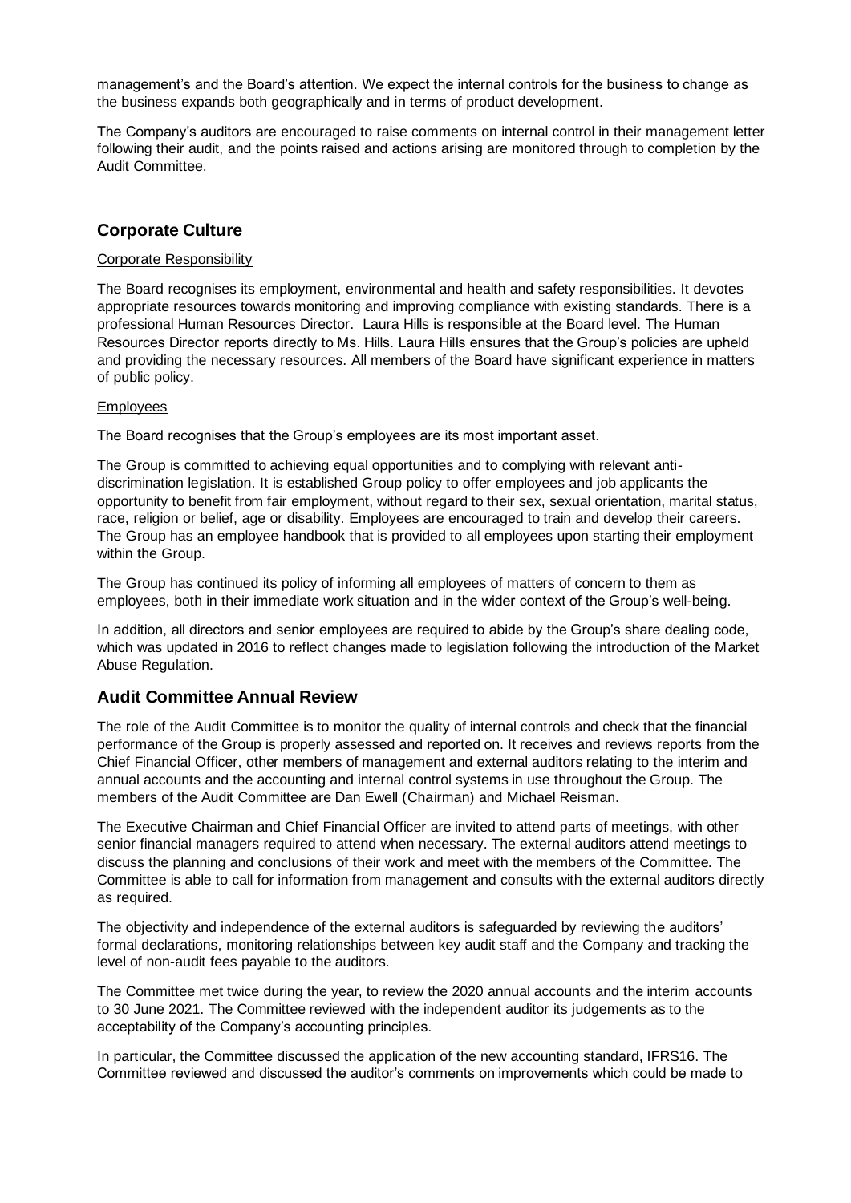management's and the Board's attention. We expect the internal controls for the business to change as the business expands both geographically and in terms of product development.

The Company's auditors are encouraged to raise comments on internal control in their management letter following their audit, and the points raised and actions arising are monitored through to completion by the Audit Committee.

## Corporate Culture

Corporate Responsibility

The Board recognises its employment, environmental and health and safety responsibilities. It devotes appropriate resources towards monitoring and improving compliance with existing standards. There is a professional Human Resources Director. Laura Hills is responsible at the Board level. The Human Resources Director reports directly to Ms. Hills. Laura Hills ensures that the Group's policies are upheld and providing the necessary resources. All members of the Board have significant experience in matters of public policy.

Employees

The Board recognises that the Group's employees are its most important asset.

The Group is committed to achieving equal opportunities and to complying with relevant anti-discrimination legislation. It is established Group policy to offer employees and job applicants the opportunity to benefit from fair employment, without regard to their sex, sexual orientation, marital status, race, religion or belief, age or disability. Employees are encouraged to train and develop their careers. The Group has an employee handbook that is provided to all employees upon starting their employment within the Group.

The Group has continued its policy of informing all employees of matters of concern to them as employees, both in their immediate work situation and in the wider context of the Group's well-being.

In addition, all directors and senior employees are required to abide by the Group's share dealing code, which was updated in 2016 to reflect changes made to legislation following the introduction of the Market Abuse Regulation.

## Audit Committee Annual Review

The role of the Audit Committee is to monitor the quality of internal controls and check that the financial performance of the Group is properly assessed and reported on. It receives and reviews reports from the Chief Financial Officer, other members of management and external auditors relating to the interim and annual accounts and the accounting and internal control systems in use throughout the Group. The members of the Audit Committee are Dan Ewell (Chairman) and Michael Reisman.

The Executive Chairman and Chief Financial Officer are invited to attend parts of meetings, with other senior financial managers required to attend when necessary. The external auditors attend meetings to discuss the planning and conclusions of their work and meet with the members of the Committee. The Committee is able to call for information from management and consults with the external auditors directly as required.

The objectivity and independence of the external auditors is safeguarded by reviewing the auditors' formal declarations, monitoring relationships between key audit staff and the Company and tracking the level of non-audit fees payable to the auditors.

The Committee met twice during the year, to review the 2020 annual accounts and the interim accounts to 30 June 2021. The Committee reviewed with the independent auditor its judgements as to the acceptability of the Company's accounting principles.

In particular, the Committee discussed the application of the new accounting standard, IFRS16. The Committee reviewed and discussed the auditor's comments on improvements which could be made to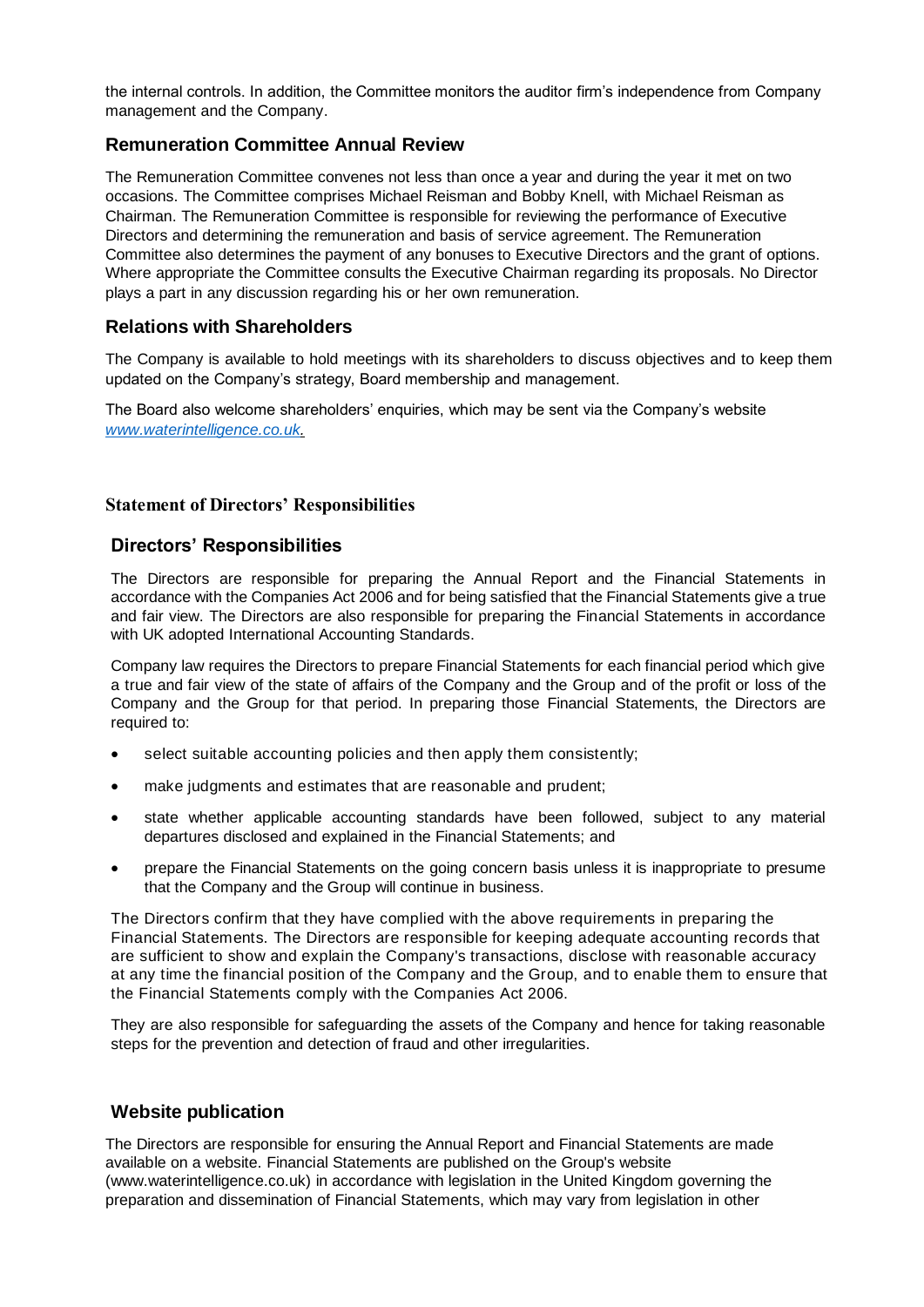the internal controls. In addition, the Committee monitors the auditor firm's independence from Company management and the Company.

## Remuneration Committee Annual Review

The Remuneration Committee convenes not less than once a year and during the year it met on two occasions. The Committee comprises Michael Reisman and Bobby Knell, with Michael Reisman as Chairman. The Remuneration Committee is responsible for reviewing the performance of Executive Directors and determining the remuneration and basis of service agreement. The Remuneration Committee also determines the payment of any bonuses to Executive Directors and the grant of options. Where appropriate the Committee consults the Executive Chairman regarding its proposals. No Director plays a part in any discussion regarding his or her own remuneration.

## Relations with Shareholders

The Company is available to hold meetings with its shareholders to discuss objectives and to keep them updated on the Company's strategy, Board membership and management.

The Board also welcome shareholders' enquiries, which may be sent via the Company's website *www.waterintelligence.co.uk.*

# Statement of Directors' Responsibilities

## Directors' Responsibilities

The Directors are responsible for preparing the Annual Report and the Financial Statements in accordance with the Companies Act 2006 and for being satisfied that the Financial Statements give a true and fair view. The Directors are also responsible for preparing the Financial Statements in accordance with UK adopted International Accounting Standards.

Company law requires the Directors to prepare Financial Statements for each financial period which give a true and fair view of the state of affairs of the Company and the Group and of the profit or loss of the Company and the Group for that period. In preparing those Financial Statements, the Directors are required to:

- select suitable accounting policies and then apply them consistently;
- make judgments and estimates that are reasonable and prudent;
- state whether applicable accounting standards have been followed, subject to any material departures disclosed and explained in the Financial Statements; and
- prepare the Financial Statements on the going concern basis unless it is inappropriate to presume that the Company and the Group will continue in business.

The Directors confirm that they have complied with the above requirements in preparing the Financial Statements. The Directors are responsible for keeping adequate accounting records that are sufficient to show and explain the Company's transactions, disclose with reasonable accuracy at any time the financial position of the Company and the Group, and to enable them to ensure that the Financial Statements comply with the Companies Act 2006.

They are also responsible for safeguarding the assets of the Company and hence for taking reasonable steps for the prevention and detection of fraud and other irregularities.

## Website publication

The Directors are responsible for ensuring the Annual Report and Financial Statements are made available on a website. Financial Statements are published on the Group's website (www.waterintelligence.co.uk) in accordance with legislation in the United Kingdom governing the preparation and dissemination of Financial Statements, which may vary from legislation in other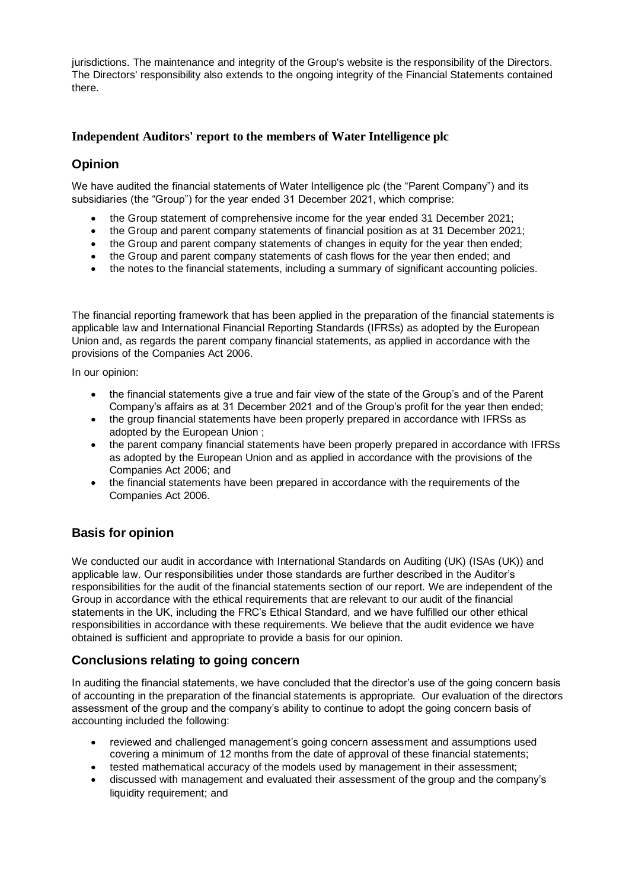jurisdictions. The maintenance and integrity of the Group's website is the responsibility of the Directors. The Directors' responsibility also extends to the ongoing integrity of the Financial Statements contained there.

## Independent Auditors' report to the members of Water Intelligence plc

## Opinion

We have audited the financial statements of Water Intelligence plc (the "Parent Company") and its subsidiaries (the "Group") for the year ended 31 December 2021, which comprise:

- the Group statement of comprehensive income for the year ended 31 December 2021;
- the Group and parent company statements of financial position as at 31 December 2021;
- the Group and parent company statements of changes in equity for the year then ended;
- the Group and parent company statements of cash flows for the year then ended; and
- the notes to the financial statements, including a summary of significant accounting policies.

The financial reporting framework that has been applied in the preparation of the financial statements is applicable law and International Financial Reporting Standards (IFRSs) as adopted by the European Union and, as regards the parent company financial statements, as applied in accordance with the provisions of the Companies Act 2006.

In our opinion:

- the financial statements give a true and fair view of the state of the Group's and of the Parent Company's affairs as at 31 December 2021 and of the Group's profit for the year then ended;
- the group financial statements have been properly prepared in accordance with IFRSs as adopted by the European Union ;
- the parent company financial statements have been properly prepared in accordance with IFRSs as adopted by the European Union and as applied in accordance with the provisions of the Companies Act 2006; and
- the financial statements have been prepared in accordance with the requirements of the Companies Act 2006.

## Basis for opinion

We conducted our audit in accordance with International Standards on Auditing (UK) (ISAs (UK)) and applicable law. Our responsibilities under those standards are further described in the Auditor's responsibilities for the audit of the financial statements section of our report. We are independent of the Group in accordance with the ethical requirements that are relevant to our audit of the financial statements in the UK, including the FRC's Ethical Standard, and we have fulfilled our other ethical responsibilities in accordance with these requirements. We believe that the audit evidence we have obtained is sufficient and appropriate to provide a basis for our opinion.

## Conclusions relating to going concern

In auditing the financial statements, we have concluded that the director's use of the going concern basis of accounting in the preparation of the financial statements is appropriate. Our evaluation of the directors assessment of the group and the company's ability to continue to adopt the going concern basis of accounting included the following:

- reviewed and challenged management's going concern assessment and assumptions used covering a minimum of 12 months from the date of approval of these financial statements;
- tested mathematical accuracy of the models used by management in their assessment;
- discussed with management and evaluated their assessment of the group and the company's liquidity requirement; and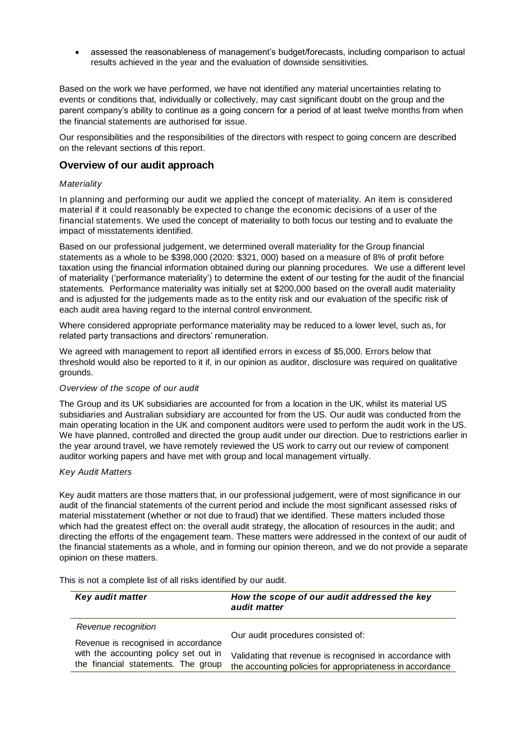- assessed the reasonableness of management's budget/forecasts, including comparison to actual results achieved in the year and the evaluation of downside sensitivities.

Based on the work we have performed, we have not identified any material uncertainties relating to events or conditions that, individually or collectively, may cast significant doubt on the group and the parent company's ability to continue as a going concern for a period of at least twelve months from when the financial statements are authorised for issue.

Our responsibilities and the responsibilities of the directors with respect to going concern are described on the relevant sections of this report.

## Overview of our audit approach

*Materiality*

In planning and performing our audit we applied the concept of materiality. An item is considered material if it could reasonably be expected to change the economic decisions of a user of the financial statements. We used the concept of materiality to both focus our testing and to evaluate the impact of misstatements identified.

Based on our professional judgement, we determined overall materiality for the Group financial statements as a whole to be $398,000 (2020: $321, 000) based on a measure of 8% of profit before taxation using the financial information obtained during our planning procedures. We use a different level of materiality ('performance materiality') to determine the extent of our testing for the audit of the financial statements. Performance materiality was initially set at $200,000 based on the overall audit materiality and is adjusted for the judgements made as to the entity risk and our evaluation of the specific risk of each audit area having regard to the internal control environment.

Where considered appropriate performance materiality may be reduced to a lower level, such as, for related party transactions and directors' remuneration.

We agreed with management to report all identified errors in excess of $5,000. Errors below that threshold would also be reported to it if, in our opinion as auditor, disclosure was required on qualitative grounds.

*Overview of the scope of our audit*

The Group and its UK subsidiaries are accounted for from a location in the UK, whilst its material US subsidiaries and Australian subsidiary are accounted for from the US. Our audit was conducted from the main operating location in the UK and component auditors were used to perform the audit work in the US. We have planned, controlled and directed the group audit under our direction. Due to restrictions earlier in the year around travel, we have remotely reviewed the US work to carry out our review of component auditor working papers and have met with group and local management virtually.

*Key Audit Matters*

Key audit matters are those matters that, in our professional judgement, were of most significance in our audit of the financial statements of the current period and include the most significant assessed risks of material misstatement (whether or not due to fraud) that we identified. These matters included those which had the greatest effect on: the overall audit strategy, the allocation of resources in the audit; and directing the efforts of the engagement team. These matters were addressed in the context of our audit of the financial statements as a whole, and in forming our opinion thereon, and we do not provide a separate opinion on these matters.

This is not a complete list of all risks identified by our audit.

| ***Key audit matter*** | ***How the scope of our audit addressed the key audit matter*** |
|---|---|
| *Revenue recognition*<br><br>Revenue is recognised in accordance with the accounting policy set out in the financial statements. The group | Our audit procedures consisted of:<br><br>Validating that revenue is recognised in accordance with the accounting policies for appropriateness in accordance |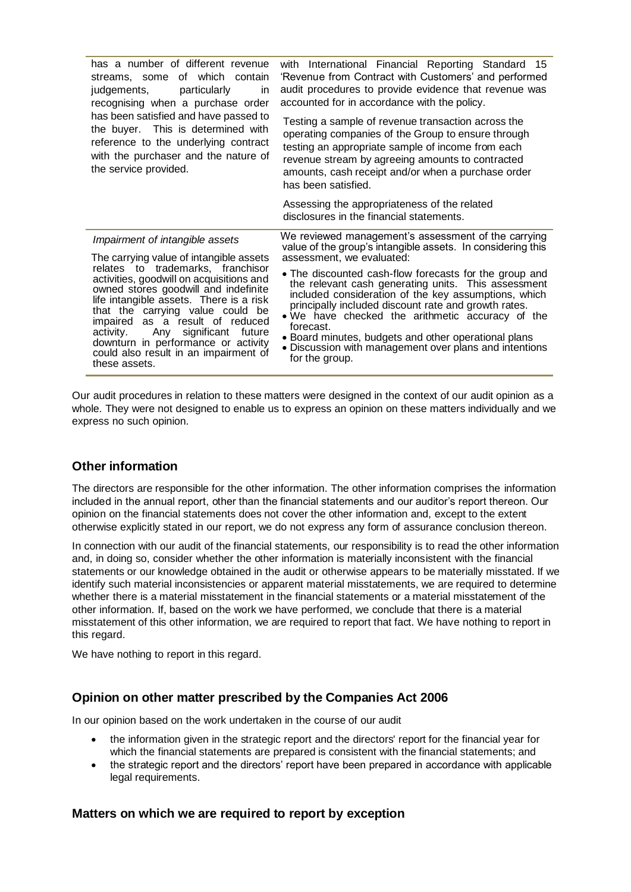| | |
|---|---|
| has a number of different revenue streams, some of which contain judgements, particularly in recognising when a purchase order has been satisfied and have passed to the buyer. This is determined with reference to the underlying contract with the purchaser and the nature of the service provided. | with International Financial Reporting Standard 15 'Revenue from Contract with Customers' and performed audit procedures to provide evidence that revenue was accounted for in accordance with the policy.<br><br>Testing a sample of revenue transaction across the operating companies of the Group to ensure through testing an appropriate sample of income from each revenue stream by agreeing amounts to contracted amounts, cash receipt and/or when a purchase order has been satisfied.<br><br>Assessing the appropriateness of the related disclosures in the financial statements. |
| *Impairment of intangible assets*<br><br>The carrying value of intangible assets relates to trademarks, franchisor activities, goodwill on acquisitions and owned stores goodwill and indefinite life intangible assets. There is a risk that the carrying value could be impaired as a result of reduced activity. Any significant future downturn in performance or activity could also result in an impairment of these assets. | We reviewed management's assessment of the carrying value of the group's intangible assets. In considering this assessment, we evaluated:<br><br>• The discounted cash-flow forecasts for the group and the relevant cash generating units. This assessment included consideration of the key assumptions, which principally included discount rate and growth rates.<br>• We have checked the arithmetic accuracy of the forecast.<br>• Board minutes, budgets and other operational plans<br>• Discussion with management over plans and intentions for the group. |

Our audit procedures in relation to these matters were designed in the context of our audit opinion as a whole. They were not designed to enable us to express an opinion on these matters individually and we express no such opinion.

## Other information

The directors are responsible for the other information. The other information comprises the information included in the annual report, other than the financial statements and our auditor's report thereon. Our opinion on the financial statements does not cover the other information and, except to the extent otherwise explicitly stated in our report, we do not express any form of assurance conclusion thereon.

In connection with our audit of the financial statements, our responsibility is to read the other information and, in doing so, consider whether the other information is materially inconsistent with the financial statements or our knowledge obtained in the audit or otherwise appears to be materially misstated. If we identify such material inconsistencies or apparent material misstatements, we are required to determine whether there is a material misstatement in the financial statements or a material misstatement of the other information. If, based on the work we have performed, we conclude that there is a material misstatement of this other information, we are required to report that fact. We have nothing to report in this regard.

We have nothing to report in this regard.

## Opinion on other matter prescribed by the Companies Act 2006

In our opinion based on the work undertaken in the course of our audit

- the information given in the strategic report and the directors' report for the financial year for which the financial statements are prepared is consistent with the financial statements; and
- the strategic report and the directors' report have been prepared in accordance with applicable legal requirements.

## Matters on which we are required to report by exception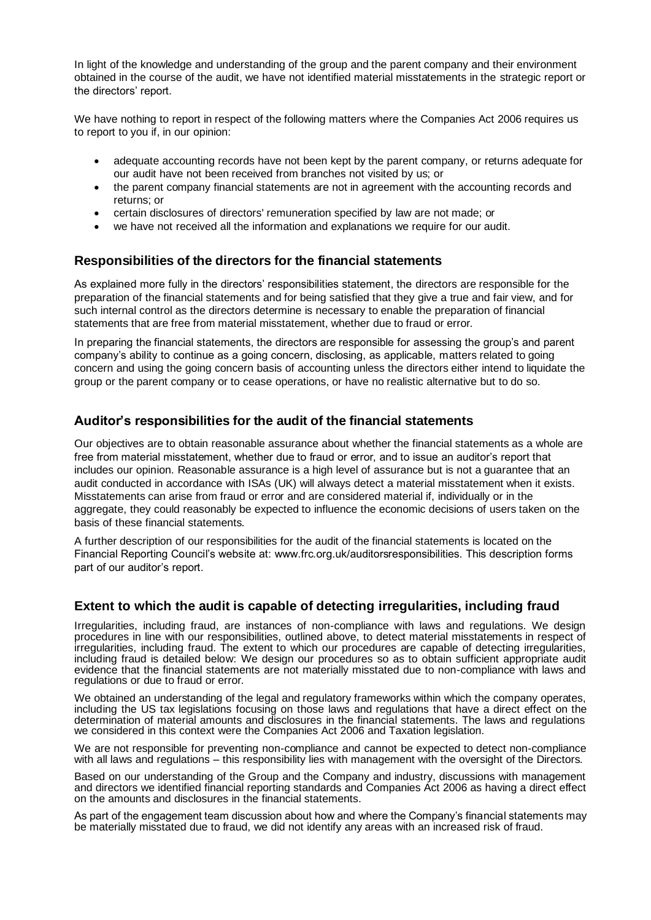In light of the knowledge and understanding of the group and the parent company and their environment obtained in the course of the audit, we have not identified material misstatements in the strategic report or the directors' report.

We have nothing to report in respect of the following matters where the Companies Act 2006 requires us to report to you if, in our opinion:

- adequate accounting records have not been kept by the parent company, or returns adequate for our audit have not been received from branches not visited by us; or
- the parent company financial statements are not in agreement with the accounting records and returns; or
- certain disclosures of directors' remuneration specified by law are not made; or
- we have not received all the information and explanations we require for our audit.

## Responsibilities of the directors for the financial statements

As explained more fully in the directors' responsibilities statement, the directors are responsible for the preparation of the financial statements and for being satisfied that they give a true and fair view, and for such internal control as the directors determine is necessary to enable the preparation of financial statements that are free from material misstatement, whether due to fraud or error.

In preparing the financial statements, the directors are responsible for assessing the group's and parent company's ability to continue as a going concern, disclosing, as applicable, matters related to going concern and using the going concern basis of accounting unless the directors either intend to liquidate the group or the parent company or to cease operations, or have no realistic alternative but to do so.

## Auditor's responsibilities for the audit of the financial statements

Our objectives are to obtain reasonable assurance about whether the financial statements as a whole are free from material misstatement, whether due to fraud or error, and to issue an auditor's report that includes our opinion. Reasonable assurance is a high level of assurance but is not a guarantee that an audit conducted in accordance with ISAs (UK) will always detect a material misstatement when it exists. Misstatements can arise from fraud or error and are considered material if, individually or in the aggregate, they could reasonably be expected to influence the economic decisions of users taken on the basis of these financial statements.

A further description of our responsibilities for the audit of the financial statements is located on the Financial Reporting Council's website at: www.frc.org.uk/auditorsresponsibilities. This description forms part of our auditor's report.

## Extent to which the audit is capable of detecting irregularities, including fraud

Irregularities, including fraud, are instances of non-compliance with laws and regulations. We design procedures in line with our responsibilities, outlined above, to detect material misstatements in respect of irregularities, including fraud. The extent to which our procedures are capable of detecting irregularities, including fraud is detailed below: We design our procedures so as to obtain sufficient appropriate audit evidence that the financial statements are not materially misstated due to non-compliance with laws and regulations or due to fraud or error.

We obtained an understanding of the legal and regulatory frameworks within which the company operates, including the US tax legislations focusing on those laws and regulations that have a direct effect on the determination of material amounts and disclosures in the financial statements. The laws and regulations we considered in this context were the Companies Act 2006 and Taxation legislation.

We are not responsible for preventing non-compliance and cannot be expected to detect non-compliance with all laws and regulations – this responsibility lies with management with the oversight of the Directors.

Based on our understanding of the Group and the Company and industry, discussions with management and directors we identified financial reporting standards and Companies Act 2006 as having a direct effect on the amounts and disclosures in the financial statements.

As part of the engagement team discussion about how and where the Company's financial statements may be materially misstated due to fraud, we did not identify any areas with an increased risk of fraud.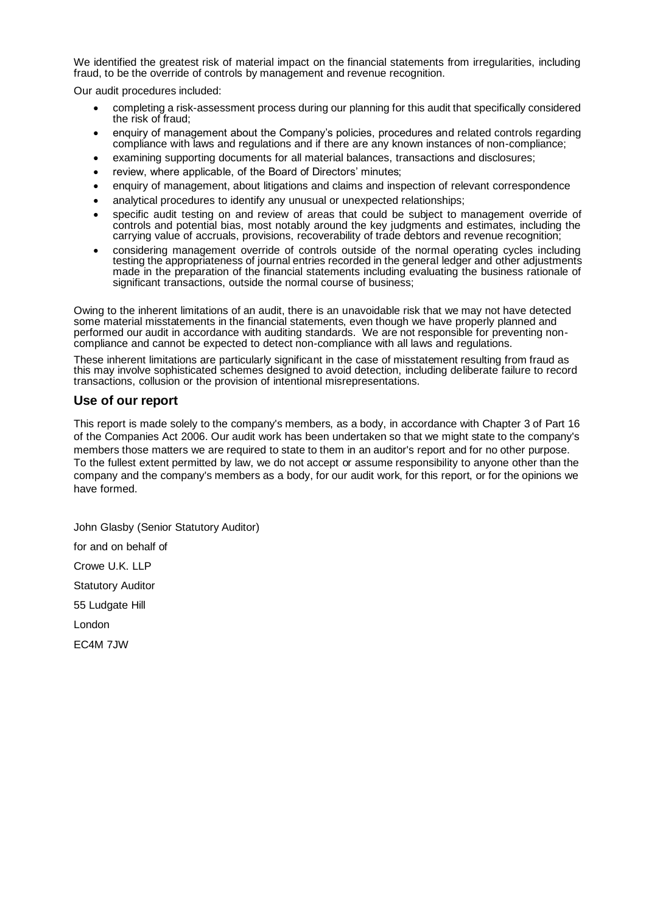We identified the greatest risk of material impact on the financial statements from irregularities, including fraud, to be the override of controls by management and revenue recognition.

Our audit procedures included:

- completing a risk-assessment process during our planning for this audit that specifically considered the risk of fraud;
- enquiry of management about the Company's policies, procedures and related controls regarding compliance with laws and regulations and if there are any known instances of non-compliance;
- examining supporting documents for all material balances, transactions and disclosures;
- review, where applicable, of the Board of Directors' minutes;
- enquiry of management, about litigations and claims and inspection of relevant correspondence
- analytical procedures to identify any unusual or unexpected relationships;
- specific audit testing on and review of areas that could be subject to management override of controls and potential bias, most notably around the key judgments and estimates, including the carrying value of accruals, provisions, recoverability of trade debtors and revenue recognition;
- considering management override of controls outside of the normal operating cycles including testing the appropriateness of journal entries recorded in the general ledger and other adjustments made in the preparation of the financial statements including evaluating the business rationale of significant transactions, outside the normal course of business;

Owing to the inherent limitations of an audit, there is an unavoidable risk that we may not have detected some material misstatements in the financial statements, even though we have properly planned and performed our audit in accordance with auditing standards. We are not responsible for preventing non-compliance and cannot be expected to detect non-compliance with all laws and regulations.

These inherent limitations are particularly significant in the case of misstatement resulting from fraud as this may involve sophisticated schemes designed to avoid detection, including deliberate failure to record transactions, collusion or the provision of intentional misrepresentations.

## Use of our report

This report is made solely to the company's members, as a body, in accordance with Chapter 3 of Part 16 of the Companies Act 2006. Our audit work has been undertaken so that we might state to the company's members those matters we are required to state to them in an auditor's report and for no other purpose. To the fullest extent permitted by law, we do not accept or assume responsibility to anyone other than the company and the company's members as a body, for our audit work, for this report, or for the opinions we have formed.

John Glasby (Senior Statutory Auditor)

for and on behalf of

Crowe U.K. LLP

Statutory Auditor

55 Ludgate Hill

London

EC4M 7JW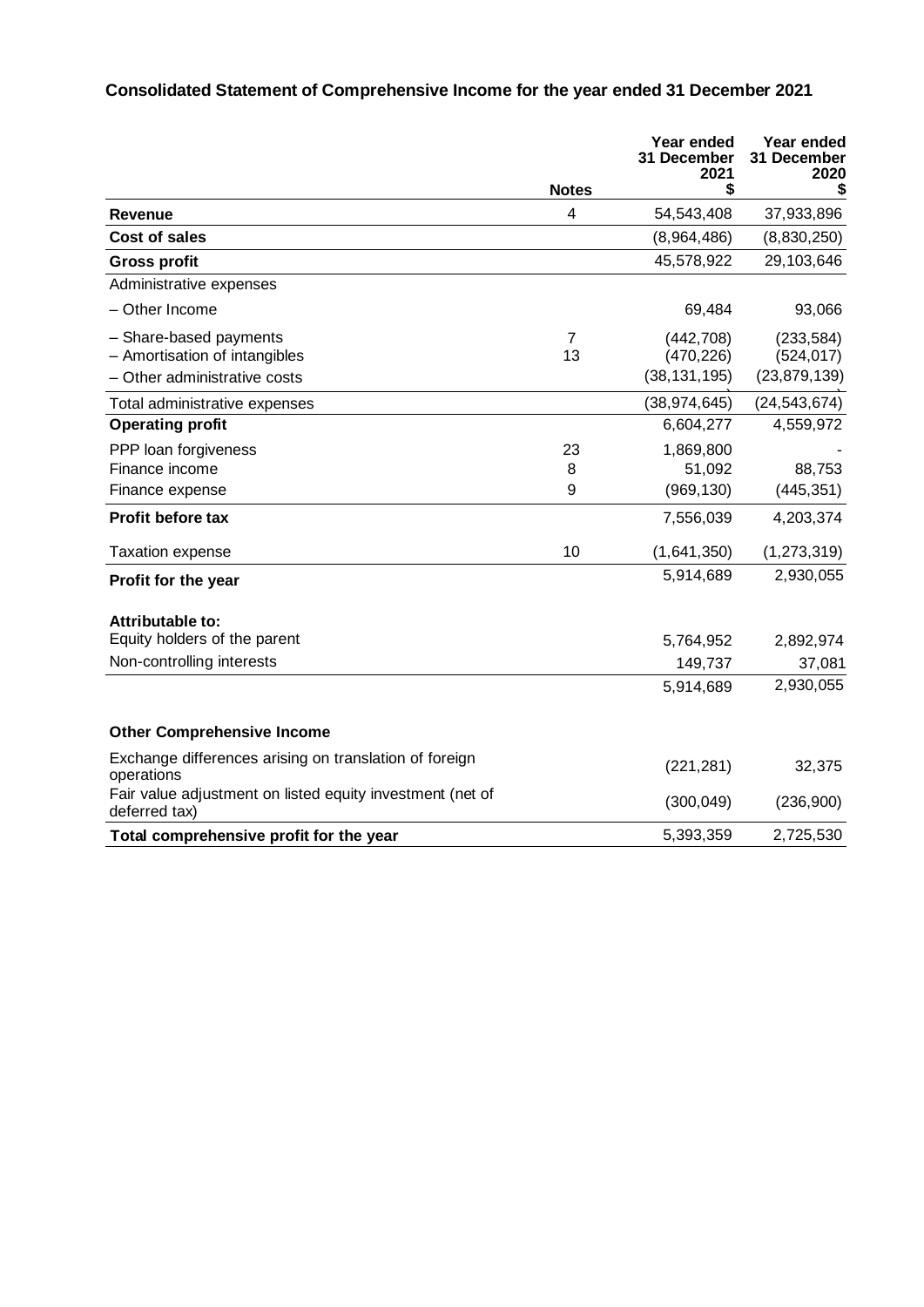## Consolidated Statement of Comprehensive Income for the year ended 31 December 2021

| | Notes | Year ended 31 December 2021 $ | Year ended 31 December 2020 $ |
|---|---|---|---|
| **Revenue** | 4 | 54,543,408 | 37,933,896 |
| **Cost of sales** | | (8,964,486) | (8,830,250) |
| **Gross profit** | | 45,578,922 | 29,103,646 |
| Administrative expenses | | | |
| – Other Income | | 69,484 | 93,066 |
| – Share-based payments | 7 | (442,708) | (233,584) |
| – Amortisation of intangibles | 13 | (470,226) | (524,017) |
| – Other administrative costs | | (38,131,195) | (23,879,139) |
| Total administrative expenses | | (38,974,645) | (24,543,674) |
| **Operating profit** | | 6,604,277 | 4,559,972 |
| PPP loan forgiveness | 23 | 1,869,800 | - |
| Finance income | 8 | 51,092 | 88,753 |
| Finance expense | 9 | (969,130) | (445,351) |
| **Profit before tax** | | 7,556,039 | 4,203,374 |
| Taxation expense | 10 | (1,641,350) | (1,273,319) |
| **Profit for the year** | | 5,914,689 | 2,930,055 |
| **Attributable to:** | | | |
| Equity holders of the parent | | 5,764,952 | 2,892,974 |
| Non-controlling interests | | 149,737 | 37,081 |
| | | 5,914,689 | 2,930,055 |
| **Other Comprehensive Income** | | | |
| Exchange differences arising on translation of foreign operations | | (221,281) | 32,375 |
| Fair value adjustment on listed equity investment (net of deferred tax) | | (300,049) | (236,900) |
| **Total comprehensive profit for the year** | | 5,393,359 | 2,725,530 |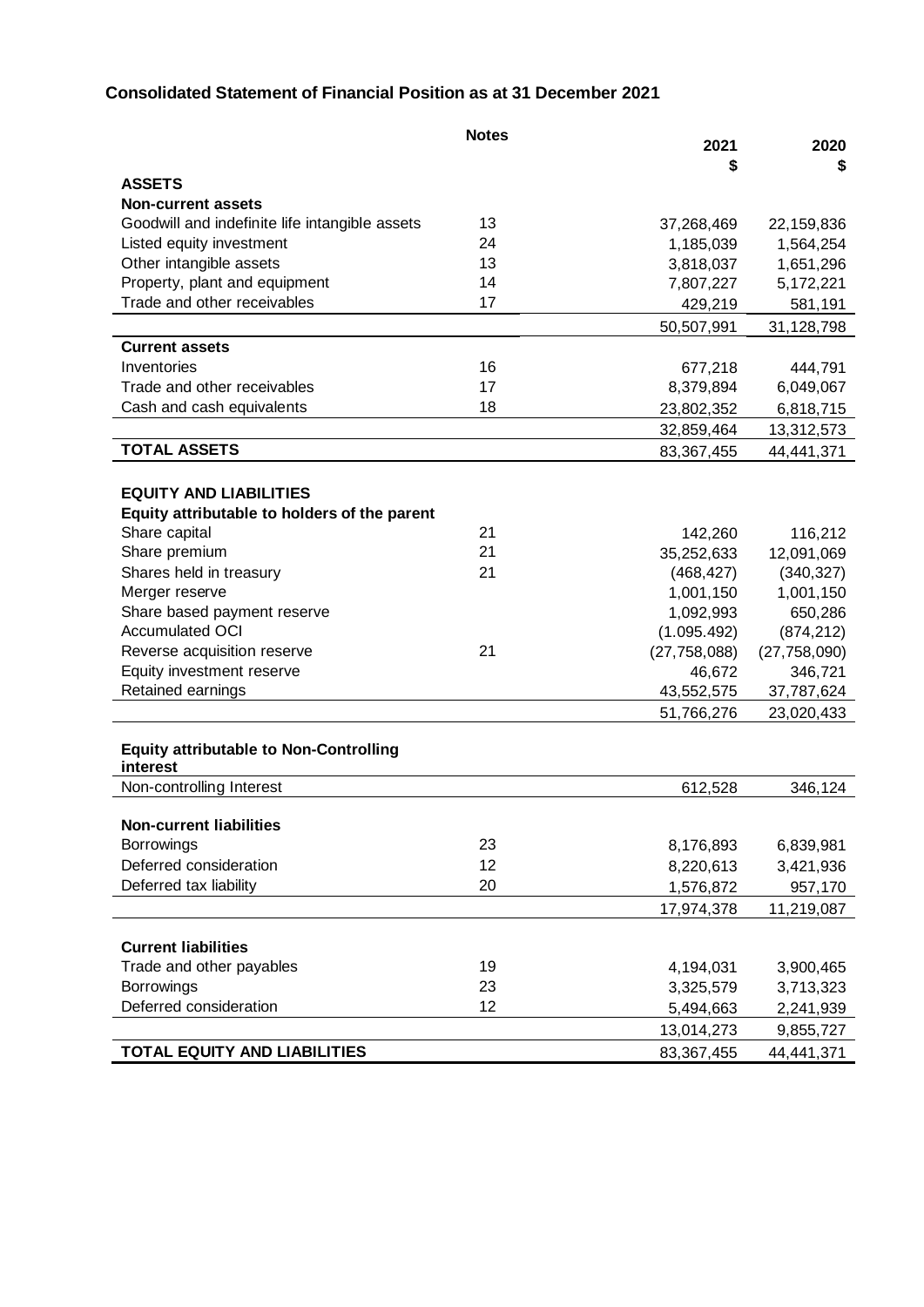# Consolidated Statement of Financial Position as at 31 December 2021

| | Notes | 2021<br>$ | 2020<br>$ |
|---|---|---|---|
| **ASSETS** | | | |
| **Non-current assets** | | | |
| Goodwill and indefinite life intangible assets | 13 | 37,268,469 | 22,159,836 |
| Listed equity investment | 24 | 1,185,039 | 1,564,254 |
| Other intangible assets | 13 | 3,818,037 | 1,651,296 |
| Property, plant and equipment | 14 | 7,807,227 | 5,172,221 |
| Trade and other receivables | 17 | 429,219 | 581,191 |
| | | 50,507,991 | 31,128,798 |
| **Current assets** | | | |
| Inventories | 16 | 677,218 | 444,791 |
| Trade and other receivables | 17 | 8,379,894 | 6,049,067 |
| Cash and cash equivalents | 18 | 23,802,352 | 6,818,715 |
| | | 32,859,464 | 13,312,573 |
| **TOTAL ASSETS** | | 83,367,455 | 44,441,371 |
| | | | |
| **EQUITY AND LIABILITIES** | | | |
| **Equity attributable to holders of the parent** | | | |
| Share capital | 21 | 142,260 | 116,212 |
| Share premium | 21 | 35,252,633 | 12,091,069 |
| Shares held in treasury | 21 | (468,427) | (340,327) |
| Merger reserve | | 1,001,150 | 1,001,150 |
| Share based payment reserve | | 1,092,993 | 650,286 |
| Accumulated OCI | | (1.095.492) | (874,212) |
| Reverse acquisition reserve | 21 | (27,758,088) | (27,758,090) |
| Equity investment reserve | | 46,672 | 346,721 |
| Retained earnings | | 43,552,575 | 37,787,624 |
| | | 51,766,276 | 23,020,433 |
| | | | |
| **Equity attributable to Non-Controlling interest** | | | |
| Non-controlling Interest | | 612,528 | 346,124 |
| | | | |
| **Non-current liabilities** | | | |
| Borrowings | 23 | 8,176,893 | 6,839,981 |
| Deferred consideration | 12 | 8,220,613 | 3,421,936 |
| Deferred tax liability | 20 | 1,576,872 | 957,170 |
| | | 17,974,378 | 11,219,087 |
| | | | |
| **Current liabilities** | | | |
| Trade and other payables | 19 | 4,194,031 | 3,900,465 |
| Borrowings | 23 | 3,325,579 | 3,713,323 |
| Deferred consideration | 12 | 5,494,663 | 2,241,939 |
| | | 13,014,273 | 9,855,727 |
| **TOTAL EQUITY AND LIABILITIES** | | 83,367,455 | 44,441,371 |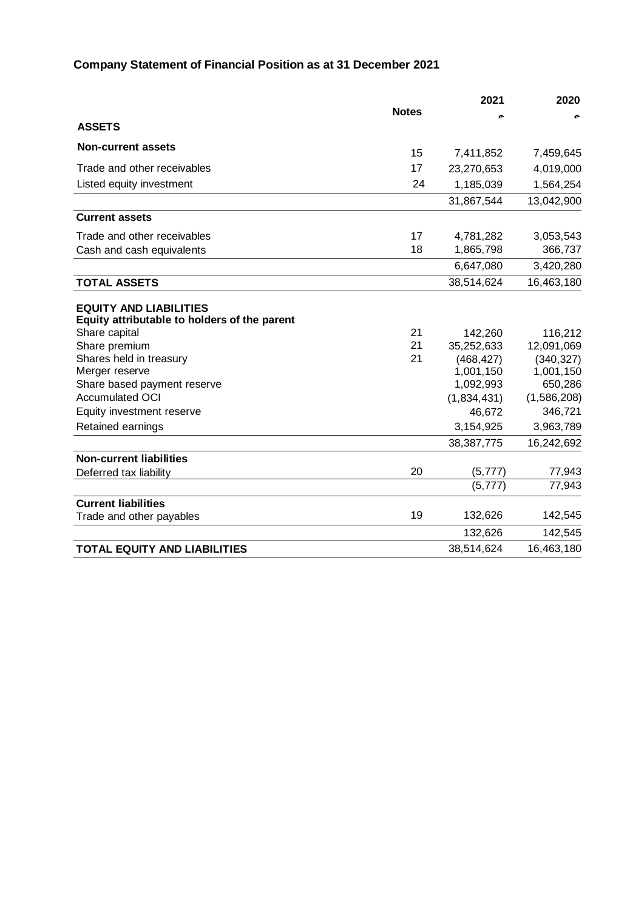## Company Statement of Financial Position as at 31 December 2021

| | Notes | 2021 | 2020 |
|---|---|---|---|
| | | $ | $ |
| **ASSETS** | | | |
| **Non-current assets** | 15 | 7,411,852 | 7,459,645 |
| Trade and other receivables | 17 | 23,270,653 | 4,019,000 |
| Listed equity investment | 24 | 1,185,039 | 1,564,254 |
| | | 31,867,544 | 13,042,900 |
| **Current assets** | | | |
| Trade and other receivables | 17 | 4,781,282 | 3,053,543 |
| Cash and cash equivalents | 18 | 1,865,798 | 366,737 |
| | | 6,647,080 | 3,420,280 |
| **TOTAL ASSETS** | | 38,514,624 | 16,463,180 |
| **EQUITY AND LIABILITIES** | | | |
| **Equity attributable to holders of the parent** | | | |
| Share capital | 21 | 142,260 | 116,212 |
| Share premium | 21 | 35,252,633 | 12,091,069 |
| Shares held in treasury | 21 | (468,427) | (340,327) |
| Merger reserve | | 1,001,150 | 1,001,150 |
| Share based payment reserve | | 1,092,993 | 650,286 |
| Accumulated OCI | | (1,834,431) | (1,586,208) |
| Equity investment reserve | | 46,672 | 346,721 |
| Retained earnings | | 3,154,925 | 3,963,789 |
| | | 38,387,775 | 16,242,692 |
| **Non-current liabilities** | | | |
| Deferred tax liability | 20 | (5,777) | 77,943 |
| | | (5,777) | 77,943 |
| **Current liabilities** | | | |
| Trade and other payables | 19 | 132,626 | 142,545 |
| | | 132,626 | 142,545 |
| **TOTAL EQUITY AND LIABILITIES** | | 38,514,624 | 16,463,180 |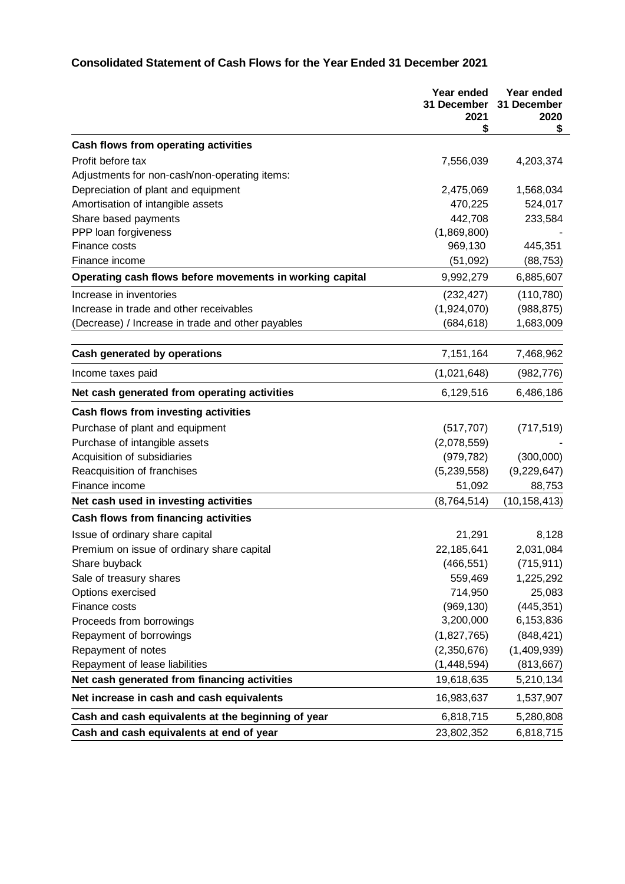## Consolidated Statement of Cash Flows for the Year Ended 31 December 2021

| | Year ended 31 December 2021 $ | Year ended 31 December 2020 $ |
|---|---|---|
| **Cash flows from operating activities** | | |
| Profit before tax | 7,556,039 | 4,203,374 |
| Adjustments for non-cash/non-operating items: | | |
| Depreciation of plant and equipment | 2,475,069 | 1,568,034 |
| Amortisation of intangible assets | 470,225 | 524,017 |
| Share based payments | 442,708 | 233,584 |
| PPP loan forgiveness | (1,869,800) | - |
| Finance costs | 969,130 | 445,351 |
| Finance income | (51,092) | (88,753) |
| **Operating cash flows before movements in working capital** | 9,992,279 | 6,885,607 |
| Increase in inventories | (232,427) | (110,780) |
| Increase in trade and other receivables | (1,924,070) | (988,875) |
| (Decrease) / Increase in trade and other payables | (684,618) | 1,683,009 |
| **Cash generated by operations** | 7,151,164 | 7,468,962 |
| Income taxes paid | (1,021,648) | (982,776) |
| **Net cash generated from operating activities** | 6,129,516 | 6,486,186 |
| **Cash flows from investing activities** | | |
| Purchase of plant and equipment | (517,707) | (717,519) |
| Purchase of intangible assets | (2,078,559) | - |
| Acquisition of subsidiaries | (979,782) | (300,000) |
| Reacquisition of franchises | (5,239,558) | (9,229,647) |
| Finance income | 51,092 | 88,753 |
| **Net cash used in investing activities** | (8,764,514) | (10,158,413) |
| **Cash flows from financing activities** | | |
| Issue of ordinary share capital | 21,291 | 8,128 |
| Premium on issue of ordinary share capital | 22,185,641 | 2,031,084 |
| Share buyback | (466,551) | (715,911) |
| Sale of treasury shares | 559,469 | 1,225,292 |
| Options exercised | 714,950 | 25,083 |
| Finance costs | (969,130) | (445,351) |
| Proceeds from borrowings | 3,200,000 | 6,153,836 |
| Repayment of borrowings | (1,827,765) | (848,421) |
| Repayment of notes | (2,350,676) | (1,409,939) |
| Repayment of lease liabilities | (1,448,594) | (813,667) |
| **Net cash generated from financing activities** | 19,618,635 | 5,210,134 |
| **Net increase in cash and cash equivalents** | 16,983,637 | 1,537,907 |
| **Cash and cash equivalents at the beginning of year** | 6,818,715 | 5,280,808 |
| **Cash and cash equivalents at end of year** | 23,802,352 | 6,818,715 |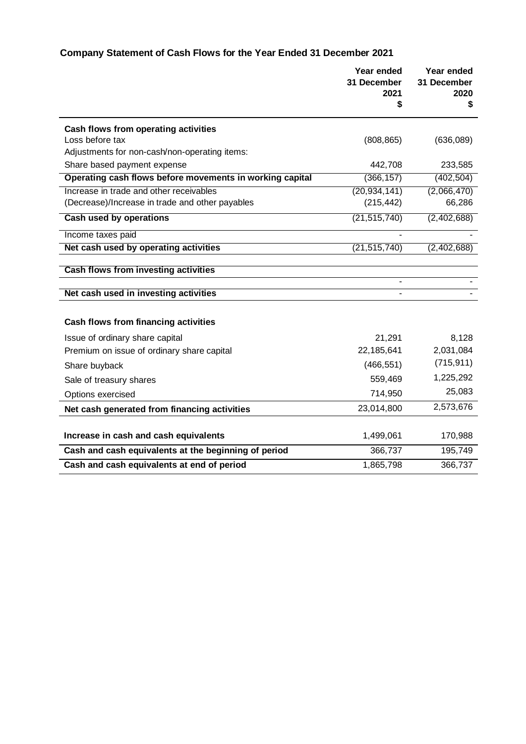## Company Statement of Cash Flows for the Year Ended 31 December 2021

| | Year ended 31 December 2021 $ | Year ended 31 December 2020 $ |
|---|---|---|
| **Cash flows from operating activities** | | |
| Loss before tax | (808,865) | (636,089) |
| Adjustments for non-cash/non-operating items: | | |
| Share based payment expense | 442,708 | 233,585 |
| **Operating cash flows before movements in working capital** | (366,157) | (402,504) |
| Increase in trade and other receivables | (20,934,141) | (2,066,470) |
| (Decrease)/Increase in trade and other payables | (215,442) | 66,286 |
| **Cash used by operations** | (21,515,740) | (2,402,688) |
| Income taxes paid | - | - |
| **Net cash used by operating activities** | (21,515,740) | (2,402,688) |
| **Cash flows from investing activities** | | |
| | - | - |
| **Net cash used in investing activities** | - | - |
| **Cash flows from financing activities** | | |
| Issue of ordinary share capital | 21,291 | 8,128 |
| Premium on issue of ordinary share capital | 22,185,641 | 2,031,084 |
| Share buyback | (466,551) | (715,911) |
| Sale of treasury shares | 559,469 | 1,225,292 |
| Options exercised | 714,950 | 25,083 |
| **Net cash generated from financing activities** | 23,014,800 | 2,573,676 |
| **Increase in cash and cash equivalents** | 1,499,061 | 170,988 |
| **Cash and cash equivalents at the beginning of period** | 366,737 | 195,749 |
| **Cash and cash equivalents at end of period** | 1,865,798 | 366,737 |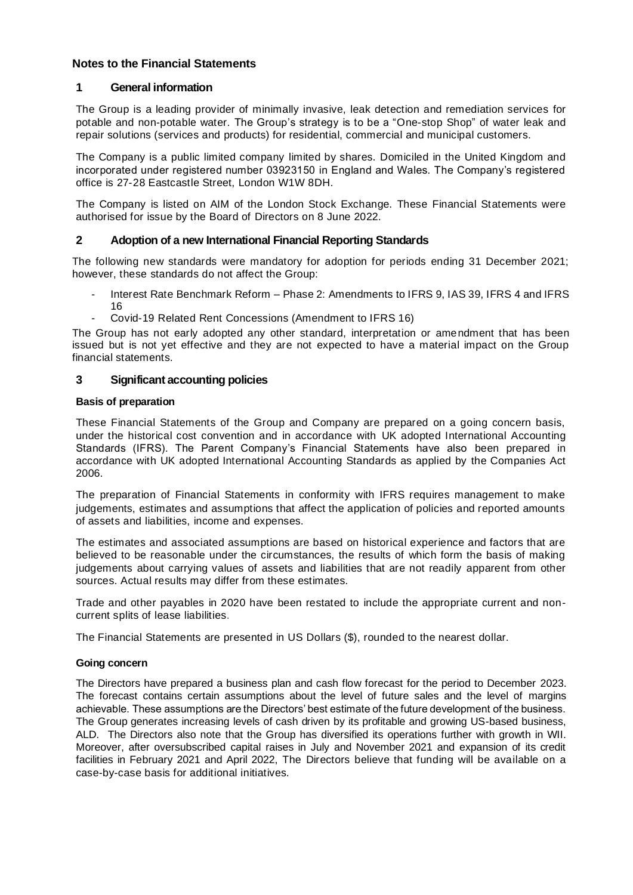## Notes to the Financial Statements

### 1 General information

The Group is a leading provider of minimally invasive, leak detection and remediation services for potable and non-potable water. The Group's strategy is to be a "One-stop Shop" of water leak and repair solutions (services and products) for residential, commercial and municipal customers.

The Company is a public limited company limited by shares. Domiciled in the United Kingdom and incorporated under registered number 03923150 in England and Wales. The Company's registered office is 27-28 Eastcastle Street, London W1W 8DH.

The Company is listed on AIM of the London Stock Exchange. These Financial Statements were authorised for issue by the Board of Directors on 8 June 2022.

### 2 Adoption of a new International Financial Reporting Standards

The following new standards were mandatory for adoption for periods ending 31 December 2021; however, these standards do not affect the Group:

- Interest Rate Benchmark Reform – Phase 2: Amendments to IFRS 9, IAS 39, IFRS 4 and IFRS 16
- Covid-19 Related Rent Concessions (Amendment to IFRS 16)

The Group has not early adopted any other standard, interpretation or amendment that has been issued but is not yet effective and they are not expected to have a material impact on the Group financial statements.

### 3 Significant accounting policies

**Basis of preparation**

These Financial Statements of the Group and Company are prepared on a going concern basis, under the historical cost convention and in accordance with UK adopted International Accounting Standards (IFRS). The Parent Company's Financial Statements have also been prepared in accordance with UK adopted International Accounting Standards as applied by the Companies Act 2006.

The preparation of Financial Statements in conformity with IFRS requires management to make judgements, estimates and assumptions that affect the application of policies and reported amounts of assets and liabilities, income and expenses.

The estimates and associated assumptions are based on historical experience and factors that are believed to be reasonable under the circumstances, the results of which form the basis of making judgements about carrying values of assets and liabilities that are not readily apparent from other sources. Actual results may differ from these estimates.

Trade and other payables in 2020 have been restated to include the appropriate current and non-current splits of lease liabilities.

The Financial Statements are presented in US Dollars ($), rounded to the nearest dollar.

**Going concern**

The Directors have prepared a business plan and cash flow forecast for the period to December 2023. The forecast contains certain assumptions about the level of future sales and the level of margins achievable. These assumptions are the Directors' best estimate of the future development of the business. The Group generates increasing levels of cash driven by its profitable and growing US-based business, ALD. The Directors also note that the Group has diversified its operations further with growth in WII. Moreover, after oversubscribed capital raises in July and November 2021 and expansion of its credit facilities in February 2021 and April 2022, The Directors believe that funding will be available on a case-by-case basis for additional initiatives.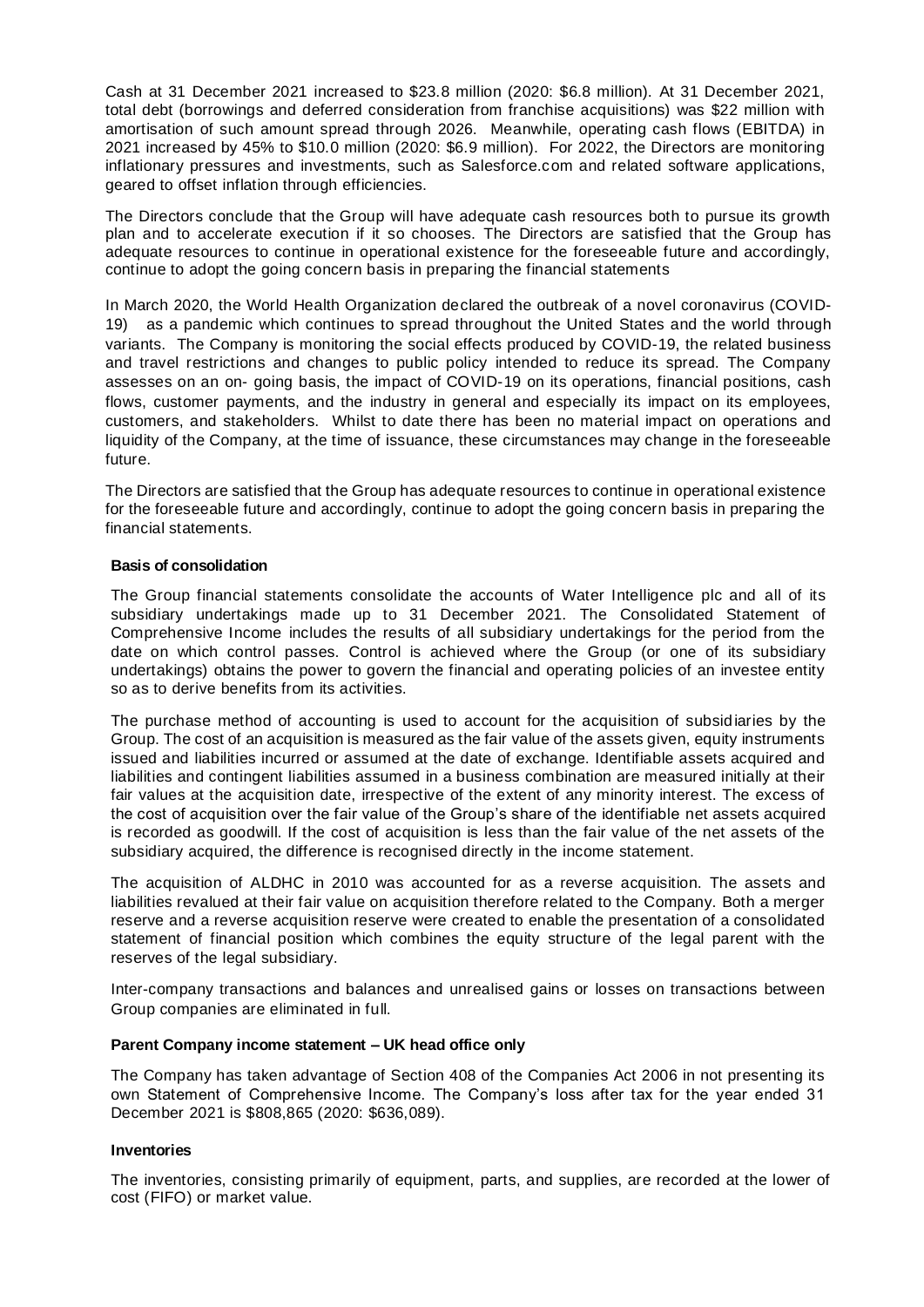Cash at 31 December 2021 increased to $23.8 million (2020: $6.8 million). At 31 December 2021, total debt (borrowings and deferred consideration from franchise acquisitions) was $22 million with amortisation of such amount spread through 2026. Meanwhile, operating cash flows (EBITDA) in 2021 increased by 45% to $10.0 million (2020: $6.9 million). For 2022, the Directors are monitoring inflationary pressures and investments, such as Salesforce.com and related software applications, geared to offset inflation through efficiencies.

The Directors conclude that the Group will have adequate cash resources both to pursue its growth plan and to accelerate execution if it so chooses. The Directors are satisfied that the Group has adequate resources to continue in operational existence for the foreseeable future and accordingly, continue to adopt the going concern basis in preparing the financial statements

In March 2020, the World Health Organization declared the outbreak of a novel coronavirus (COVID-19) as a pandemic which continues to spread throughout the United States and the world through variants. The Company is monitoring the social effects produced by COVID-19, the related business and travel restrictions and changes to public policy intended to reduce its spread. The Company assesses on an on- going basis, the impact of COVID-19 on its operations, financial positions, cash flows, customer payments, and the industry in general and especially its impact on its employees, customers, and stakeholders. Whilst to date there has been no material impact on operations and liquidity of the Company, at the time of issuance, these circumstances may change in the foreseeable future.

The Directors are satisfied that the Group has adequate resources to continue in operational existence for the foreseeable future and accordingly, continue to adopt the going concern basis in preparing the financial statements.

**Basis of consolidation**

The Group financial statements consolidate the accounts of Water Intelligence plc and all of its subsidiary undertakings made up to 31 December 2021. The Consolidated Statement of Comprehensive Income includes the results of all subsidiary undertakings for the period from the date on which control passes. Control is achieved where the Group (or one of its subsidiary undertakings) obtains the power to govern the financial and operating policies of an investee entity so as to derive benefits from its activities.

The purchase method of accounting is used to account for the acquisition of subsidiaries by the Group. The cost of an acquisition is measured as the fair value of the assets given, equity instruments issued and liabilities incurred or assumed at the date of exchange. Identifiable assets acquired and liabilities and contingent liabilities assumed in a business combination are measured initially at their fair values at the acquisition date, irrespective of the extent of any minority interest. The excess of the cost of acquisition over the fair value of the Group's share of the identifiable net assets acquired is recorded as goodwill. If the cost of acquisition is less than the fair value of the net assets of the subsidiary acquired, the difference is recognised directly in the income statement.

The acquisition of ALDHC in 2010 was accounted for as a reverse acquisition. The assets and liabilities revalued at their fair value on acquisition therefore related to the Company. Both a merger reserve and a reverse acquisition reserve were created to enable the presentation of a consolidated statement of financial position which combines the equity structure of the legal parent with the reserves of the legal subsidiary.

Inter-company transactions and balances and unrealised gains or losses on transactions between Group companies are eliminated in full.

**Parent Company income statement – UK head office only**

The Company has taken advantage of Section 408 of the Companies Act 2006 in not presenting its own Statement of Comprehensive Income. The Company's loss after tax for the year ended 31 December 2021 is $808,865 (2020: $636,089).

**Inventories**

The inventories, consisting primarily of equipment, parts, and supplies, are recorded at the lower of cost (FIFO) or market value.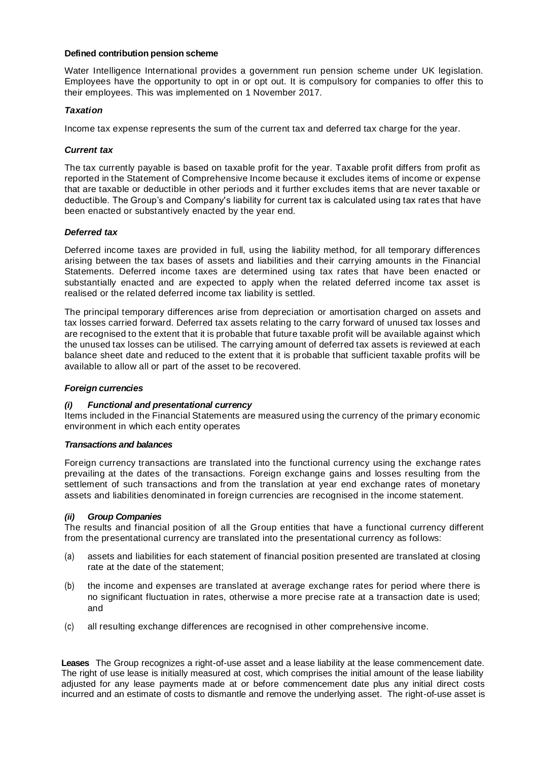**Defined contribution pension scheme**

Water Intelligence International provides a government run pension scheme under UK legislation. Employees have the opportunity to opt in or opt out. It is compulsory for companies to offer this to their employees. This was implemented on 1 November 2017.

***Taxation***

Income tax expense represents the sum of the current tax and deferred tax charge for the year.

***Current tax***

The tax currently payable is based on taxable profit for the year. Taxable profit differs from profit as reported in the Statement of Comprehensive Income because it excludes items of income or expense that are taxable or deductible in other periods and it further excludes items that are never taxable or deductible. The Group's and Company's liability for current tax is calculated using tax rates that have been enacted or substantively enacted by the year end.

***Deferred tax***

Deferred income taxes are provided in full, using the liability method, for all temporary differences arising between the tax bases of assets and liabilities and their carrying amounts in the Financial Statements. Deferred income taxes are determined using tax rates that have been enacted or substantially enacted and are expected to apply when the related deferred income tax asset is realised or the related deferred income tax liability is settled.

The principal temporary differences arise from depreciation or amortisation charged on assets and tax losses carried forward. Deferred tax assets relating to the carry forward of unused tax losses and are recognised to the extent that it is probable that future taxable profit will be available against which the unused tax losses can be utilised. The carrying amount of deferred tax assets is reviewed at each balance sheet date and reduced to the extent that it is probable that sufficient taxable profits will be available to allow all or part of the asset to be recovered.

***Foreign currencies***

***(i) Functional and presentational currency***

Items included in the Financial Statements are measured using the currency of the primary economic environment in which each entity operates

***Transactions and balances***

Foreign currency transactions are translated into the functional currency using the exchange rates prevailing at the dates of the transactions. Foreign exchange gains and losses resulting from the settlement of such transactions and from the translation at year end exchange rates of monetary assets and liabilities denominated in foreign currencies are recognised in the income statement.

***(ii) Group Companies***

The results and financial position of all the Group entities that have a functional currency different from the presentational currency are translated into the presentational currency as follows:

(a) assets and liabilities for each statement of financial position presented are translated at closing rate at the date of the statement;

(b) the income and expenses are translated at average exchange rates for period where there is no significant fluctuation in rates, otherwise a more precise rate at a transaction date is used; and

(c) all resulting exchange differences are recognised in other comprehensive income.

**Leases** The Group recognizes a right-of-use asset and a lease liability at the lease commencement date. The right of use lease is initially measured at cost, which comprises the initial amount of the lease liability adjusted for any lease payments made at or before commencement date plus any initial direct costs incurred and an estimate of costs to dismantle and remove the underlying asset. The right-of-use asset is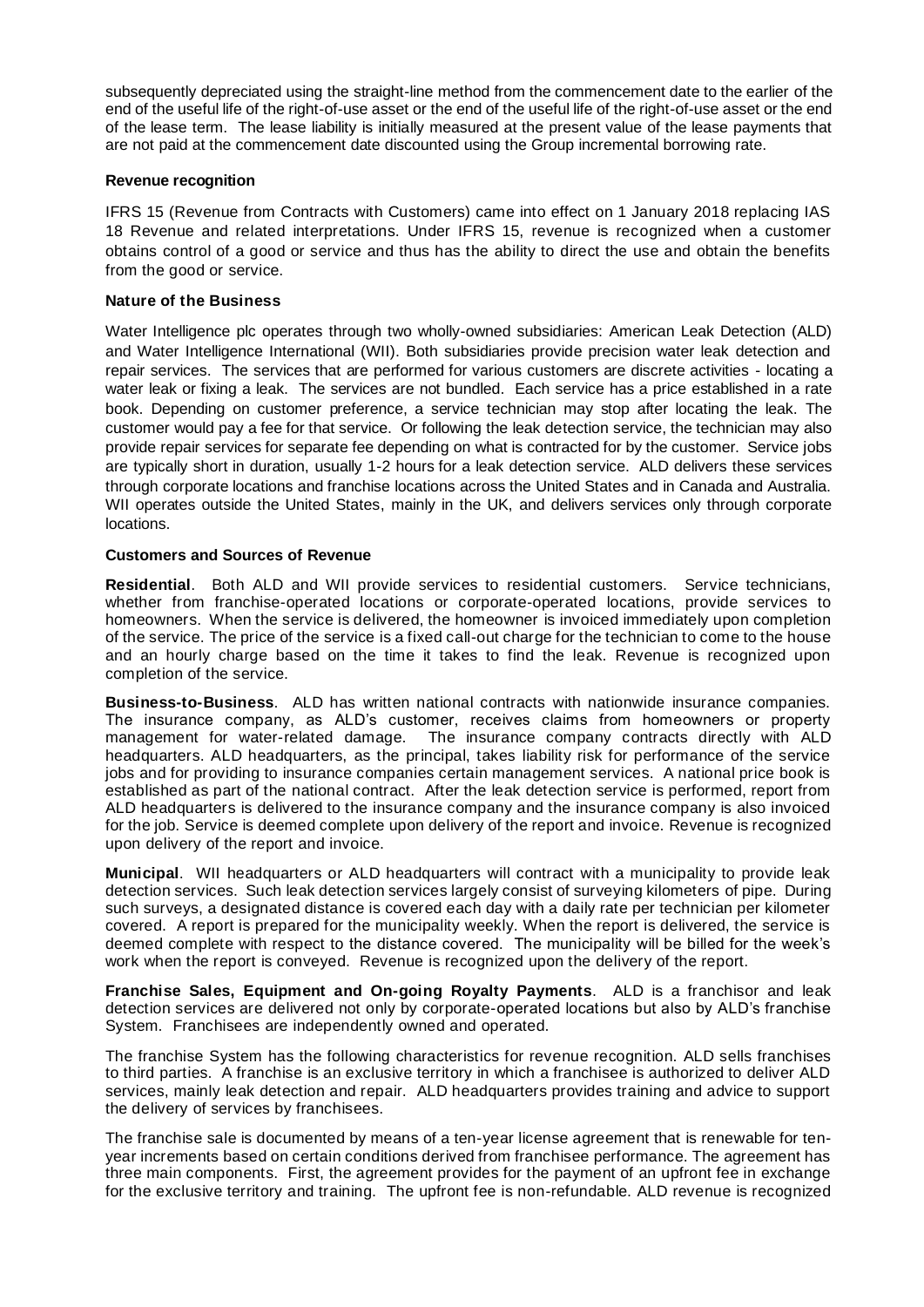subsequently depreciated using the straight-line method from the commencement date to the earlier of the end of the useful life of the right-of-use asset or the end of the useful life of the right-of-use asset or the end of the lease term. The lease liability is initially measured at the present value of the lease payments that are not paid at the commencement date discounted using the Group incremental borrowing rate.

**Revenue recognition**

IFRS 15 (Revenue from Contracts with Customers) came into effect on 1 January 2018 replacing IAS 18 Revenue and related interpretations. Under IFRS 15, revenue is recognized when a customer obtains control of a good or service and thus has the ability to direct the use and obtain the benefits from the good or service.

**Nature of the Business**

Water Intelligence plc operates through two wholly-owned subsidiaries: American Leak Detection (ALD) and Water Intelligence International (WII). Both subsidiaries provide precision water leak detection and repair services. The services that are performed for various customers are discrete activities - locating a water leak or fixing a leak. The services are not bundled. Each service has a price established in a rate book. Depending on customer preference, a service technician may stop after locating the leak. The customer would pay a fee for that service. Or following the leak detection service, the technician may also provide repair services for separate fee depending on what is contracted for by the customer. Service jobs are typically short in duration, usually 1-2 hours for a leak detection service. ALD delivers these services through corporate locations and franchise locations across the United States and in Canada and Australia. WII operates outside the United States, mainly in the UK, and delivers services only through corporate locations.

**Customers and Sources of Revenue**

**Residential**. Both ALD and WII provide services to residential customers. Service technicians, whether from franchise-operated locations or corporate-operated locations, provide services to homeowners. When the service is delivered, the homeowner is invoiced immediately upon completion of the service. The price of the service is a fixed call-out charge for the technician to come to the house and an hourly charge based on the time it takes to find the leak. Revenue is recognized upon completion of the service.

**Business-to-Business**. ALD has written national contracts with nationwide insurance companies. The insurance company, as ALD's customer, receives claims from homeowners or property management for water-related damage. The insurance company contracts directly with ALD headquarters. ALD headquarters, as the principal, takes liability risk for performance of the service jobs and for providing to insurance companies certain management services. A national price book is established as part of the national contract. After the leak detection service is performed, report from ALD headquarters is delivered to the insurance company and the insurance company is also invoiced for the job. Service is deemed complete upon delivery of the report and invoice. Revenue is recognized upon delivery of the report and invoice.

**Municipal**. WII headquarters or ALD headquarters will contract with a municipality to provide leak detection services. Such leak detection services largely consist of surveying kilometers of pipe. During such surveys, a designated distance is covered each day with a daily rate per technician per kilometer covered. A report is prepared for the municipality weekly. When the report is delivered, the service is deemed complete with respect to the distance covered. The municipality will be billed for the week's work when the report is conveyed. Revenue is recognized upon the delivery of the report.

**Franchise Sales, Equipment and On-going Royalty Payments**. ALD is a franchisor and leak detection services are delivered not only by corporate-operated locations but also by ALD's franchise System. Franchisees are independently owned and operated.

The franchise System has the following characteristics for revenue recognition. ALD sells franchises to third parties. A franchise is an exclusive territory in which a franchisee is authorized to deliver ALD services, mainly leak detection and repair. ALD headquarters provides training and advice to support the delivery of services by franchisees.

The franchise sale is documented by means of a ten-year license agreement that is renewable for ten-year increments based on certain conditions derived from franchisee performance. The agreement has three main components. First, the agreement provides for the payment of an upfront fee in exchange for the exclusive territory and training. The upfront fee is non-refundable. ALD revenue is recognized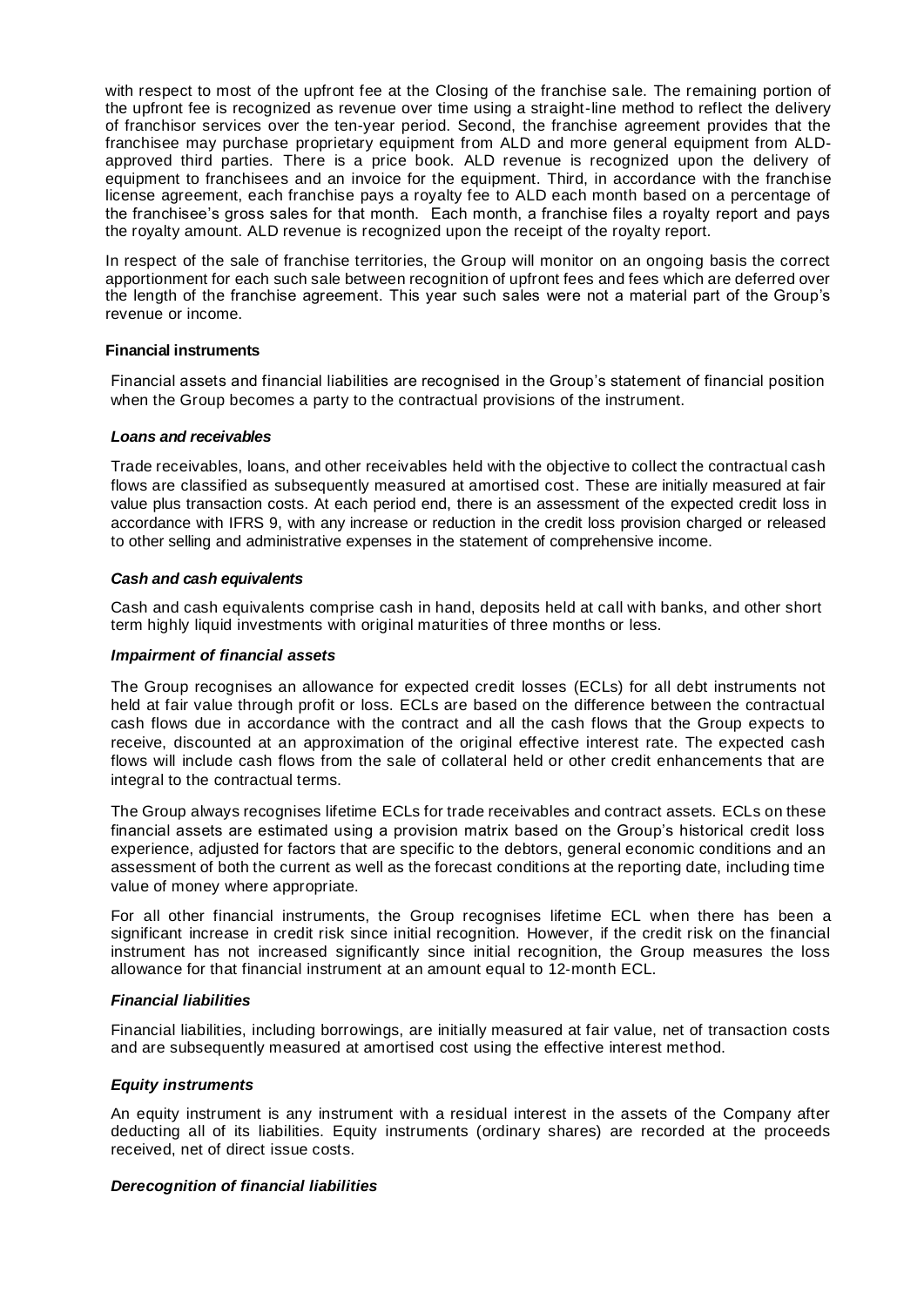with respect to most of the upfront fee at the Closing of the franchise sale. The remaining portion of the upfront fee is recognized as revenue over time using a straight-line method to reflect the delivery of franchisor services over the ten-year period. Second, the franchise agreement provides that the franchisee may purchase proprietary equipment from ALD and more general equipment from ALD-approved third parties. There is a price book. ALD revenue is recognized upon the delivery of equipment to franchisees and an invoice for the equipment. Third, in accordance with the franchise license agreement, each franchise pays a royalty fee to ALD each month based on a percentage of the franchisee's gross sales for that month. Each month, a franchise files a royalty report and pays the royalty amount. ALD revenue is recognized upon the receipt of the royalty report.

In respect of the sale of franchise territories, the Group will monitor on an ongoing basis the correct apportionment for each such sale between recognition of upfront fees and fees which are deferred over the length of the franchise agreement. This year such sales were not a material part of the Group's revenue or income.

**Financial instruments**

Financial assets and financial liabilities are recognised in the Group's statement of financial position when the Group becomes a party to the contractual provisions of the instrument.

***Loans and receivables***

Trade receivables, loans, and other receivables held with the objective to collect the contractual cash flows are classified as subsequently measured at amortised cost. These are initially measured at fair value plus transaction costs. At each period end, there is an assessment of the expected credit loss in accordance with IFRS 9, with any increase or reduction in the credit loss provision charged or released to other selling and administrative expenses in the statement of comprehensive income.

***Cash and cash equivalents***

Cash and cash equivalents comprise cash in hand, deposits held at call with banks, and other short term highly liquid investments with original maturities of three months or less.

***Impairment of financial assets***

The Group recognises an allowance for expected credit losses (ECLs) for all debt instruments not held at fair value through profit or loss. ECLs are based on the difference between the contractual cash flows due in accordance with the contract and all the cash flows that the Group expects to receive, discounted at an approximation of the original effective interest rate. The expected cash flows will include cash flows from the sale of collateral held or other credit enhancements that are integral to the contractual terms.

The Group always recognises lifetime ECLs for trade receivables and contract assets. ECLs on these financial assets are estimated using a provision matrix based on the Group's historical credit loss experience, adjusted for factors that are specific to the debtors, general economic conditions and an assessment of both the current as well as the forecast conditions at the reporting date, including time value of money where appropriate.

For all other financial instruments, the Group recognises lifetime ECL when there has been a significant increase in credit risk since initial recognition. However, if the credit risk on the financial instrument has not increased significantly since initial recognition, the Group measures the loss allowance for that financial instrument at an amount equal to 12-month ECL.

***Financial liabilities***

Financial liabilities, including borrowings, are initially measured at fair value, net of transaction costs and are subsequently measured at amortised cost using the effective interest method.

***Equity instruments***

An equity instrument is any instrument with a residual interest in the assets of the Company after deducting all of its liabilities. Equity instruments (ordinary shares) are recorded at the proceeds received, net of direct issue costs.

***Derecognition of financial liabilities***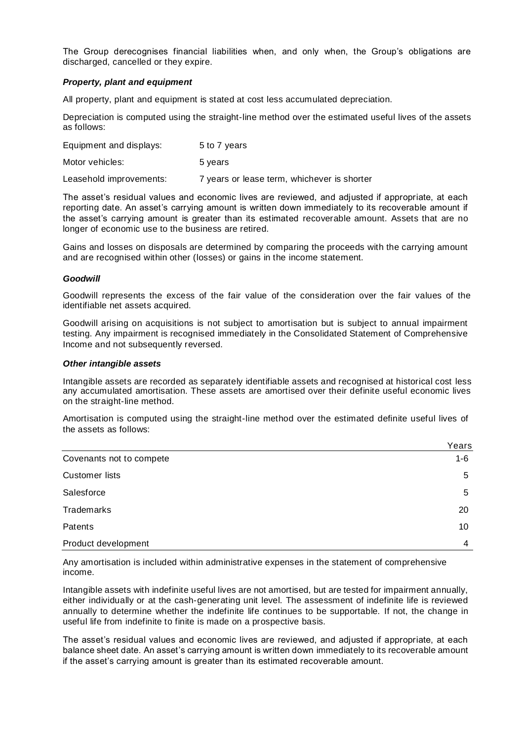The Group derecognises financial liabilities when, and only when, the Group's obligations are discharged, cancelled or they expire.

***Property, plant and equipment***

All property, plant and equipment is stated at cost less accumulated depreciation.

Depreciation is computed using the straight-line method over the estimated useful lives of the assets as follows:

| | |
|---|---|
| Equipment and displays: | 5 to 7 years |
| Motor vehicles: | 5 years |
| Leasehold improvements: | 7 years or lease term, whichever is shorter |

The asset's residual values and economic lives are reviewed, and adjusted if appropriate, at each reporting date. An asset's carrying amount is written down immediately to its recoverable amount if the asset's carrying amount is greater than its estimated recoverable amount. Assets that are no longer of economic use to the business are retired.

Gains and losses on disposals are determined by comparing the proceeds with the carrying amount and are recognised within other (losses) or gains in the income statement.

***Goodwill***

Goodwill represents the excess of the fair value of the consideration over the fair values of the identifiable net assets acquired.

Goodwill arising on acquisitions is not subject to amortisation but is subject to annual impairment testing. Any impairment is recognised immediately in the Consolidated Statement of Comprehensive Income and not subsequently reversed.

***Other intangible assets***

Intangible assets are recorded as separately identifiable assets and recognised at historical cost less any accumulated amortisation. These assets are amortised over their definite useful economic lives on the straight-line method.

Amortisation is computed using the straight-line method over the estimated definite useful lives of the assets as follows:

| | Years |
|---|---|
| Covenants not to compete | 1-6 |
| Customer lists | 5 |
| Salesforce | 5 |
| Trademarks | 20 |
| Patents | 10 |
| Product development | 4 |

Any amortisation is included within administrative expenses in the statement of comprehensive income.

Intangible assets with indefinite useful lives are not amortised, but are tested for impairment annually, either individually or at the cash-generating unit level. The assessment of indefinite life is reviewed annually to determine whether the indefinite life continues to be supportable. If not, the change in useful life from indefinite to finite is made on a prospective basis.

The asset's residual values and economic lives are reviewed, and adjusted if appropriate, at each balance sheet date. An asset's carrying amount is written down immediately to its recoverable amount if the asset's carrying amount is greater than its estimated recoverable amount.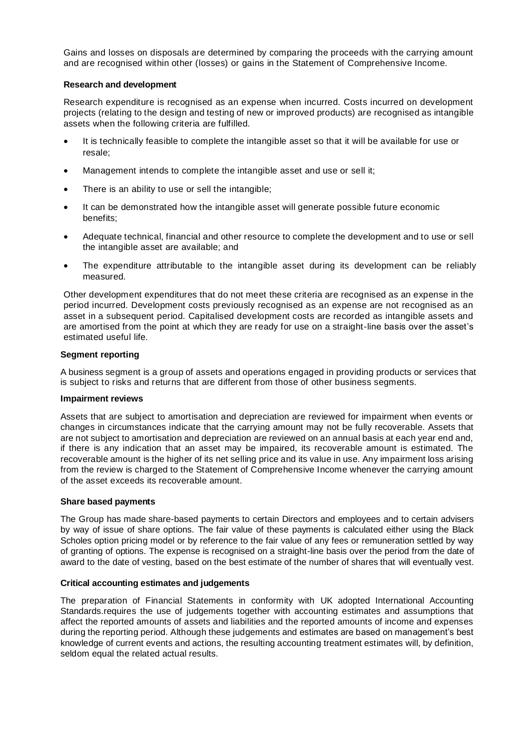Gains and losses on disposals are determined by comparing the proceeds with the carrying amount and are recognised within other (losses) or gains in the Statement of Comprehensive Income.

**Research and development**

Research expenditure is recognised as an expense when incurred. Costs incurred on development projects (relating to the design and testing of new or improved products) are recognised as intangible assets when the following criteria are fulfilled.

- It is technically feasible to complete the intangible asset so that it will be available for use or resale;
- Management intends to complete the intangible asset and use or sell it;
- There is an ability to use or sell the intangible;
- It can be demonstrated how the intangible asset will generate possible future economic benefits;
- Adequate technical, financial and other resource to complete the development and to use or sell the intangible asset are available; and
- The expenditure attributable to the intangible asset during its development can be reliably measured.

Other development expenditures that do not meet these criteria are recognised as an expense in the period incurred. Development costs previously recognised as an expense are not recognised as an asset in a subsequent period. Capitalised development costs are recorded as intangible assets and are amortised from the point at which they are ready for use on a straight-line basis over the asset's estimated useful life.

**Segment reporting**

A business segment is a group of assets and operations engaged in providing products or services that is subject to risks and returns that are different from those of other business segments.

**Impairment reviews**

Assets that are subject to amortisation and depreciation are reviewed for impairment when events or changes in circumstances indicate that the carrying amount may not be fully recoverable. Assets that are not subject to amortisation and depreciation are reviewed on an annual basis at each year end and, if there is any indication that an asset may be impaired, its recoverable amount is estimated. The recoverable amount is the higher of its net selling price and its value in use. Any impairment loss arising from the review is charged to the Statement of Comprehensive Income whenever the carrying amount of the asset exceeds its recoverable amount.

**Share based payments**

The Group has made share-based payments to certain Directors and employees and to certain advisers by way of issue of share options. The fair value of these payments is calculated either using the Black Scholes option pricing model or by reference to the fair value of any fees or remuneration settled by way of granting of options. The expense is recognised on a straight-line basis over the period from the date of award to the date of vesting, based on the best estimate of the number of shares that will eventually vest.

**Critical accounting estimates and judgements**

The preparation of Financial Statements in conformity with UK adopted International Accounting Standards.requires the use of judgements together with accounting estimates and assumptions that affect the reported amounts of assets and liabilities and the reported amounts of income and expenses during the reporting period. Although these judgements and estimates are based on management's best knowledge of current events and actions, the resulting accounting treatment estimates will, by definition, seldom equal the related actual results.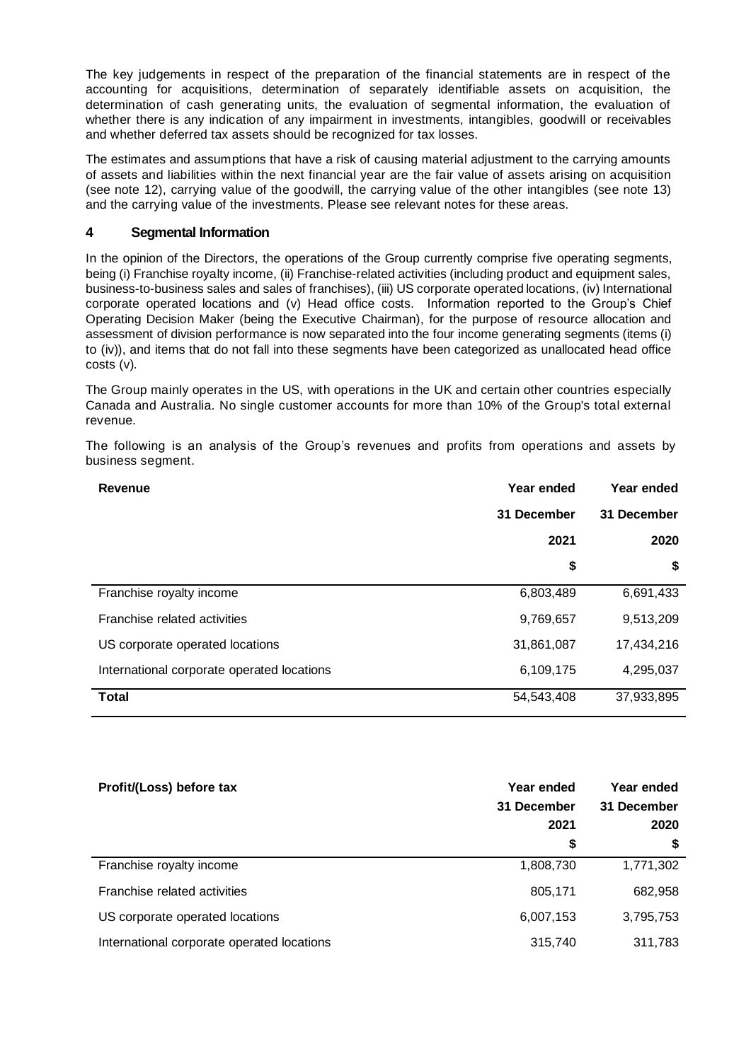The key judgements in respect of the preparation of the financial statements are in respect of the accounting for acquisitions, determination of separately identifiable assets on acquisition, the determination of cash generating units, the evaluation of segmental information, the evaluation of whether there is any indication of any impairment in investments, intangibles, goodwill or receivables and whether deferred tax assets should be recognized for tax losses.

The estimates and assumptions that have a risk of causing material adjustment to the carrying amounts of assets and liabilities within the next financial year are the fair value of assets arising on acquisition (see note 12), carrying value of the goodwill, the carrying value of the other intangibles (see note 13) and the carrying value of the investments. Please see relevant notes for these areas.

## 4 Segmental Information

In the opinion of the Directors, the operations of the Group currently comprise five operating segments, being (i) Franchise royalty income, (ii) Franchise-related activities (including product and equipment sales, business-to-business sales and sales of franchises), (iii) US corporate operated locations, (iv) International corporate operated locations and (v) Head office costs. Information reported to the Group's Chief Operating Decision Maker (being the Executive Chairman), for the purpose of resource allocation and assessment of division performance is now separated into the four income generating segments (items (i) to (iv)), and items that do not fall into these segments have been categorized as unallocated head office costs (v).

The Group mainly operates in the US, with operations in the UK and certain other countries especially Canada and Australia. No single customer accounts for more than 10% of the Group's total external revenue.

The following is an analysis of the Group's revenues and profits from operations and assets by business segment.

| **Revenue** | **Year ended 31 December 2021 $** | **Year ended 31 December 2020 $** |
|---|---|---|
| Franchise royalty income | 6,803,489 | 6,691,433 |
| Franchise related activities | 9,769,657 | 9,513,209 |
| US corporate operated locations | 31,861,087 | 17,434,216 |
| International corporate operated locations | 6,109,175 | 4,295,037 |
| **Total** | 54,543,408 | 37,933,895 |

| **Profit/(Loss) before tax** | **Year ended 31 December 2021 $** | **Year ended 31 December 2020 $** |
|---|---|---|
| Franchise royalty income | 1,808,730 | 1,771,302 |
| Franchise related activities | 805,171 | 682,958 |
| US corporate operated locations | 6,007,153 | 3,795,753 |
| International corporate operated locations | 315,740 | 311,783 |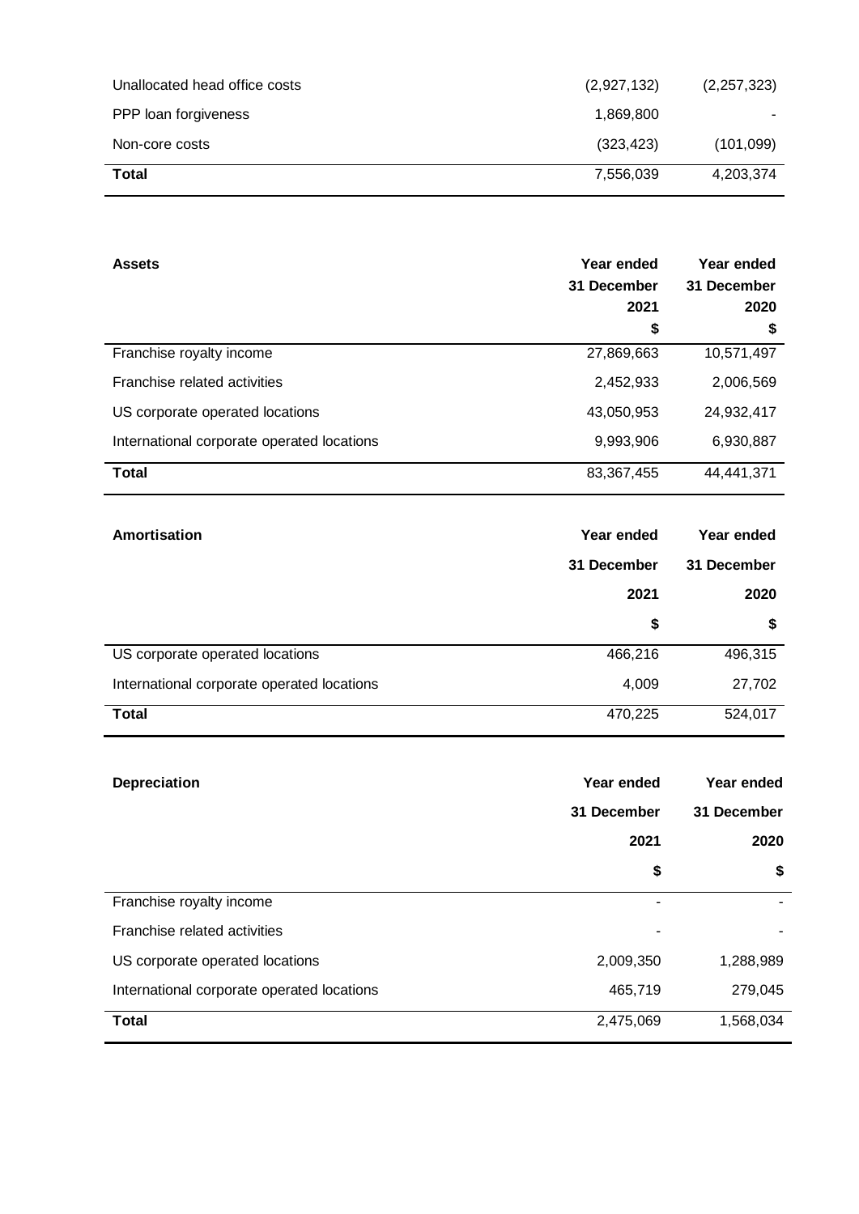| | | |
|---|---|---|
| Unallocated head office costs | (2,927,132) | (2,257,323) |
| PPP loan forgiveness | 1,869,800 | - |
| Non-core costs | (323,423) | (101,099) |
| **Total** | 7,556,039 | 4,203,374 |

| **Assets** | **Year ended 31 December 2021 $** | **Year ended 31 December 2020 $** |
|---|---|---|
| Franchise royalty income | 27,869,663 | 10,571,497 |
| Franchise related activities | 2,452,933 | 2,006,569 |
| US corporate operated locations | 43,050,953 | 24,932,417 |
| International corporate operated locations | 9,993,906 | 6,930,887 |
| **Total** | 83,367,455 | 44,441,371 |

| **Amortisation** | **Year ended 31 December 2021 $** | **Year ended 31 December 2020 $** |
|---|---|---|
| US corporate operated locations | 466,216 | 496,315 |
| International corporate operated locations | 4,009 | 27,702 |
| **Total** | 470,225 | 524,017 |

| **Depreciation** | **Year ended 31 December 2021 $** | **Year ended 31 December 2020 $** |
|---|---|---|
| Franchise royalty income | - | - |
| Franchise related activities | - | - |
| US corporate operated locations | 2,009,350 | 1,288,989 |
| International corporate operated locations | 465,719 | 279,045 |
| **Total** | 2,475,069 | 1,568,034 |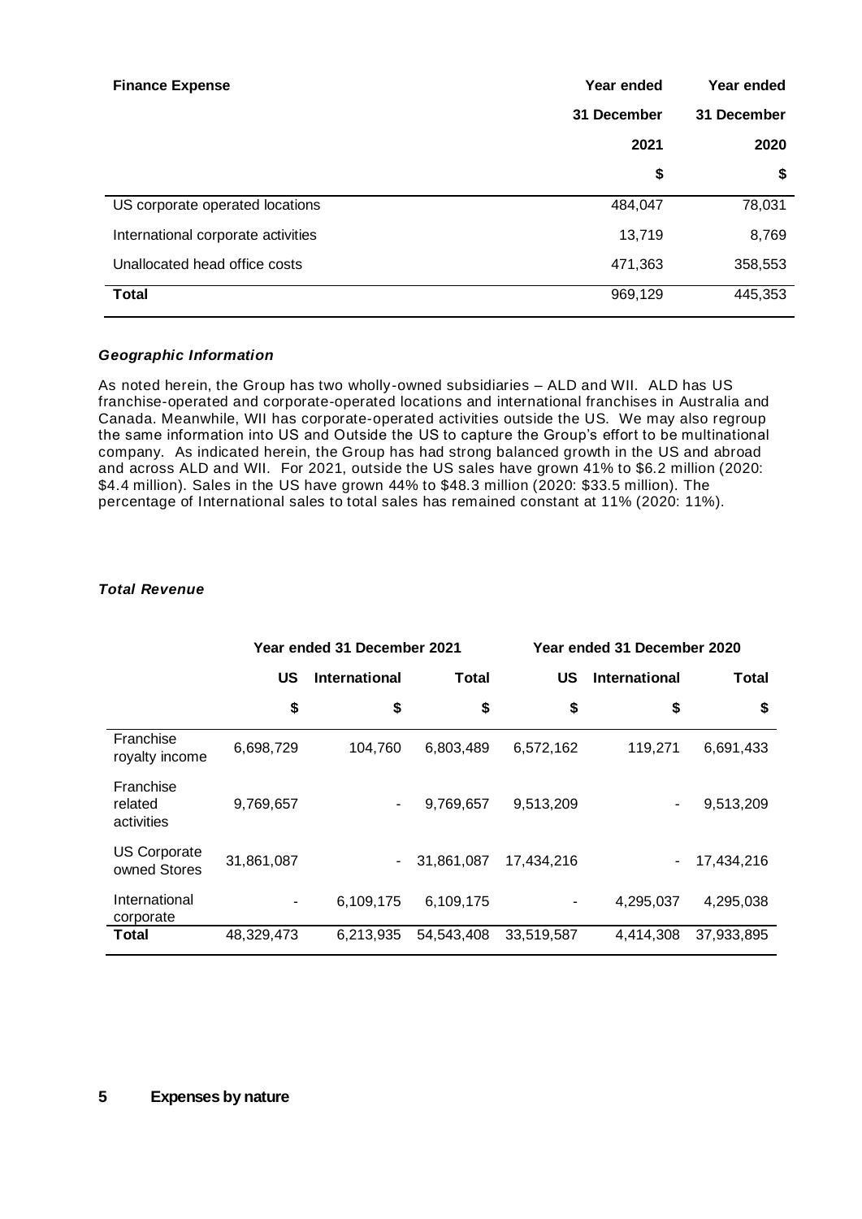| **Finance Expense** | **Year ended 31 December 2021** | **Year ended 31 December 2020** |
|---|---|---|
| | **$** | **$** |
| US corporate operated locations | 484,047 | 78,031 |
| International corporate activities | 13,719 | 8,769 |
| Unallocated head office costs | 471,363 | 358,553 |
| **Total** | 969,129 | 445,353 |

***Geographic Information***

As noted herein, the Group has two wholly-owned subsidiaries – ALD and WII. ALD has US franchise-operated and corporate-operated locations and international franchises in Australia and Canada. Meanwhile, WII has corporate-operated activities outside the US. We may also regroup the same information into US and Outside the US to capture the Group's effort to be multinational company. As indicated herein, the Group has had strong balanced growth in the US and abroad and across ALD and WII. For 2021, outside the US sales have grown 41% to $6.2 million (2020: $4.4 million). Sales in the US have grown 44% to $48.3 million (2020: $33.5 million). The percentage of International sales to total sales has remained constant at 11% (2020: 11%).

***Total Revenue***

| | **Year ended 31 December 2021** | | | **Year ended 31 December 2020** | | |
|---|---|---|---|---|---|---|
| | **US** | **International** | **Total** | **US** | **International** | **Total** |
| | **$** | **$** | **$** | **$** | **$** | **$** |
| Franchise royalty income | 6,698,729 | 104,760 | 6,803,489 | 6,572,162 | 119,271 | 6,691,433 |
| Franchise related activities | 9,769,657 | - | 9,769,657 | 9,513,209 | - | 9,513,209 |
| US Corporate owned Stores | 31,861,087 | - | 31,861,087 | 17,434,216 | - | 17,434,216 |
| International corporate | - | 6,109,175 | 6,109,175 | - | 4,295,037 | 4,295,038 |
| **Total** | 48,329,473 | 6,213,935 | 54,543,408 | 33,519,587 | 4,414,308 | 37,933,895 |

## 5 Expenses by nature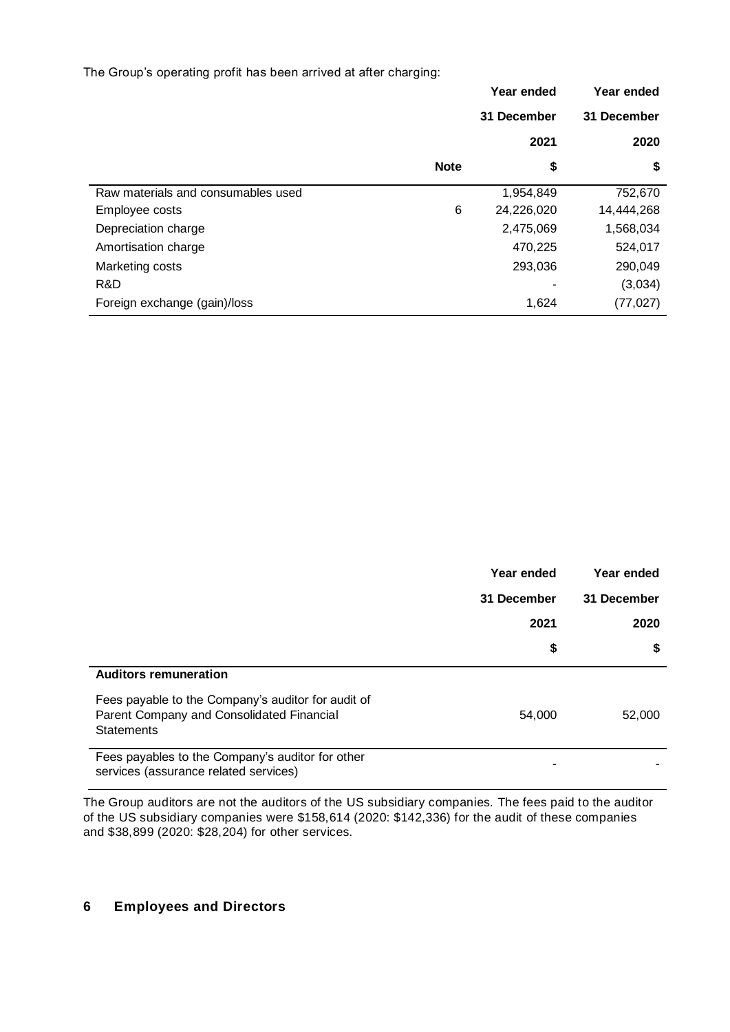The Group's operating profit has been arrived at after charging:

| | Note | Year ended 31 December 2021 $ | Year ended 31 December 2020 $ |
|---|---|---|---|
| Raw materials and consumables used | | 1,954,849 | 752,670 |
| Employee costs | 6 | 24,226,020 | 14,444,268 |
| Depreciation charge | | 2,475,069 | 1,568,034 |
| Amortisation charge | | 470,225 | 524,017 |
| Marketing costs | | 293,036 | 290,049 |
| R&D | | - | (3,034) |
| Foreign exchange (gain)/loss | | 1,624 | (77,027) |

| | Year ended 31 December 2021 $ | Year ended 31 December 2020 $ |
|---|---|---|
| **Auditors remuneration** | | |
| Fees payable to the Company's auditor for audit of Parent Company and Consolidated Financial Statements | 54,000 | 52,000 |
| Fees payables to the Company's auditor for other services (assurance related services) | - | - |

The Group auditors are not the auditors of the US subsidiary companies. The fees paid to the auditor of the US subsidiary companies were $158,614 (2020: $142,336) for the audit of these companies and $38,899 (2020: $28,204) for other services.

## 6 Employees and Directors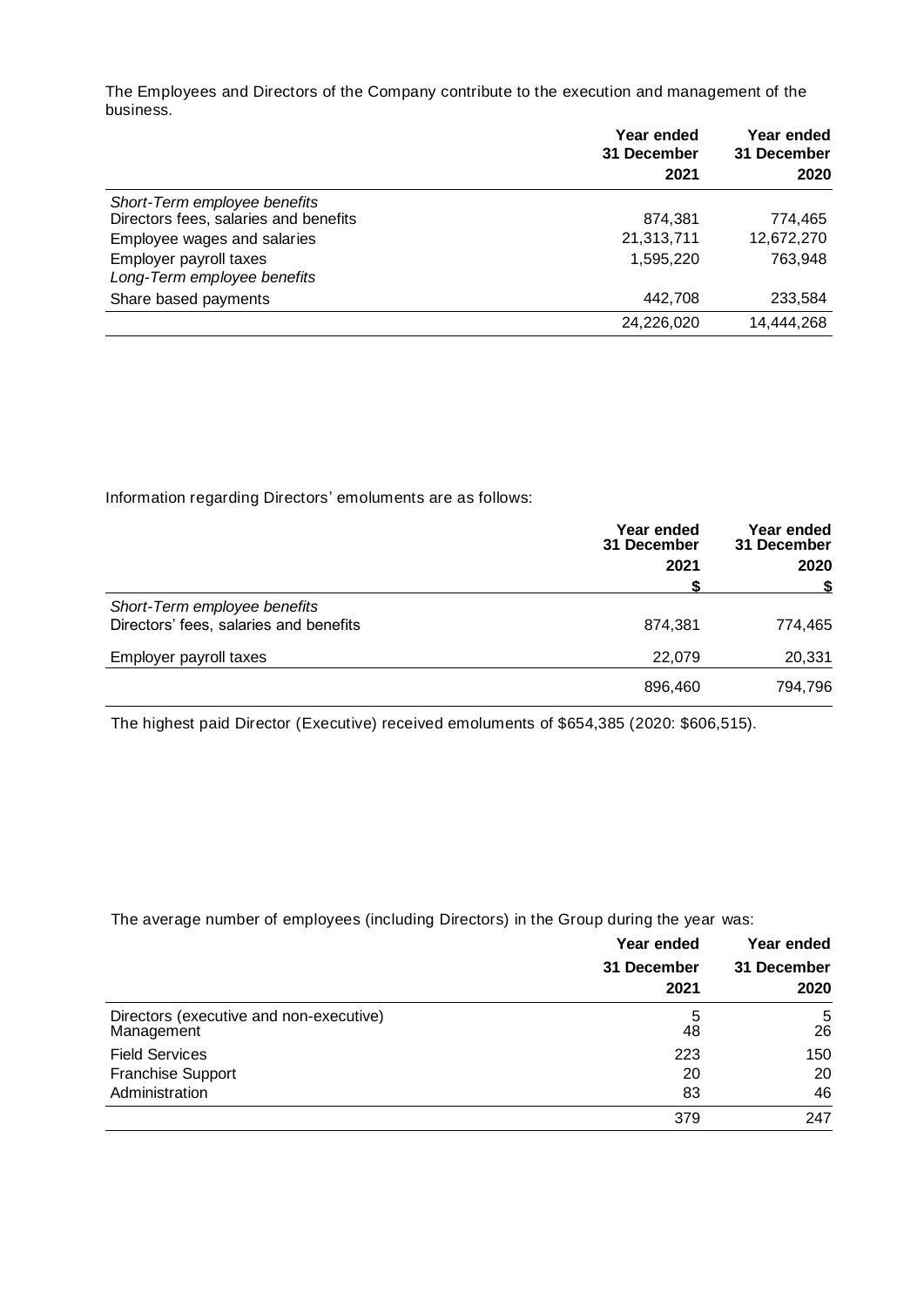The Employees and Directors of the Company contribute to the execution and management of the business.

| | Year ended 31 December 2021 | Year ended 31 December 2020 |
|---|---|---|
| *Short-Term employee benefits* | | |
| Directors fees, salaries and benefits | 874,381 | 774,465 |
| Employee wages and salaries | 21,313,711 | 12,672,270 |
| Employer payroll taxes | 1,595,220 | 763,948 |
| *Long-Term employee benefits* | | |
| Share based payments | 442,708 | 233,584 |
| | 24,226,020 | 14,444,268 |

Information regarding Directors' emoluments are as follows:

| | Year ended 31 December 2021 | Year ended 31 December 2020 |
|---|---|---|
| | $ | $ |
| *Short-Term employee benefits* | | |
| Directors' fees, salaries and benefits | 874,381 | 774,465 |
| Employer payroll taxes | 22,079 | 20,331 |
| | 896,460 | 794,796 |

The highest paid Director (Executive) received emoluments of $654,385 (2020: $606,515).

The average number of employees (including Directors) in the Group during the year was:

| | Year ended 31 December 2021 | Year ended 31 December 2020 |
|---|---|---|
| Directors (executive and non-executive) | 5 | 5 |
| Management | 48 | 26 |
| Field Services | 223 | 150 |
| Franchise Support | 20 | 20 |
| Administration | 83 | 46 |
| | 379 | 247 |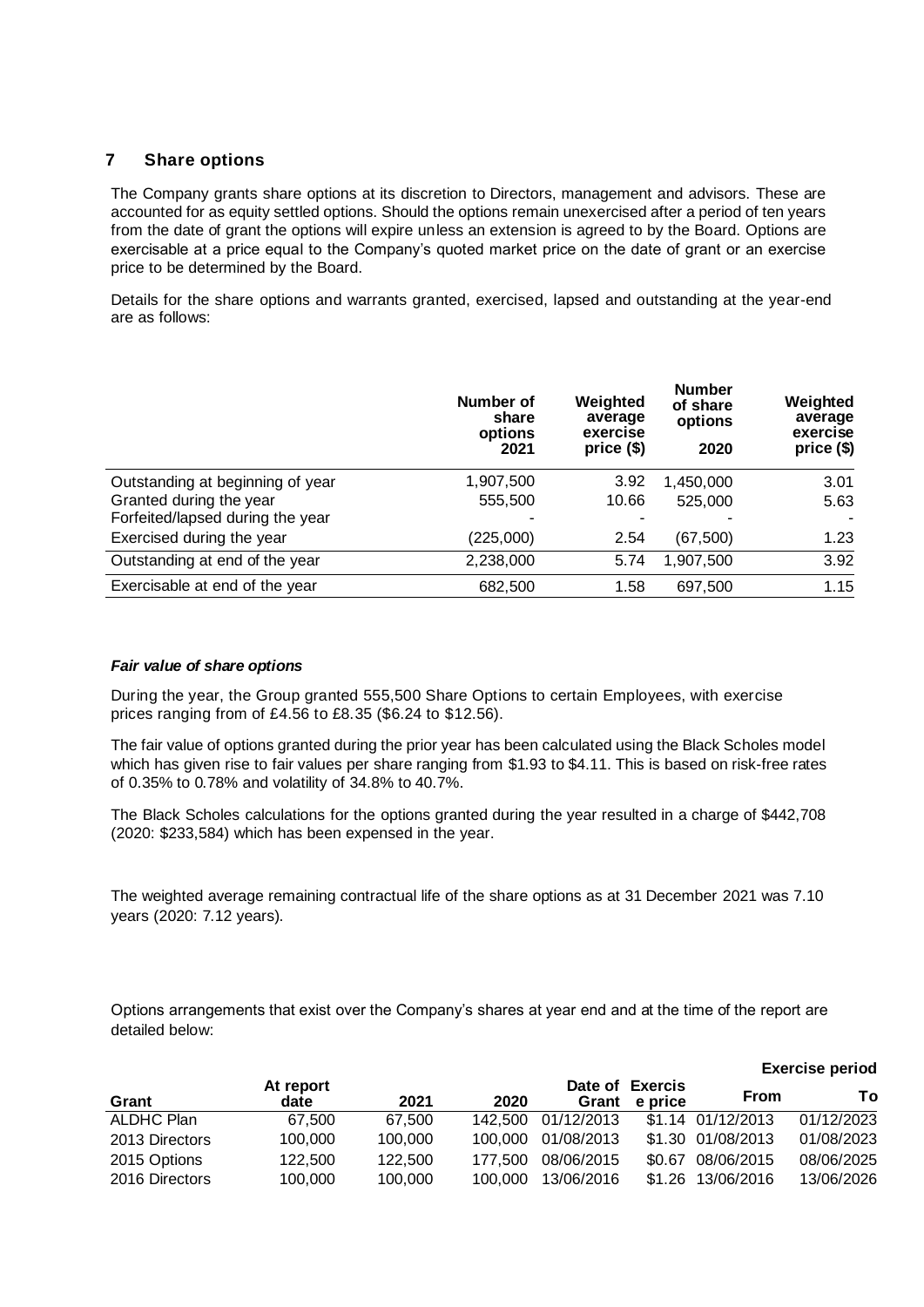## 7 Share options

The Company grants share options at its discretion to Directors, management and advisors. These are accounted for as equity settled options. Should the options remain unexercised after a period of ten years from the date of grant the options will expire unless an extension is agreed to by the Board. Options are exercisable at a price equal to the Company's quoted market price on the date of grant or an exercise price to be determined by the Board.

Details for the share options and warrants granted, exercised, lapsed and outstanding at the year-end are as follows:

| | Number of share options 2021 | Weighted average exercise price ($) | Number of share options 2020 | Weighted average exercise price ($) |
|---|---|---|---|---|
| Outstanding at beginning of year | 1,907,500 | 3.92 | 1,450,000 | 3.01 |
| Granted during the year | 555,500 | 10.66 | 525,000 | 5.63 |
| Forfeited/lapsed during the year | - | - | - | - |
| Exercised during the year | (225,000) | 2.54 | (67,500) | 1.23 |
| Outstanding at end of the year | 2,238,000 | 5.74 | 1,907,500 | 3.92 |
| Exercisable at end of the year | 682,500 | 1.58 | 697,500 | 1.15 |

### *Fair value of share options*

During the year, the Group granted 555,500 Share Options to certain Employees, with exercise prices ranging from of £4.56 to £8.35 ($6.24 to $12.56).

The fair value of options granted during the prior year has been calculated using the Black Scholes model which has given rise to fair values per share ranging from $1.93 to $4.11. This is based on risk-free rates of 0.35% to 0.78% and volatility of 34.8% to 40.7%.

The Black Scholes calculations for the options granted during the year resulted in a charge of $442,708 (2020: $233,584) which has been expensed in the year.

The weighted average remaining contractual life of the share options as at 31 December 2021 was 7.10 years (2020: 7.12 years).

Options arrangements that exist over the Company's shares at year end and at the time of the report are detailed below:

| Grant | At report date | 2021 | 2020 | Date of Grant | Exercise price | Exercise period From | Exercise period To |
|---|---|---|---|---|---|---|---|
| ALDHC Plan | 67,500 | 67,500 | 142,500 | 01/12/2013 | $1.14 | 01/12/2013 | 01/12/2023 |
| 2013 Directors | 100,000 | 100,000 | 100,000 | 01/08/2013 | $1.30 | 01/08/2013 | 01/08/2023 |
| 2015 Options | 122,500 | 122,500 | 177,500 | 08/06/2015 | $0.67 | 08/06/2015 | 08/06/2025 |
| 2016 Directors | 100,000 | 100,000 | 100,000 | 13/06/2016 | $1.26 | 13/06/2016 | 13/06/2026 |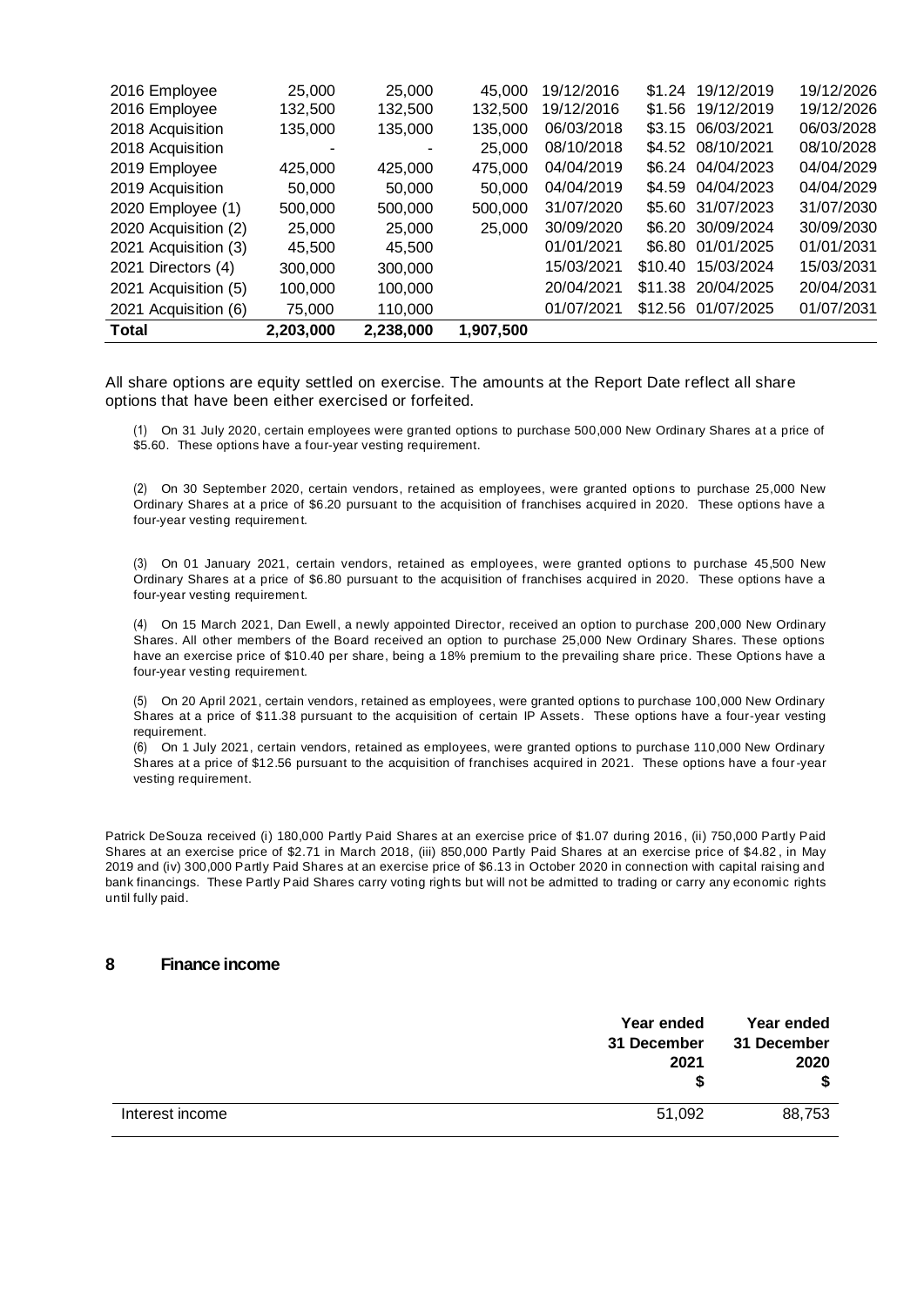| | | | | | | | |
|---|---|---|---|---|---|---|---|
| 2016 Employee | 25,000 | 25,000 | 45,000 | 19/12/2016 | $1.24 | 19/12/2019 | 19/12/2026 |
| 2016 Employee | 132,500 | 132,500 | 132,500 | 19/12/2016 | $1.56 | 19/12/2019 | 19/12/2026 |
| 2018 Acquisition | 135,000 | 135,000 | 135,000 | 06/03/2018 | $3.15 | 06/03/2021 | 06/03/2028 |
| 2018 Acquisition | - | - | 25,000 | 08/10/2018 | $4.52 | 08/10/2021 | 08/10/2028 |
| 2019 Employee | 425,000 | 425,000 | 475,000 | 04/04/2019 | $6.24 | 04/04/2023 | 04/04/2029 |
| 2019 Acquisition | 50,000 | 50,000 | 50,000 | 04/04/2019 | $4.59 | 04/04/2023 | 04/04/2029 |
| 2020 Employee (1) | 500,000 | 500,000 | 500,000 | 31/07/2020 | $5.60 | 31/07/2023 | 31/07/2030 |
| 2020 Acquisition (2) | 25,000 | 25,000 | 25,000 | 30/09/2020 | $6.20 | 30/09/2024 | 30/09/2030 |
| 2021 Acquisition (3) | 45,500 | 45,500 | | 01/01/2021 | $6.80 | 01/01/2025 | 01/01/2031 |
| 2021 Directors (4) | 300,000 | 300,000 | | 15/03/2021 | $10.40 | 15/03/2024 | 15/03/2031 |
| 2021 Acquisition (5) | 100,000 | 100,000 | | 20/04/2021 | $11.38 | 20/04/2025 | 20/04/2031 |
| 2021 Acquisition (6) | 75,000 | 110,000 | | 01/07/2021 | $12.56 | 01/07/2025 | 01/07/2031 |
| **Total** | **2,203,000** | **2,238,000** | **1,907,500** | | | | |

All share options are equity settled on exercise. The amounts at the Report Date reflect all share options that have been either exercised or forfeited.

(1) On 31 July 2020, certain employees were granted options to purchase 500,000 New Ordinary Shares at a price of $5.60. These options have a four-year vesting requirement.

(2) On 30 September 2020, certain vendors, retained as employees, were granted options to purchase 25,000 New Ordinary Shares at a price of $6.20 pursuant to the acquisition of franchises acquired in 2020. These options have a four-year vesting requirement.

(3) On 01 January 2021, certain vendors, retained as employees, were granted options to purchase 45,500 New Ordinary Shares at a price of $6.80 pursuant to the acquisition of franchises acquired in 2020. These options have a four-year vesting requirement.

(4) On 15 March 2021, Dan Ewell, a newly appointed Director, received an option to purchase 200,000 New Ordinary Shares. All other members of the Board received an option to purchase 25,000 New Ordinary Shares. These options have an exercise price of $10.40 per share, being a 18% premium to the prevailing share price. These Options have a four-year vesting requirement.

(5) On 20 April 2021, certain vendors, retained as employees, were granted options to purchase 100,000 New Ordinary Shares at a price of $11.38 pursuant to the acquisition of certain IP Assets. These options have a four-year vesting requirement.

(6) On 1 July 2021, certain vendors, retained as employees, were granted options to purchase 110,000 New Ordinary Shares at a price of $12.56 pursuant to the acquisition of franchises acquired in 2021. These options have a four-year vesting requirement.

Patrick DeSouza received (i) 180,000 Partly Paid Shares at an exercise price of $1.07 during 2016, (ii) 750,000 Partly Paid Shares at an exercise price of $2.71 in March 2018, (iii) 850,000 Partly Paid Shares at an exercise price of $4.82, in May 2019 and (iv) 300,000 Partly Paid Shares at an exercise price of $6.13 in October 2020 in connection with capital raising and bank financings. These Partly Paid Shares carry voting rights but will not be admitted to trading or carry any economic rights until fully paid.

## 8 Finance income

| | Year ended 31 December 2021 $ | Year ended 31 December 2020 $ |
|---|---|---|
| Interest income | 51,092 | 88,753 |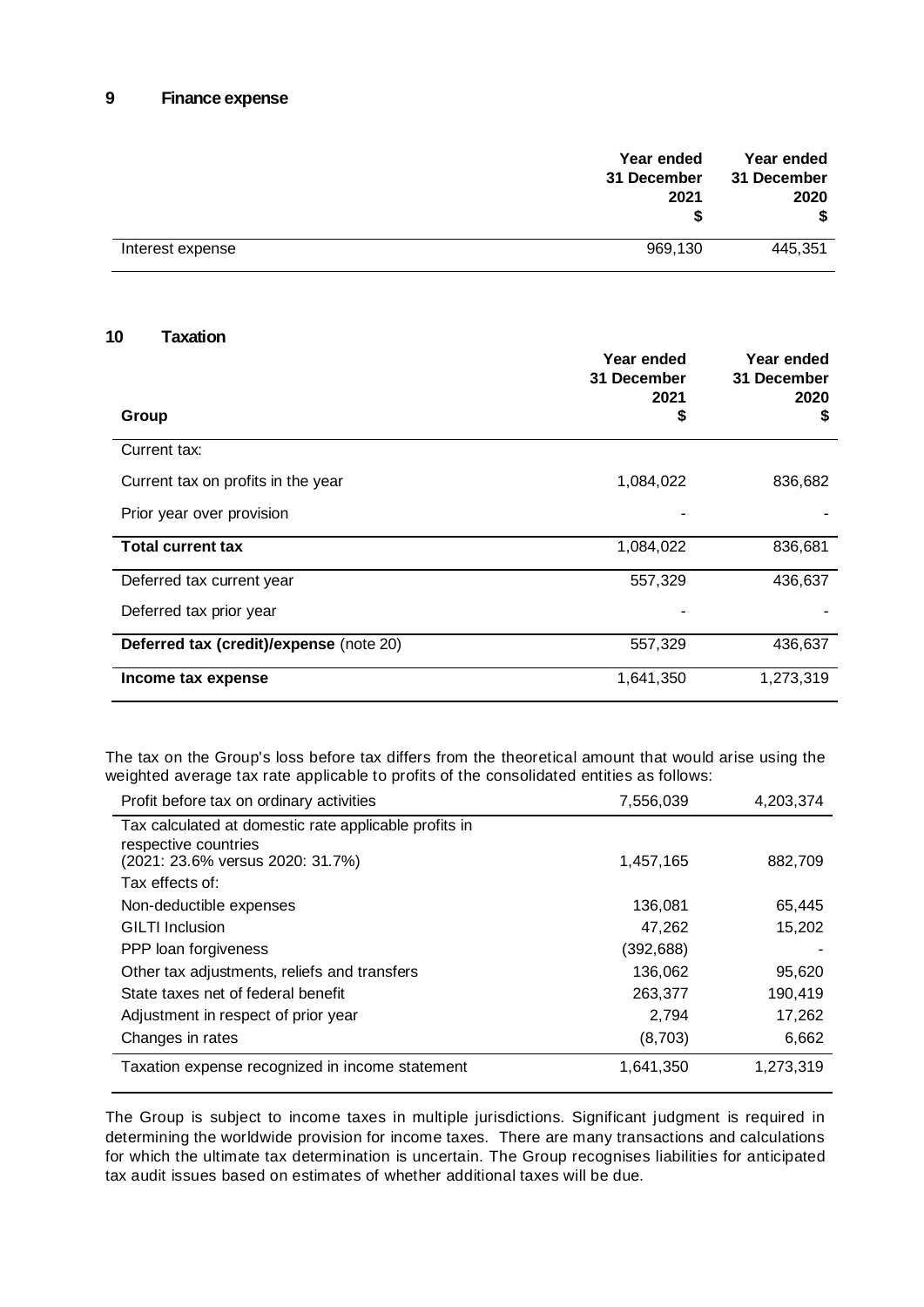## 9 Finance expense

| | Year ended 31 December 2021 $ | Year ended 31 December 2020 $ |
|---|---|---|
| Interest expense | 969,130 | 445,351 |

## 10 Taxation

| Group | Year ended 31 December 2021 $ | Year ended 31 December 2020 $ |
|---|---|---|
| Current tax: | | |
| Current tax on profits in the year | 1,084,022 | 836,682 |
| Prior year over provision | - | - |
| **Total current tax** | 1,084,022 | 836,681 |
| Deferred tax current year | 557,329 | 436,637 |
| Deferred tax prior year | - | - |
| **Deferred tax (credit)/expense** (note 20) | 557,329 | 436,637 |
| **Income tax expense** | 1,641,350 | 1,273,319 |

The tax on the Group's loss before tax differs from the theoretical amount that would arise using the weighted average tax rate applicable to profits of the consolidated entities as follows:

| | | |
|---|---|---|
| Profit before tax on ordinary activities | 7,556,039 | 4,203,374 |
| Tax calculated at domestic rate applicable profits in respective countries (2021: 23.6% versus 2020: 31.7%) | 1,457,165 | 882,709 |
| Tax effects of: | | |
| Non-deductible expenses | 136,081 | 65,445 |
| GILTI Inclusion | 47,262 | 15,202 |
| PPP loan forgiveness | (392,688) | - |
| Other tax adjustments, reliefs and transfers | 136,062 | 95,620 |
| State taxes net of federal benefit | 263,377 | 190,419 |
| Adjustment in respect of prior year | 2,794 | 17,262 |
| Changes in rates | (8,703) | 6,662 |
| Taxation expense recognized in income statement | 1,641,350 | 1,273,319 |

The Group is subject to income taxes in multiple jurisdictions. Significant judgment is required in determining the worldwide provision for income taxes. There are many transactions and calculations for which the ultimate tax determination is uncertain. The Group recognises liabilities for anticipated tax audit issues based on estimates of whether additional taxes will be due.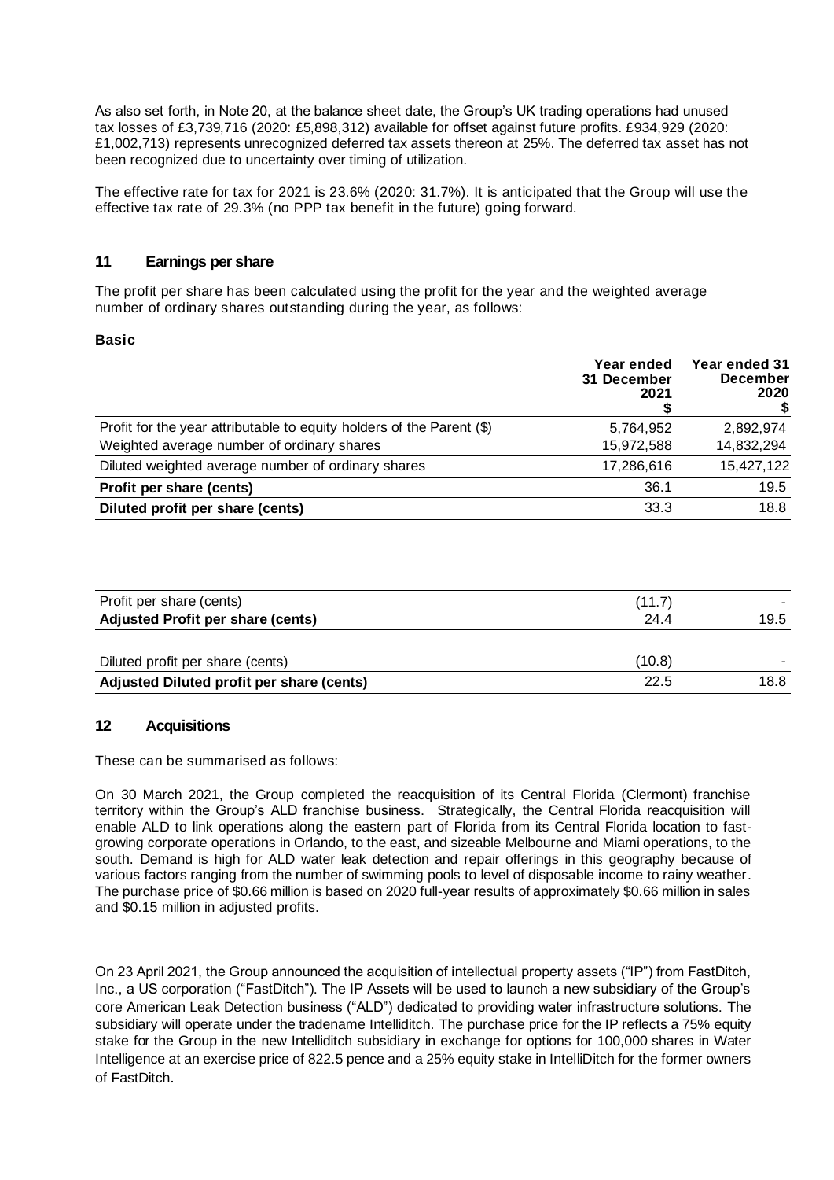As also set forth, in Note 20, at the balance sheet date, the Group's UK trading operations had unused tax losses of £3,739,716 (2020: £5,898,312) available for offset against future profits. £934,929 (2020: £1,002,713) represents unrecognized deferred tax assets thereon at 25%. The deferred tax asset has not been recognized due to uncertainty over timing of utilization.

The effective rate for tax for 2021 is 23.6% (2020: 31.7%). It is anticipated that the Group will use the effective tax rate of 29.3% (no PPP tax benefit in the future) going forward.

## 11 Earnings per share

The profit per share has been calculated using the profit for the year and the weighted average number of ordinary shares outstanding during the year, as follows:

**Basic**

| | Year ended 31 December 2021 $ | Year ended 31 December 2020 $ |
|---|---|---|
| Profit for the year attributable to equity holders of the Parent ($) | 5,764,952 | 2,892,974 |
| Weighted average number of ordinary shares | 15,972,588 | 14,832,294 |
| Diluted weighted average number of ordinary shares | 17,286,616 | 15,427,122 |
| **Profit per share (cents)** | 36.1 | 19.5 |
| **Diluted profit per share (cents)** | 33.3 | 18.8 |

| | | |
|---|---|---|
| Profit per share (cents) | (11.7) | - |
| **Adjusted Profit per share (cents)** | 24.4 | 19.5 |
| Diluted profit per share (cents) | (10.8) | - |
| **Adjusted Diluted profit per share (cents)** | 22.5 | 18.8 |

## 12 Acquisitions

These can be summarised as follows:

On 30 March 2021, the Group completed the reacquisition of its Central Florida (Clermont) franchise territory within the Group's ALD franchise business. Strategically, the Central Florida reacquisition will enable ALD to link operations along the eastern part of Florida from its Central Florida location to fast-growing corporate operations in Orlando, to the east, and sizeable Melbourne and Miami operations, to the south. Demand is high for ALD water leak detection and repair offerings in this geography because of various factors ranging from the number of swimming pools to level of disposable income to rainy weather. The purchase price of $0.66 million is based on 2020 full-year results of approximately $0.66 million in sales and $0.15 million in adjusted profits.

On 23 April 2021, the Group announced the acquisition of intellectual property assets ("IP") from FastDitch, Inc., a US corporation ("FastDitch"). The IP Assets will be used to launch a new subsidiary of the Group's core American Leak Detection business ("ALD") dedicated to providing water infrastructure solutions. The subsidiary will operate under the tradename Intelliditch. The purchase price for the IP reflects a 75% equity stake for the Group in the new Intelliditch subsidiary in exchange for options for 100,000 shares in Water Intelligence at an exercise price of 822.5 pence and a 25% equity stake in IntelliDitch for the former owners of FastDitch.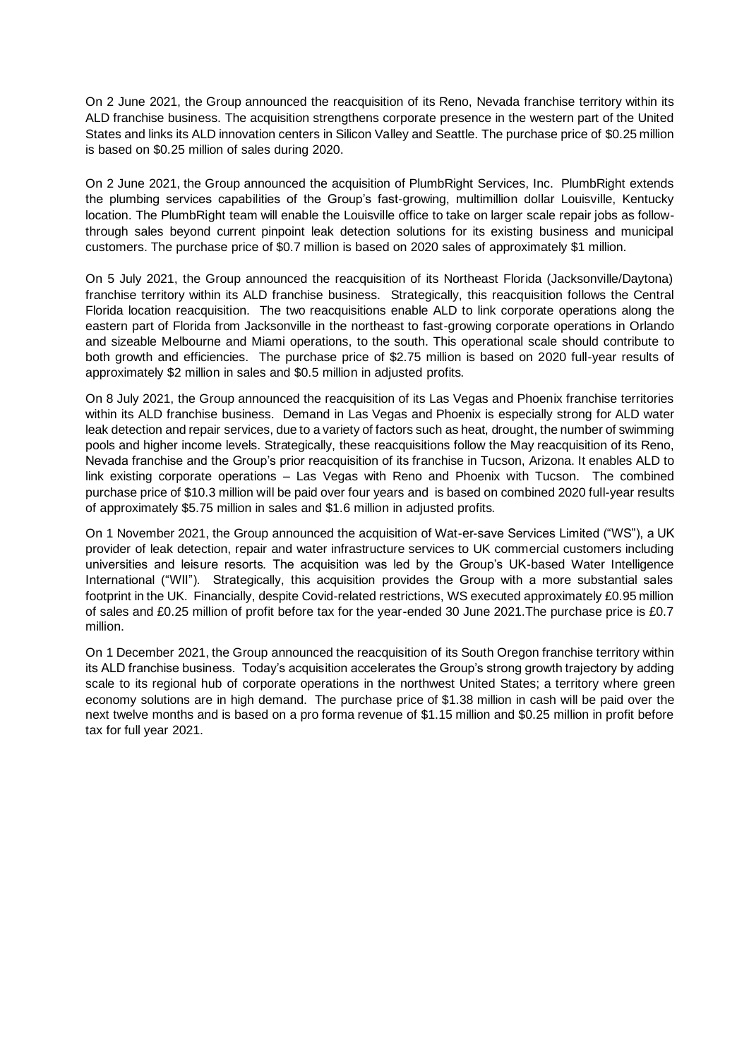On 2 June 2021, the Group announced the reacquisition of its Reno, Nevada franchise territory within its ALD franchise business. The acquisition strengthens corporate presence in the western part of the United States and links its ALD innovation centers in Silicon Valley and Seattle. The purchase price of $0.25 million is based on $0.25 million of sales during 2020.

On 2 June 2021, the Group announced the acquisition of PlumbRight Services, Inc. PlumbRight extends the plumbing services capabilities of the Group's fast-growing, multimillion dollar Louisville, Kentucky location. The PlumbRight team will enable the Louisville office to take on larger scale repair jobs as follow-through sales beyond current pinpoint leak detection solutions for its existing business and municipal customers. The purchase price of $0.7 million is based on 2020 sales of approximately $1 million.

On 5 July 2021, the Group announced the reacquisition of its Northeast Florida (Jacksonville/Daytona) franchise territory within its ALD franchise business. Strategically, this reacquisition follows the Central Florida location reacquisition. The two reacquisitions enable ALD to link corporate operations along the eastern part of Florida from Jacksonville in the northeast to fast-growing corporate operations in Orlando and sizeable Melbourne and Miami operations, to the south. This operational scale should contribute to both growth and efficiencies. The purchase price of $2.75 million is based on 2020 full-year results of approximately $2 million in sales and $0.5 million in adjusted profits.

On 8 July 2021, the Group announced the reacquisition of its Las Vegas and Phoenix franchise territories within its ALD franchise business. Demand in Las Vegas and Phoenix is especially strong for ALD water leak detection and repair services, due to a variety of factors such as heat, drought, the number of swimming pools and higher income levels. Strategically, these reacquisitions follow the May reacquisition of its Reno, Nevada franchise and the Group's prior reacquisition of its franchise in Tucson, Arizona. It enables ALD to link existing corporate operations – Las Vegas with Reno and Phoenix with Tucson. The combined purchase price of $10.3 million will be paid over four years and is based on combined 2020 full-year results of approximately $5.75 million in sales and $1.6 million in adjusted profits.

On 1 November 2021, the Group announced the acquisition of Wat-er-save Services Limited ("WS"), a UK provider of leak detection, repair and water infrastructure services to UK commercial customers including universities and leisure resorts. The acquisition was led by the Group's UK-based Water Intelligence International ("WII"). Strategically, this acquisition provides the Group with a more substantial sales footprint in the UK. Financially, despite Covid-related restrictions, WS executed approximately £0.95 million of sales and £0.25 million of profit before tax for the year-ended 30 June 2021.The purchase price is £0.7 million.

On 1 December 2021, the Group announced the reacquisition of its South Oregon franchise territory within its ALD franchise business. Today's acquisition accelerates the Group's strong growth trajectory by adding scale to its regional hub of corporate operations in the northwest United States; a territory where green economy solutions are in high demand. The purchase price of $1.38 million in cash will be paid over the next twelve months and is based on a pro forma revenue of $1.15 million and $0.25 million in profit before tax for full year 2021.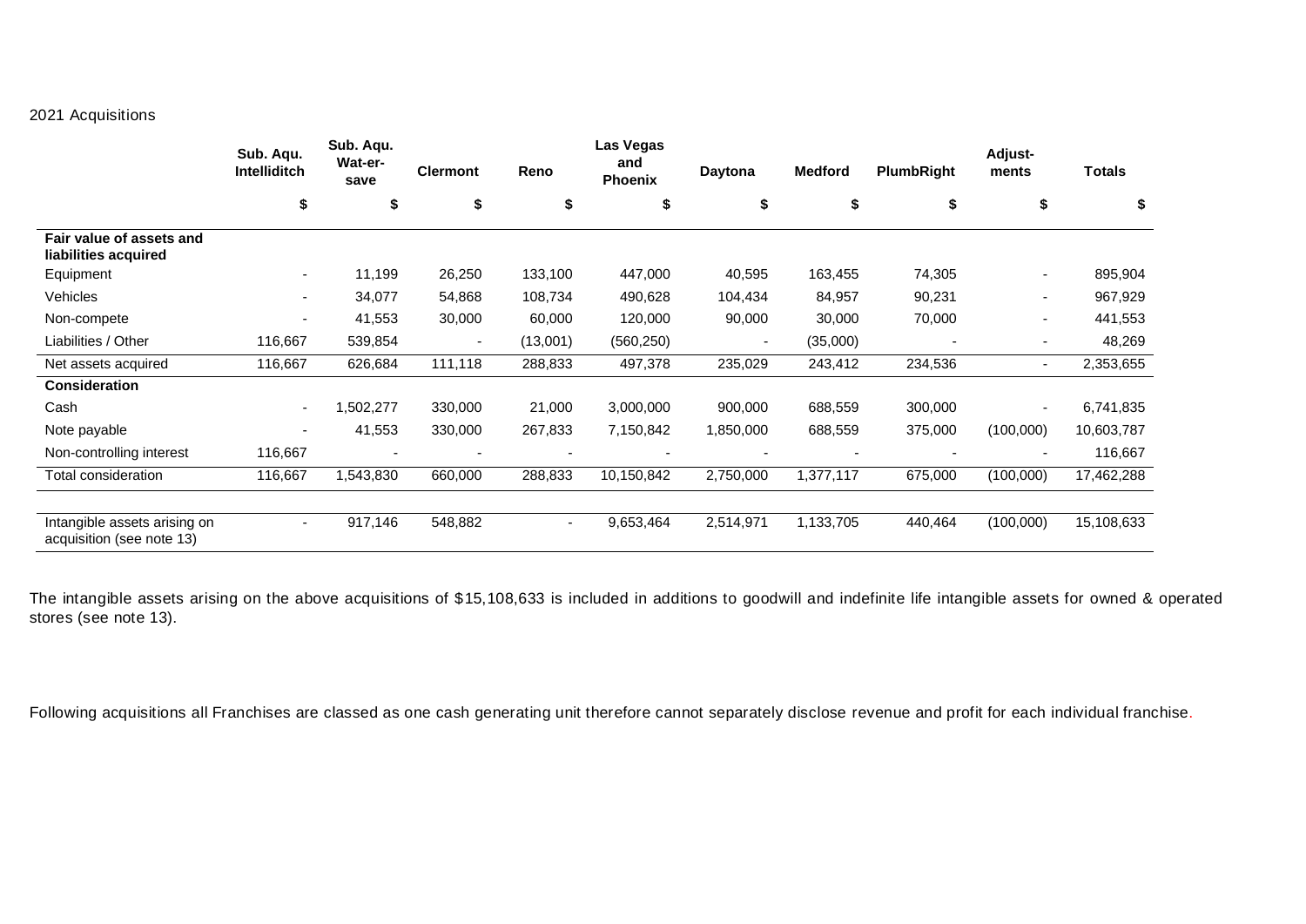2021 Acquisitions

| | Sub. Aqu. Intelliditch | Sub. Aqu. Wat-er-save | Clermont | Reno | Las Vegas and Phoenix | Daytona | Medford | PlumbRight | Adjust-ments | Totals |
|---|---|---|---|---|---|---|---|---|---|---|
| | $ | $ | $ | $ | $ | $ | $ | $ | $ | $ |
| **Fair value of assets and liabilities acquired** | | | | | | | | | | |
| Equipment | - | 11,199 | 26,250 | 133,100 | 447,000 | 40,595 | 163,455 | 74,305 | - | 895,904 |
| Vehicles | - | 34,077 | 54,868 | 108,734 | 490,628 | 104,434 | 84,957 | 90,231 | - | 967,929 |
| Non-compete | - | 41,553 | 30,000 | 60,000 | 120,000 | 90,000 | 30,000 | 70,000 | - | 441,553 |
| Liabilities / Other | 116,667 | 539,854 | - | (13,001) | (560,250) | - | (35,000) | - | - | 48,269 |
| Net assets acquired | 116,667 | 626,684 | 111,118 | 288,833 | 497,378 | 235,029 | 243,412 | 234,536 | - | 2,353,655 |
| **Consideration** | | | | | | | | | | |
| Cash | - | 1,502,277 | 330,000 | 21,000 | 3,000,000 | 900,000 | 688,559 | 300,000 | - | 6,741,835 |
| Note payable | - | 41,553 | 330,000 | 267,833 | 7,150,842 | 1,850,000 | 688,559 | 375,000 | (100,000) | 10,603,787 |
| Non-controlling interest | 116,667 | - | - | - | - | - | - | - | - | 116,667 |
| Total consideration | 116,667 | 1,543,830 | 660,000 | 288,833 | 10,150,842 | 2,750,000 | 1,377,117 | 675,000 | (100,000) | 17,462,288 |
| | | | | | | | | | | |
| Intangible assets arising on acquisition (see note 13) | - | 917,146 | 548,882 | - | 9,653,464 | 2,514,971 | 1,133,705 | 440,464 | (100,000) | 15,108,633 |

The intangible assets arising on the above acquisitions of $15,108,633 is included in additions to goodwill and indefinite life intangible assets for owned & operated stores (see note 13).

Following acquisitions all Franchises are classed as one cash generating unit therefore cannot separately disclose revenue and profit for each individual franchise.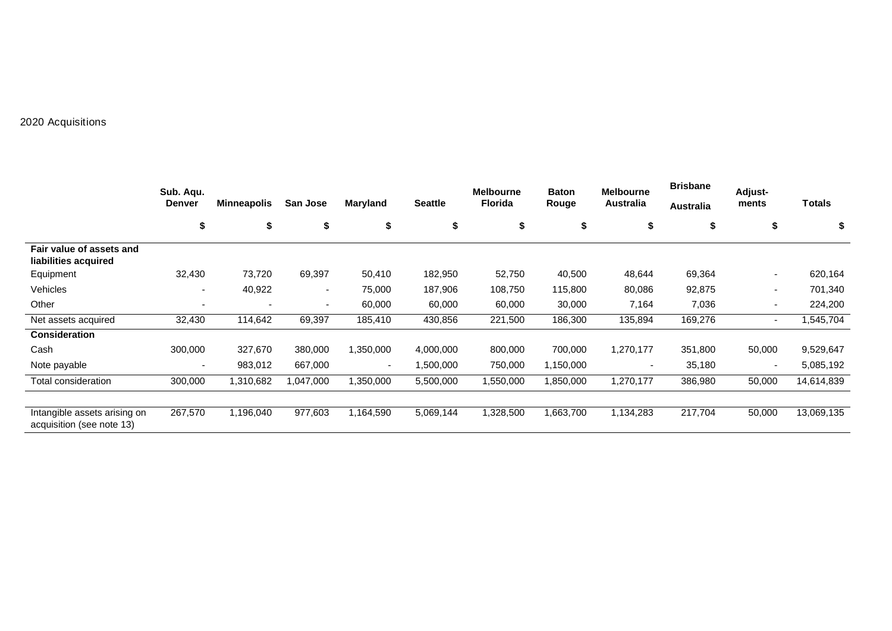2020 Acquisitions

| | Sub. Aqu. Denver | Minneapolis | San Jose | Maryland | Seattle | Melbourne Florida | Baton Rouge | Melbourne Australia | Brisbane Australia | Adjust-ments | Totals |
|---|---|---|---|---|---|---|---|---|---|---|---|
| | $ | $ | $ | $ | $ | $ | $ | $ | $ | $ | $ |
| **Fair value of assets and liabilities acquired** | | | | | | | | | | | |
| Equipment | 32,430 | 73,720 | 69,397 | 50,410 | 182,950 | 52,750 | 40,500 | 48,644 | 69,364 | - | 620,164 |
| Vehicles | - | 40,922 | - | 75,000 | 187,906 | 108,750 | 115,800 | 80,086 | 92,875 | - | 701,340 |
| Other | - | - | - | 60,000 | 60,000 | 60,000 | 30,000 | 7,164 | 7,036 | - | 224,200 |
| Net assets acquired | 32,430 | 114,642 | 69,397 | 185,410 | 430,856 | 221,500 | 186,300 | 135,894 | 169,276 | - | 1,545,704 |
| **Consideration** | | | | | | | | | | | |
| Cash | 300,000 | 327,670 | 380,000 | 1,350,000 | 4,000,000 | 800,000 | 700,000 | 1,270,177 | 351,800 | 50,000 | 9,529,647 |
| Note payable | - | 983,012 | 667,000 | - | 1,500,000 | 750,000 | 1,150,000 | - | 35,180 | - | 5,085,192 |
| Total consideration | 300,000 | 1,310,682 | 1,047,000 | 1,350,000 | 5,500,000 | 1,550,000 | 1,850,000 | 1,270,177 | 386,980 | 50,000 | 14,614,839 |
| Intangible assets arising on acquisition (see note 13) | 267,570 | 1,196,040 | 977,603 | 1,164,590 | 5,069,144 | 1,328,500 | 1,663,700 | 1,134,283 | 217,704 | 50,000 | 13,069,135 |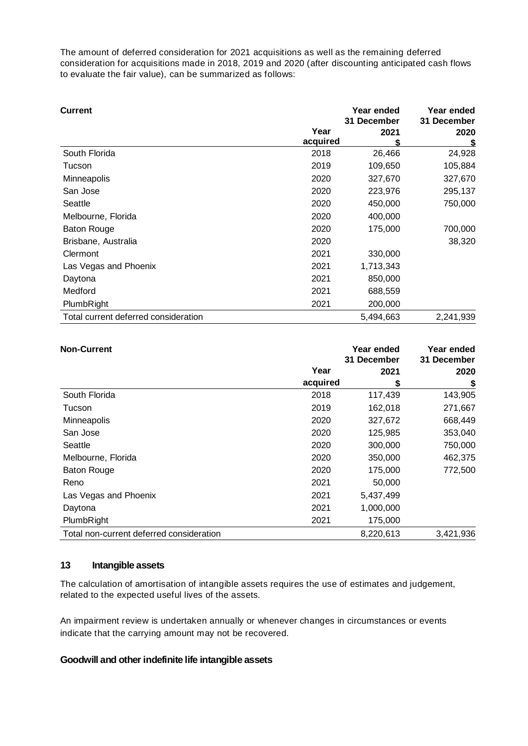The amount of deferred consideration for 2021 acquisitions as well as the remaining deferred consideration for acquisitions made in 2018, 2019 and 2020 (after discounting anticipated cash flows to evaluate the fair value), can be summarized as follows:

| **Current** | **Year acquired** | **Year ended 31 December 2021 $** | **Year ended 31 December 2020 $** |
|---|---|---|---|
| South Florida | 2018 | 26,466 | 24,928 |
| Tucson | 2019 | 109,650 | 105,884 |
| Minneapolis | 2020 | 327,670 | 327,670 |
| San Jose | 2020 | 223,976 | 295,137 |
| Seattle | 2020 | 450,000 | 750,000 |
| Melbourne, Florida | 2020 | 400,000 | |
| Baton Rouge | 2020 | 175,000 | 700,000 |
| Brisbane, Australia | 2020 | | 38,320 |
| Clermont | 2021 | 330,000 | |
| Las Vegas and Phoenix | 2021 | 1,713,343 | |
| Daytona | 2021 | 850,000 | |
| Medford | 2021 | 688,559 | |
| PlumbRight | 2021 | 200,000 | |
| Total current deferred consideration | | 5,494,663 | 2,241,939 |

| **Non-Current** | **Year acquired** | **Year ended 31 December 2021 $** | **Year ended 31 December 2020 $** |
|---|---|---|---|
| South Florida | 2018 | 117,439 | 143,905 |
| Tucson | 2019 | 162,018 | 271,667 |
| Minneapolis | 2020 | 327,672 | 668,449 |
| San Jose | 2020 | 125,985 | 353,040 |
| Seattle | 2020 | 300,000 | 750,000 |
| Melbourne, Florida | 2020 | 350,000 | 462,375 |
| Baton Rouge | 2020 | 175,000 | 772,500 |
| Reno | 2021 | 50,000 | |
| Las Vegas and Phoenix | 2021 | 5,437,499 | |
| Daytona | 2021 | 1,000,000 | |
| PlumbRight | 2021 | 175,000 | |
| Total non-current deferred consideration | | 8,220,613 | 3,421,936 |

## 13 Intangible assets

The calculation of amortisation of intangible assets requires the use of estimates and judgement, related to the expected useful lives of the assets.

An impairment review is undertaken annually or whenever changes in circumstances or events indicate that the carrying amount may not be recovered.

### Goodwill and other indefinite life intangible assets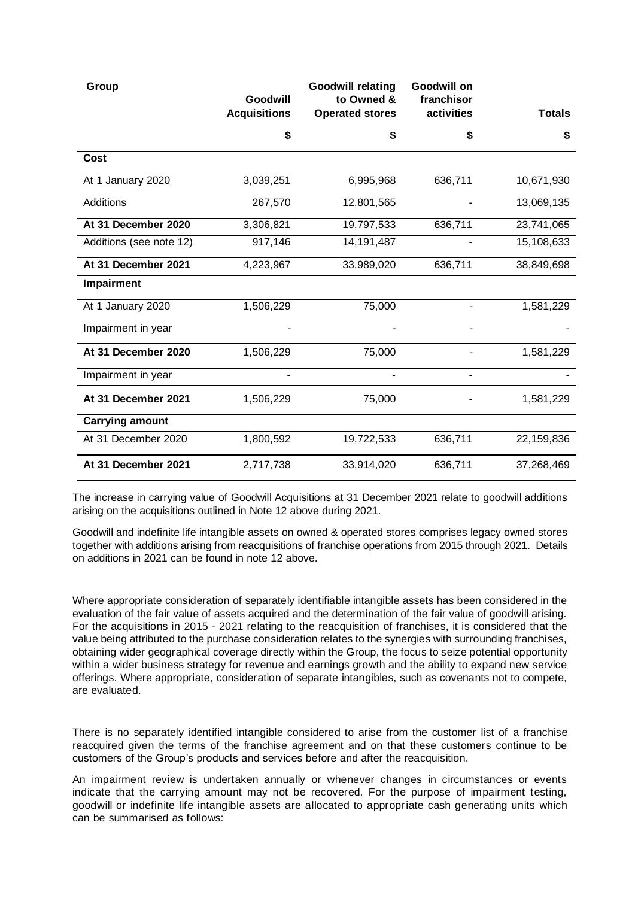| Group | Goodwill Acquisitions | Goodwill relating to Owned & Operated stores | Goodwill on franchisor activities | Totals |
|---|---|---|---|---|
| | $ | $ | $ | $ |
| **Cost** | | | | |
| At 1 January 2020 | 3,039,251 | 6,995,968 | 636,711 | 10,671,930 |
| Additions | 267,570 | 12,801,565 | - | 13,069,135 |
| **At 31 December 2020** | 3,306,821 | 19,797,533 | 636,711 | 23,741,065 |
| Additions (see note 12) | 917,146 | 14,191,487 | - | 15,108,633 |
| **At 31 December 2021** | 4,223,967 | 33,989,020 | 636,711 | 38,849,698 |
| **Impairment** | | | | |
| At 1 January 2020 | 1,506,229 | 75,000 | - | 1,581,229 |
| Impairment in year | - | - | - | - |
| **At 31 December 2020** | 1,506,229 | 75,000 | - | 1,581,229 |
| Impairment in year | - | - | - | - |
| **At 31 December 2021** | 1,506,229 | 75,000 | - | 1,581,229 |
| **Carrying amount** | | | | |
| At 31 December 2020 | 1,800,592 | 19,722,533 | 636,711 | 22,159,836 |
| **At 31 December 2021** | 2,717,738 | 33,914,020 | 636,711 | 37,268,469 |

The increase in carrying value of Goodwill Acquisitions at 31 December 2021 relate to goodwill additions arising on the acquisitions outlined in Note 12 above during 2021.

Goodwill and indefinite life intangible assets on owned & operated stores comprises legacy owned stores together with additions arising from reacquisitions of franchise operations from 2015 through 2021. Details on additions in 2021 can be found in note 12 above.

Where appropriate consideration of separately identifiable intangible assets has been considered in the evaluation of the fair value of assets acquired and the determination of the fair value of goodwill arising. For the acquisitions in 2015 - 2021 relating to the reacquisition of franchises, it is considered that the value being attributed to the purchase consideration relates to the synergies with surrounding franchises, obtaining wider geographical coverage directly within the Group, the focus to seize potential opportunity within a wider business strategy for revenue and earnings growth and the ability to expand new service offerings. Where appropriate, consideration of separate intangibles, such as covenants not to compete, are evaluated.

There is no separately identified intangible considered to arise from the customer list of a franchise reacquired given the terms of the franchise agreement and on that these customers continue to be customers of the Group's products and services before and after the reacquisition.

An impairment review is undertaken annually or whenever changes in circumstances or events indicate that the carrying amount may not be recovered. For the purpose of impairment testing, goodwill or indefinite life intangible assets are allocated to appropriate cash generating units which can be summarised as follows: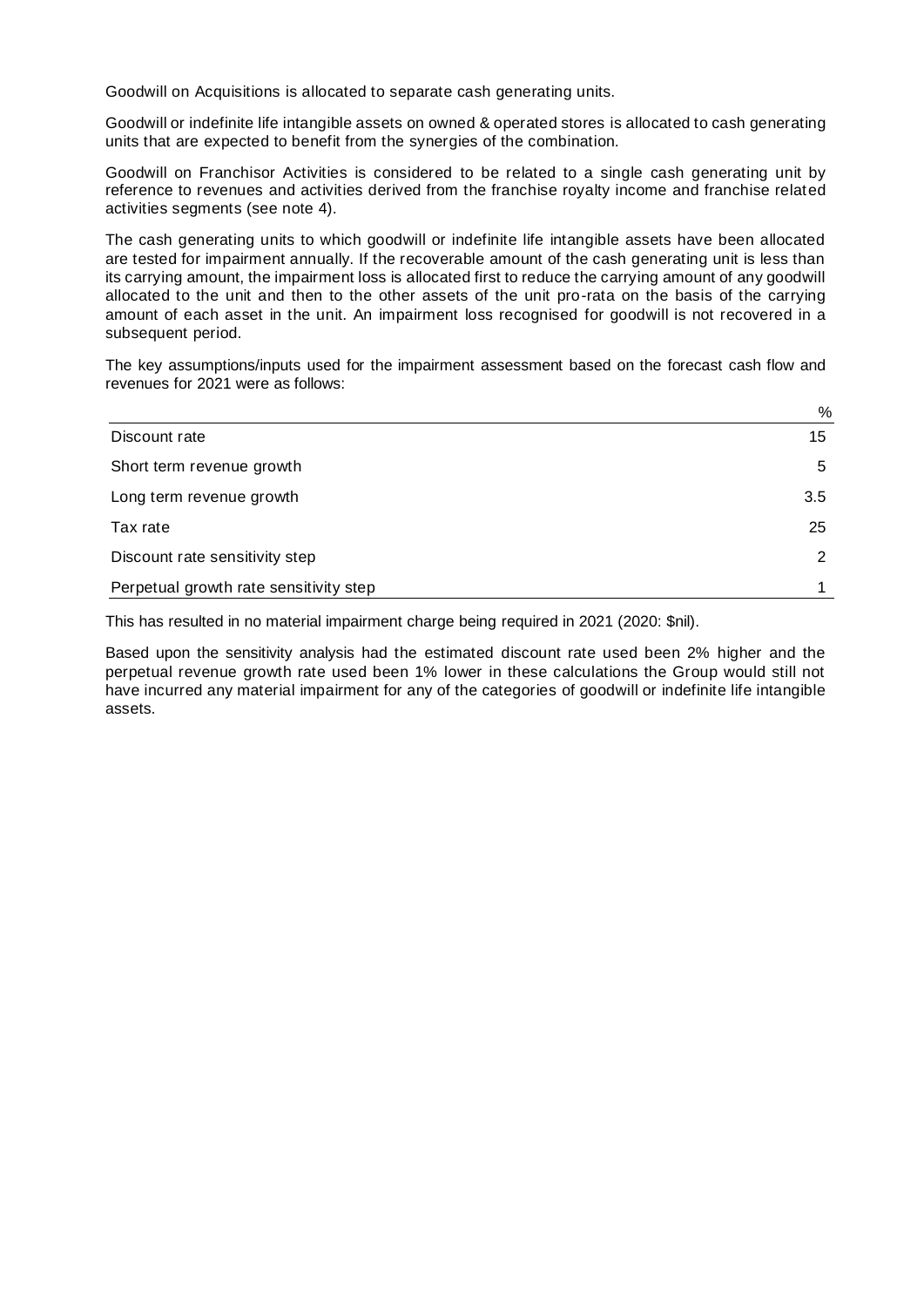Goodwill on Acquisitions is allocated to separate cash generating units.

Goodwill or indefinite life intangible assets on owned & operated stores is allocated to cash generating units that are expected to benefit from the synergies of the combination.

Goodwill on Franchisor Activities is considered to be related to a single cash generating unit by reference to revenues and activities derived from the franchise royalty income and franchise related activities segments (see note 4).

The cash generating units to which goodwill or indefinite life intangible assets have been allocated are tested for impairment annually. If the recoverable amount of the cash generating unit is less than its carrying amount, the impairment loss is allocated first to reduce the carrying amount of any goodwill allocated to the unit and then to the other assets of the unit pro-rata on the basis of the carrying amount of each asset in the unit. An impairment loss recognised for goodwill is not recovered in a subsequent period.

The key assumptions/inputs used for the impairment assessment based on the forecast cash flow and revenues for 2021 were as follows:

| | % |
|---|---|
| Discount rate | 15 |
| Short term revenue growth | 5 |
| Long term revenue growth | 3.5 |
| Tax rate | 25 |
| Discount rate sensitivity step | 2 |
| Perpetual growth rate sensitivity step | 1 |

This has resulted in no material impairment charge being required in 2021 (2020: $nil).

Based upon the sensitivity analysis had the estimated discount rate used been 2% higher and the perpetual revenue growth rate used been 1% lower in these calculations the Group would still not have incurred any material impairment for any of the categories of goodwill or indefinite life intangible assets.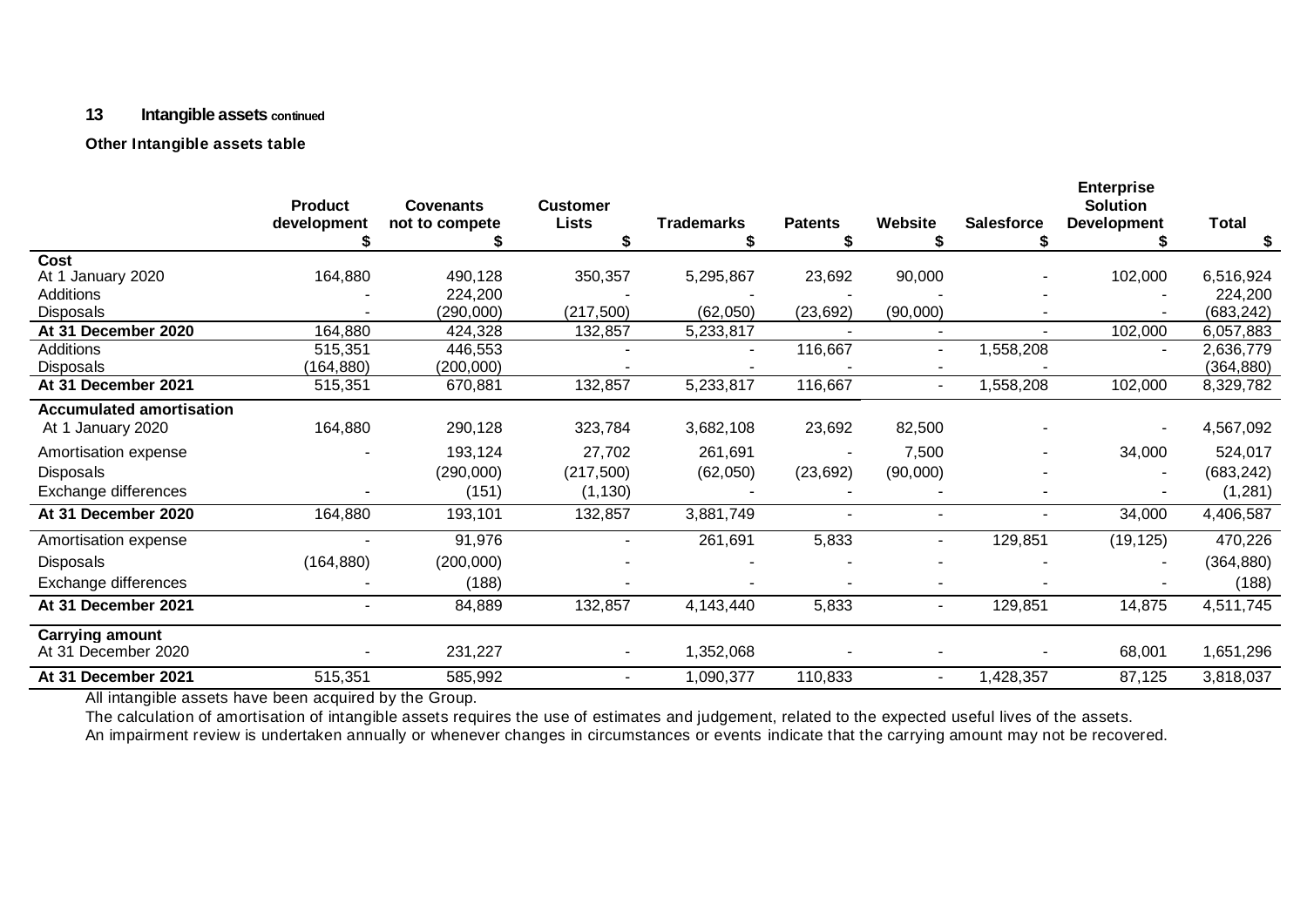## 13 Intangible assets continued

**Other Intangible assets table**

| | Product development $ | Covenants not to compete $ | Customer Lists $ | Trademarks $ | Patents $ | Website $ | Salesforce $ | Enterprise Solution Development $ | Total $ |
|---|---|---|---|---|---|---|---|---|---|
| **Cost** | | | | | | | | | |
| At 1 January 2020 | 164,880 | 490,128 | 350,357 | 5,295,867 | 23,692 | 90,000 | - | 102,000 | 6,516,924 |
| Additions | - | 224,200 | - | - | - | - | - | - | 224,200 |
| Disposals | - | (290,000) | (217,500) | (62,050) | (23,692) | (90,000) | - | - | (683,242) |
| **At 31 December 2020** | 164,880 | 424,328 | 132,857 | 5,233,817 | - | - | - | 102,000 | 6,057,883 |
| Additions | 515,351 | 446,553 | - | - | 116,667 | - | 1,558,208 | - | 2,636,779 |
| Disposals | (164,880) | (200,000) | - | - | - | - | - | - | (364,880) |
| **At 31 December 2021** | 515,351 | 670,881 | 132,857 | 5,233,817 | 116,667 | - | 1,558,208 | 102,000 | 8,329,782 |
| **Accumulated amortisation** | | | | | | | | | |
| At 1 January 2020 | 164,880 | 290,128 | 323,784 | 3,682,108 | 23,692 | 82,500 | - | - | 4,567,092 |
| Amortisation expense | - | 193,124 | 27,702 | 261,691 | - | 7,500 | - | 34,000 | 524,017 |
| Disposals | | (290,000) | (217,500) | (62,050) | (23,692) | (90,000) | - | - | (683,242) |
| Exchange differences | - | (151) | (1,130) | - | - | - | - | - | (1,281) |
| **At 31 December 2020** | 164,880 | 193,101 | 132,857 | 3,881,749 | - | - | - | 34,000 | 4,406,587 |
| Amortisation expense | - | 91,976 | - | 261,691 | 5,833 | - | 129,851 | (19,125) | 470,226 |
| Disposals | (164,880) | (200,000) | - | - | - | - | - | - | (364,880) |
| Exchange differences | - | (188) | - | - | - | - | - | - | (188) |
| **At 31 December 2021** | - | 84,889 | 132,857 | 4,143,440 | 5,833 | - | 129,851 | 14,875 | 4,511,745 |
| **Carrying amount** | | | | | | | | | |
| At 31 December 2020 | - | 231,227 | - | 1,352,068 | - | - | - | 68,001 | 1,651,296 |
| **At 31 December 2021** | 515,351 | 585,992 | - | 1,090,377 | 110,833 | - | 1,428,357 | 87,125 | 3,818,037 |

All intangible assets have been acquired by the Group.

The calculation of amortisation of intangible assets requires the use of estimates and judgement, related to the expected useful lives of the assets.

An impairment review is undertaken annually or whenever changes in circumstances or events indicate that the carrying amount may not be recovered.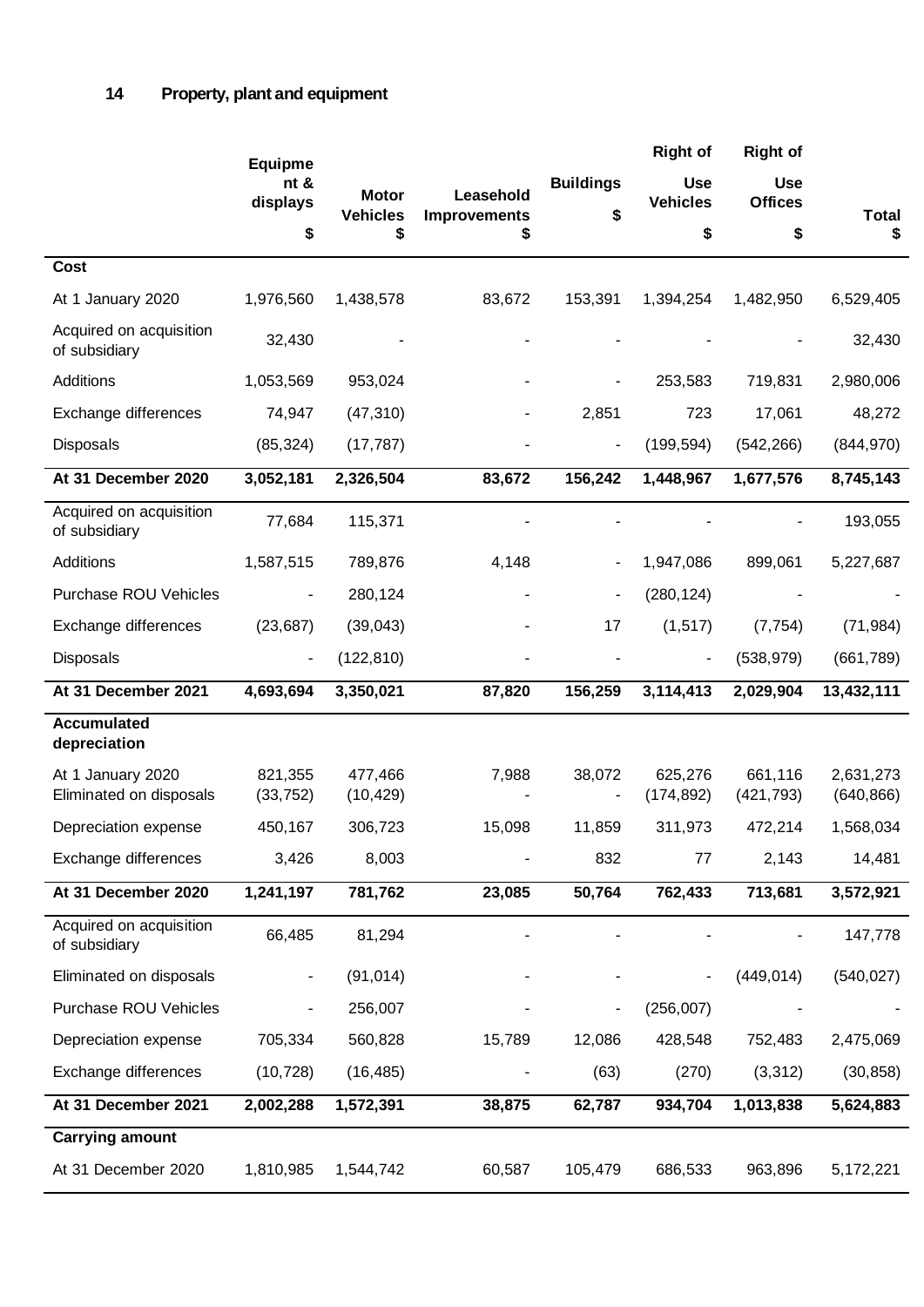## 14 Property, plant and equipment

| | Equipment & displays<br>$ | Motor Vehicles<br>$ | Leasehold Improvements<br>$ | Buildings<br>$ | Right of Use Vehicles<br>$ | Right of Use Offices<br>$ | Total<br>$ |
|---|---|---|---|---|---|---|---|
| **Cost** | | | | | | | |
| At 1 January 2020 | 1,976,560 | 1,438,578 | 83,672 | 153,391 | 1,394,254 | 1,482,950 | 6,529,405 |
| Acquired on acquisition of subsidiary | 32,430 | - | - | - | - | - | 32,430 |
| Additions | 1,053,569 | 953,024 | - | - | 253,583 | 719,831 | 2,980,006 |
| Exchange differences | 74,947 | (47,310) | - | 2,851 | 723 | 17,061 | 48,272 |
| Disposals | (85,324) | (17,787) | - | - | (199,594) | (542,266) | (844,970) |
| **At 31 December 2020** | **3,052,181** | **2,326,504** | **83,672** | **156,242** | **1,448,967** | **1,677,576** | **8,745,143** |
| Acquired on acquisition of subsidiary | 77,684 | 115,371 | - | - | - | - | 193,055 |
| Additions | 1,587,515 | 789,876 | 4,148 | - | 1,947,086 | 899,061 | 5,227,687 |
| Purchase ROU Vehicles | - | 280,124 | - | - | (280,124) | - | - |
| Exchange differences | (23,687) | (39,043) | - | 17 | (1,517) | (7,754) | (71,984) |
| Disposals | - | (122,810) | - | - | - | (538,979) | (661,789) |
| **At 31 December 2021** | **4,693,694** | **3,350,021** | **87,820** | **156,259** | **3,114,413** | **2,029,904** | **13,432,111** |
| **Accumulated depreciation** | | | | | | | |
| At 1 January 2020 | 821,355 | 477,466 | 7,988 | 38,072 | 625,276 | 661,116 | 2,631,273 |
| Eliminated on disposals | (33,752) | (10,429) | - | - | (174,892) | (421,793) | (640,866) |
| Depreciation expense | 450,167 | 306,723 | 15,098 | 11,859 | 311,973 | 472,214 | 1,568,034 |
| Exchange differences | 3,426 | 8,003 | - | 832 | 77 | 2,143 | 14,481 |
| **At 31 December 2020** | **1,241,197** | **781,762** | **23,085** | **50,764** | **762,433** | **713,681** | **3,572,921** |
| Acquired on acquisition of subsidiary | 66,485 | 81,294 | - | - | - | - | 147,778 |
| Eliminated on disposals | - | (91,014) | - | - | - | (449,014) | (540,027) |
| Purchase ROU Vehicles | - | 256,007 | - | - | (256,007) | - | - |
| Depreciation expense | 705,334 | 560,828 | 15,789 | 12,086 | 428,548 | 752,483 | 2,475,069 |
| Exchange differences | (10,728) | (16,485) | - | (63) | (270) | (3,312) | (30,858) |
| **At 31 December 2021** | **2,002,288** | **1,572,391** | **38,875** | **62,787** | **934,704** | **1,013,838** | **5,624,883** |
| **Carrying amount** | | | | | | | |
| At 31 December 2020 | 1,810,985 | 1,544,742 | 60,587 | 105,479 | 686,533 | 963,896 | 5,172,221 |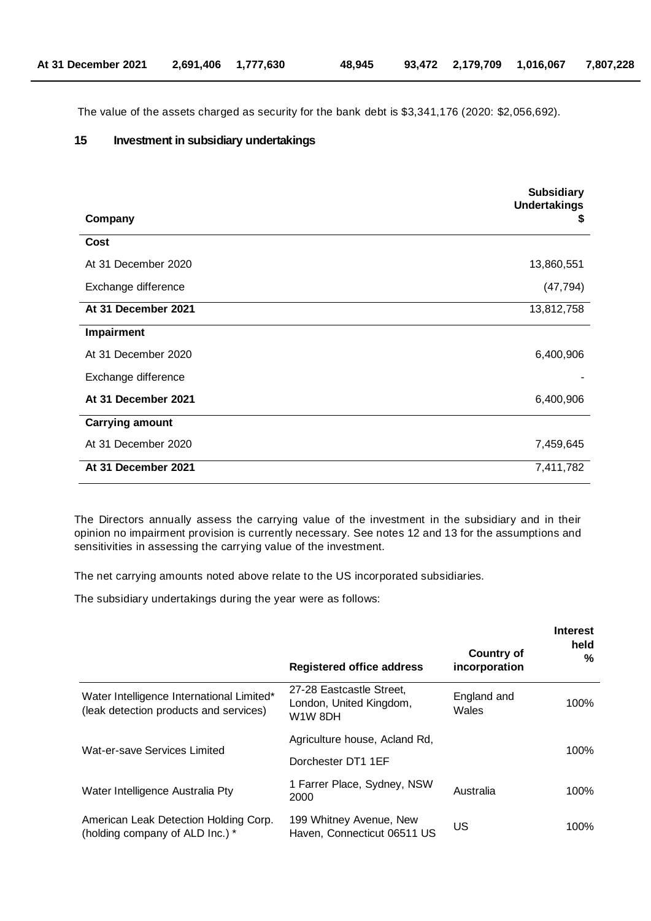| At 31 December 2021 | 2,691,406 | 1,777,630 | 48,945 | 93,472 | 2,179,709 | 1,016,067 | 7,807,228 |
|---|---|---|---|---|---|---|---|

The value of the assets charged as security for the bank debt is $3,341,176 (2020: $2,056,692).

## 15 Investment in subsidiary undertakings

| Company | Subsidiary Undertakings $ |
|---|---|
| **Cost** | |
| At 31 December 2020 | 13,860,551 |
| Exchange difference | (47,794) |
| **At 31 December 2021** | 13,812,758 |
| **Impairment** | |
| At 31 December 2020 | 6,400,906 |
| Exchange difference | - |
| **At 31 December 2021** | 6,400,906 |
| **Carrying amount** | |
| At 31 December 2020 | 7,459,645 |
| **At 31 December 2021** | 7,411,782 |

The Directors annually assess the carrying value of the investment in the subsidiary and in their opinion no impairment provision is currently necessary. See notes 12 and 13 for the assumptions and sensitivities in assessing the carrying value of the investment.

The net carrying amounts noted above relate to the US incorporated subsidiaries.

The subsidiary undertakings during the year were as follows:

| | Registered office address | Country of incorporation | Interest held % |
|---|---|---|---|
| Water Intelligence International Limited* (leak detection products and services) | 27-28 Eastcastle Street, London, United Kingdom, W1W 8DH | England and Wales | 100% |
| Wat-er-save Services Limited | Agriculture house, Acland Rd, Dorchester DT1 1EF | | 100% |
| Water Intelligence Australia Pty | 1 Farrer Place, Sydney, NSW 2000 | Australia | 100% |
| American Leak Detection Holding Corp. (holding company of ALD Inc.) * | 199 Whitney Avenue, New Haven, Connecticut 06511 US | US | 100% |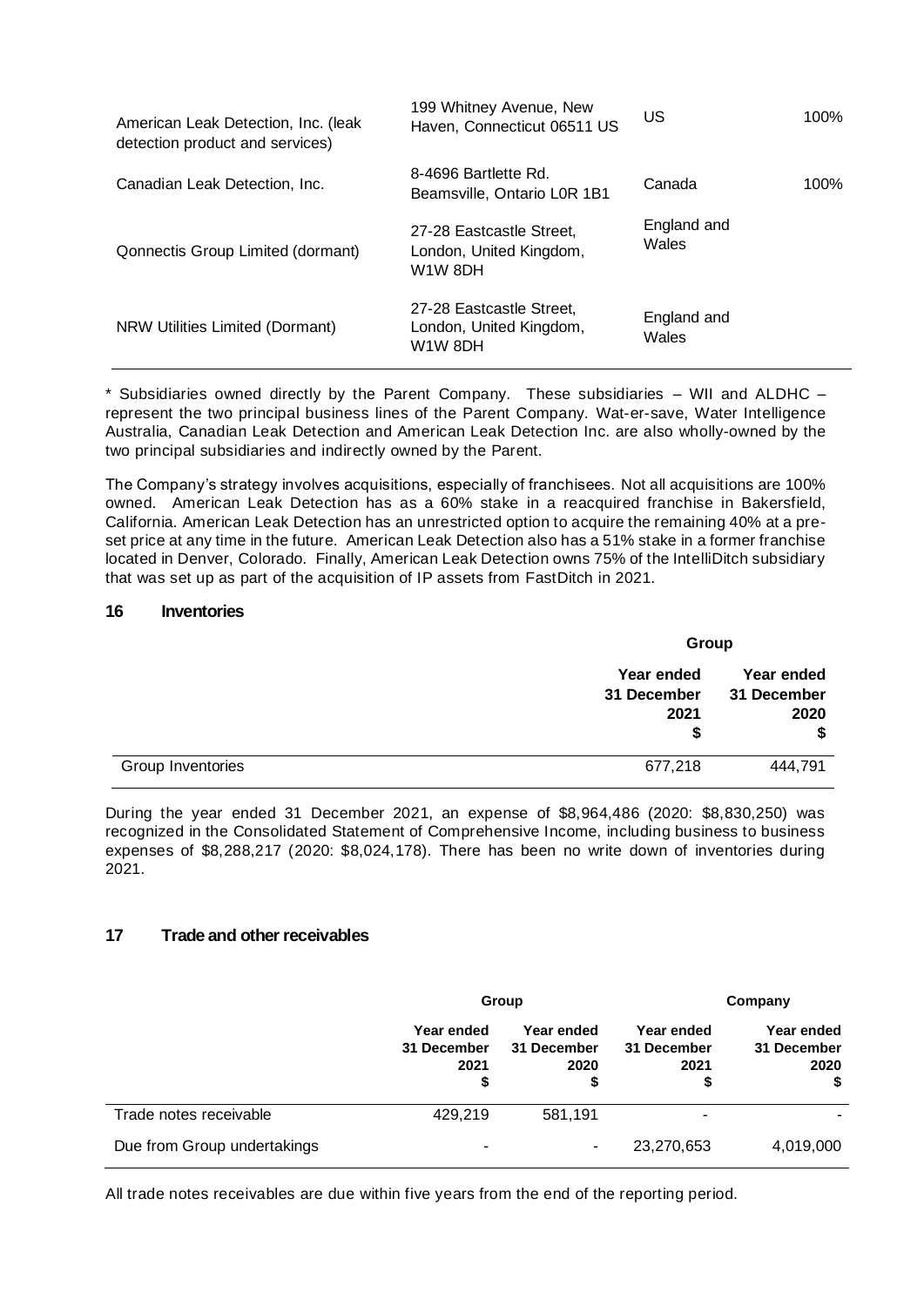| | | | |
|---|---|---|---|
| American Leak Detection, Inc. (leak detection product and services) | 199 Whitney Avenue, New Haven, Connecticut 06511 US | US | 100% |
| Canadian Leak Detection, Inc. | 8-4696 Bartlette Rd. Beamsville, Ontario L0R 1B1 | Canada | 100% |
| Qonnectis Group Limited (dormant) | 27-28 Eastcastle Street, London, United Kingdom, W1W 8DH | England and Wales | |
| NRW Utilities Limited (Dormant) | 27-28 Eastcastle Street, London, United Kingdom, W1W 8DH | England and Wales | |

* Subsidiaries owned directly by the Parent Company. These subsidiaries – WII and ALDHC – represent the two principal business lines of the Parent Company. Wat-er-save, Water Intelligence Australia, Canadian Leak Detection and American Leak Detection Inc. are also wholly-owned by the two principal subsidiaries and indirectly owned by the Parent.

The Company's strategy involves acquisitions, especially of franchisees. Not all acquisitions are 100% owned. American Leak Detection has as a 60% stake in a reacquired franchise in Bakersfield, California. American Leak Detection has an unrestricted option to acquire the remaining 40% at a pre-set price at any time in the future. American Leak Detection also has a 51% stake in a former franchise located in Denver, Colorado. Finally, American Leak Detection owns 75% of the IntelliDitch subsidiary that was set up as part of the acquisition of IP assets from FastDitch in 2021.

## 16 Inventories

| | Group | |
|---|---|---|
| | Year ended 31 December 2021 $ | Year ended 31 December 2020 $ |
| Group Inventories | 677,218 | 444,791 |

During the year ended 31 December 2021, an expense of $8,964,486 (2020: $8,830,250) was recognized in the Consolidated Statement of Comprehensive Income, including business to business expenses of $8,288,217 (2020: $8,024,178). There has been no write down of inventories during 2021.

## 17 Trade and other receivables

| | Group | | Company | |
|---|---|---|---|---|
| | Year ended 31 December 2021 $ | Year ended 31 December 2020 $ | Year ended 31 December 2021 $ | Year ended 31 December 2020 $ |
| Trade notes receivable | 429,219 | 581,191 | - | - |
| Due from Group undertakings | - | - | 23,270,653 | 4,019,000 |

All trade notes receivables are due within five years from the end of the reporting period.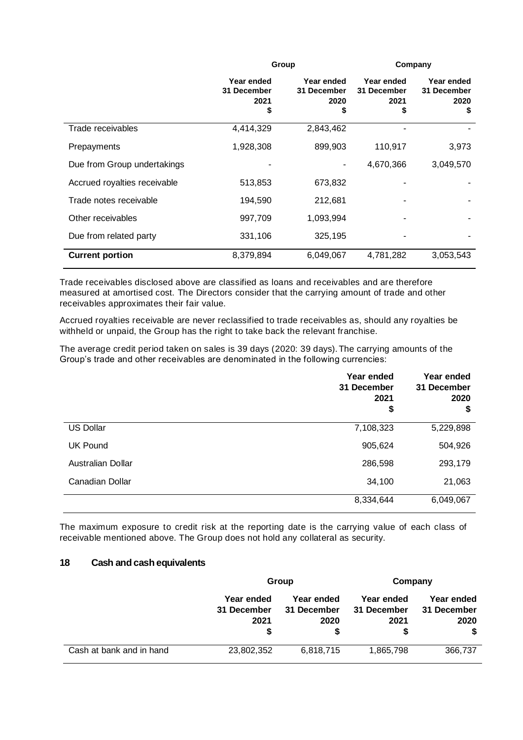| | Group | | Company | |
|---|---|---|---|---|
| | Year ended 31 December 2021 $ | Year ended 31 December 2020 $ | Year ended 31 December 2021 $ | Year ended 31 December 2020 $ |
| Trade receivables | 4,414,329 | 2,843,462 | - | - |
| Prepayments | 1,928,308 | 899,903 | 110,917 | 3,973 |
| Due from Group undertakings | - | - | 4,670,366 | 3,049,570 |
| Accrued royalties receivable | 513,853 | 673,832 | - | - |
| Trade notes receivable | 194,590 | 212,681 | - | - |
| Other receivables | 997,709 | 1,093,994 | - | - |
| Due from related party | 331,106 | 325,195 | - | - |
| **Current portion** | 8,379,894 | 6,049,067 | 4,781,282 | 3,053,543 |

Trade receivables disclosed above are classified as loans and receivables and are therefore measured at amortised cost. The Directors consider that the carrying amount of trade and other receivables approximates their fair value.

Accrued royalties receivable are never reclassified to trade receivables as, should any royalties be withheld or unpaid, the Group has the right to take back the relevant franchise.

The average credit period taken on sales is 39 days (2020: 39 days). The carrying amounts of the Group's trade and other receivables are denominated in the following currencies:

| | Year ended 31 December 2021 $ | Year ended 31 December 2020 $ |
|---|---|---|
| US Dollar | 7,108,323 | 5,229,898 |
| UK Pound | 905,624 | 504,926 |
| Australian Dollar | 286,598 | 293,179 |
| Canadian Dollar | 34,100 | 21,063 |
| | 8,334,644 | 6,049,067 |

The maximum exposure to credit risk at the reporting date is the carrying value of each class of receivable mentioned above. The Group does not hold any collateral as security.

## 18 Cash and cash equivalents

| | Group | | Company | |
|---|---|---|---|---|
| | Year ended 31 December 2021 $ | Year ended 31 December 2020 $ | Year ended 31 December 2021 $ | Year ended 31 December 2020 $ |
| Cash at bank and in hand | 23,802,352 | 6,818,715 | 1,865,798 | 366,737 |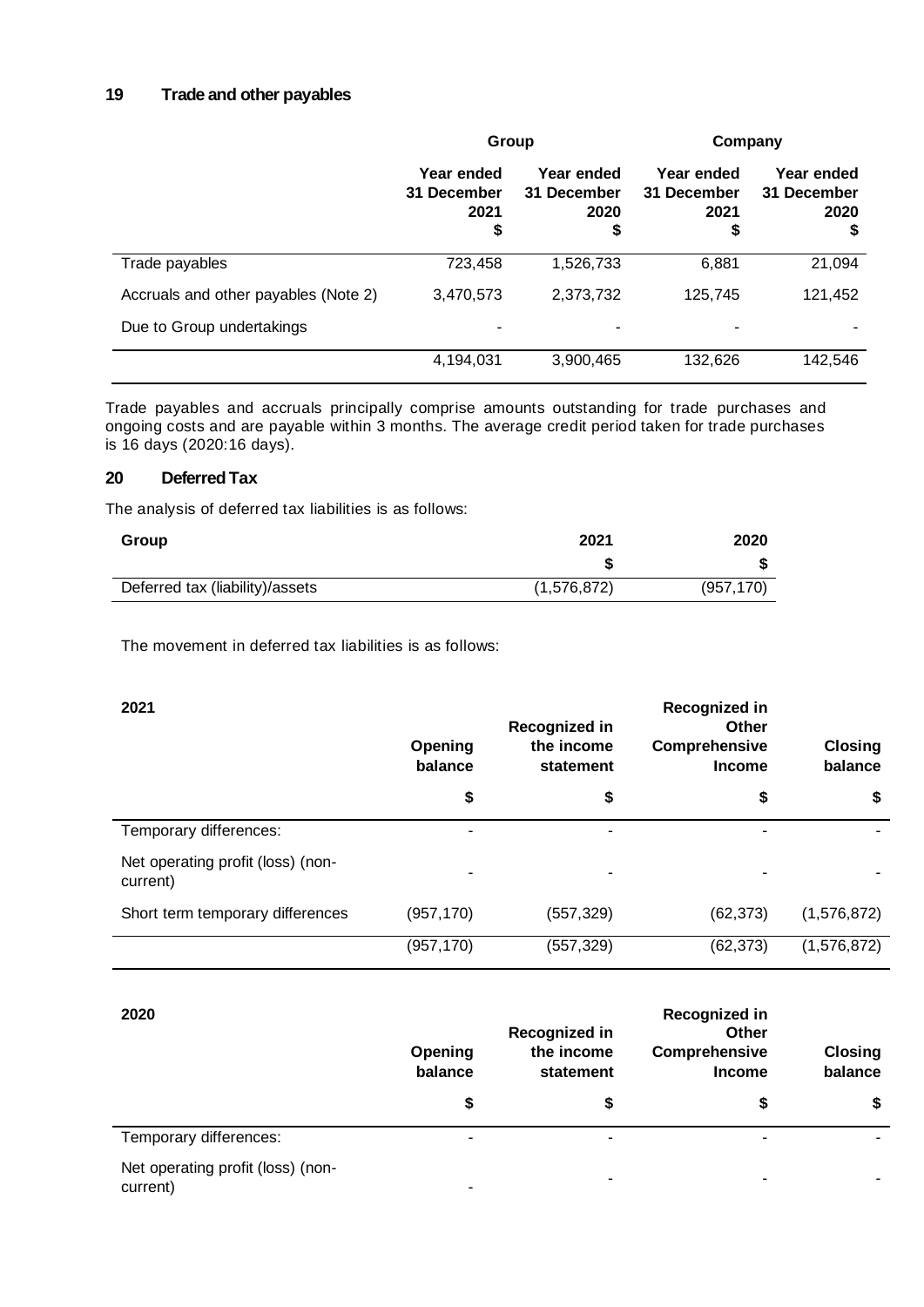## 19 Trade and other payables

| | Group | | Company | |
|---|---|---|---|---|
| | Year ended 31 December 2021 $ | Year ended 31 December 2020 $ | Year ended 31 December 2021 $ | Year ended 31 December 2020 $ |
| Trade payables | 723,458 | 1,526,733 | 6,881 | 21,094 |
| Accruals and other payables (Note 2) | 3,470,573 | 2,373,732 | 125,745 | 121,452 |
| Due to Group undertakings | - | - | - | - |
| | 4,194,031 | 3,900,465 | 132,626 | 142,546 |

Trade payables and accruals principally comprise amounts outstanding for trade purchases and ongoing costs and are payable within 3 months. The average credit period taken for trade purchases is 16 days (2020:16 days).

## 20 Deferred Tax

The analysis of deferred tax liabilities is as follows:

| Group | 2021 | 2020 |
|---|---|---|
| | $ | $ |
| Deferred tax (liability)/assets | (1,576,872) | (957,170) |

The movement in deferred tax liabilities is as follows:

| 2021 | Opening balance | Recognized in the income statement | Recognized in Other Comprehensive Income | Closing balance |
|---|---|---|---|---|
| | $ | $ | $ | $ |
| Temporary differences: | - | - | - | - |
| Net operating profit (loss) (non-current) | - | - | - | - |
| Short term temporary differences | (957,170) | (557,329) | (62,373) | (1,576,872) |
| | (957,170) | (557,329) | (62,373) | (1,576,872) |

| 2020 | Opening balance | Recognized in the income statement | Recognized in Other Comprehensive Income | Closing balance |
|---|---|---|---|---|
| | $ | $ | $ | $ |
| Temporary differences: | - | - | - | - |
| Net operating profit (loss) (non-current) | - | - | - | - |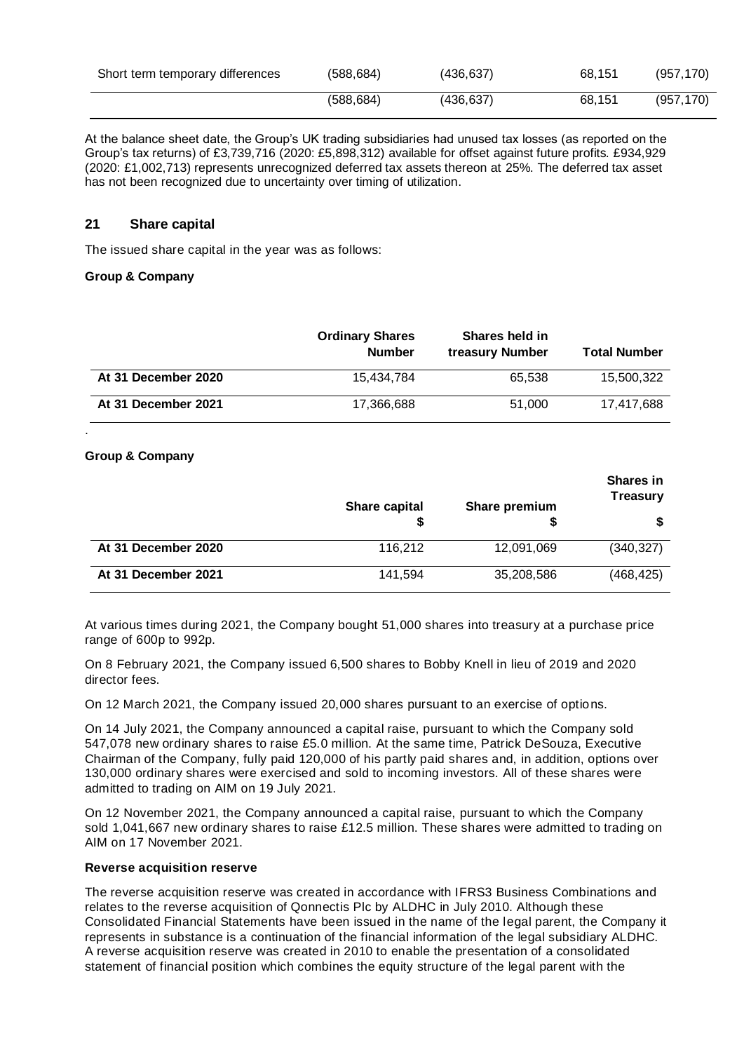| | | | | |
|---|---|---|---|---|
| Short term temporary differences | (588,684) | (436,637) | 68,151 | (957,170) |
| | (588,684) | (436,637) | 68,151 | (957,170) |

At the balance sheet date, the Group's UK trading subsidiaries had unused tax losses (as reported on the Group's tax returns) of £3,739,716 (2020: £5,898,312) available for offset against future profits. £934,929 (2020: £1,002,713) represents unrecognized deferred tax assets thereon at 25%. The deferred tax asset has not been recognized due to uncertainty over timing of utilization.

## 21 Share capital

The issued share capital in the year was as follows:

**Group & Company**

| | Ordinary Shares Number | Shares held in treasury Number | Total Number |
|---|---|---|---|
| **At 31 December 2020** | 15,434,784 | 65,538 | 15,500,322 |
| **At 31 December 2021** | 17,366,688 | 51,000 | 17,417,688 |

.

**Group & Company**

| | Share capital $ | Share premium $ | Shares in Treasury $ |
|---|---|---|---|
| **At 31 December 2020** | 116,212 | 12,091,069 | (340,327) |
| **At 31 December 2021** | 141,594 | 35,208,586 | (468,425) |

At various times during 2021, the Company bought 51,000 shares into treasury at a purchase price range of 600p to 992p.

On 8 February 2021, the Company issued 6,500 shares to Bobby Knell in lieu of 2019 and 2020 director fees.

On 12 March 2021, the Company issued 20,000 shares pursuant to an exercise of options.

On 14 July 2021, the Company announced a capital raise, pursuant to which the Company sold 547,078 new ordinary shares to raise £5.0 million. At the same time, Patrick DeSouza, Executive Chairman of the Company, fully paid 120,000 of his partly paid shares and, in addition, options over 130,000 ordinary shares were exercised and sold to incoming investors. All of these shares were admitted to trading on AIM on 19 July 2021.

On 12 November 2021, the Company announced a capital raise, pursuant to which the Company sold 1,041,667 new ordinary shares to raise £12.5 million. These shares were admitted to trading on AIM on 17 November 2021.

**Reverse acquisition reserve**

The reverse acquisition reserve was created in accordance with IFRS3 Business Combinations and relates to the reverse acquisition of Qonnectis Plc by ALDHC in July 2010. Although these Consolidated Financial Statements have been issued in the name of the legal parent, the Company it represents in substance is a continuation of the financial information of the legal subsidiary ALDHC. A reverse acquisition reserve was created in 2010 to enable the presentation of a consolidated statement of financial position which combines the equity structure of the legal parent with the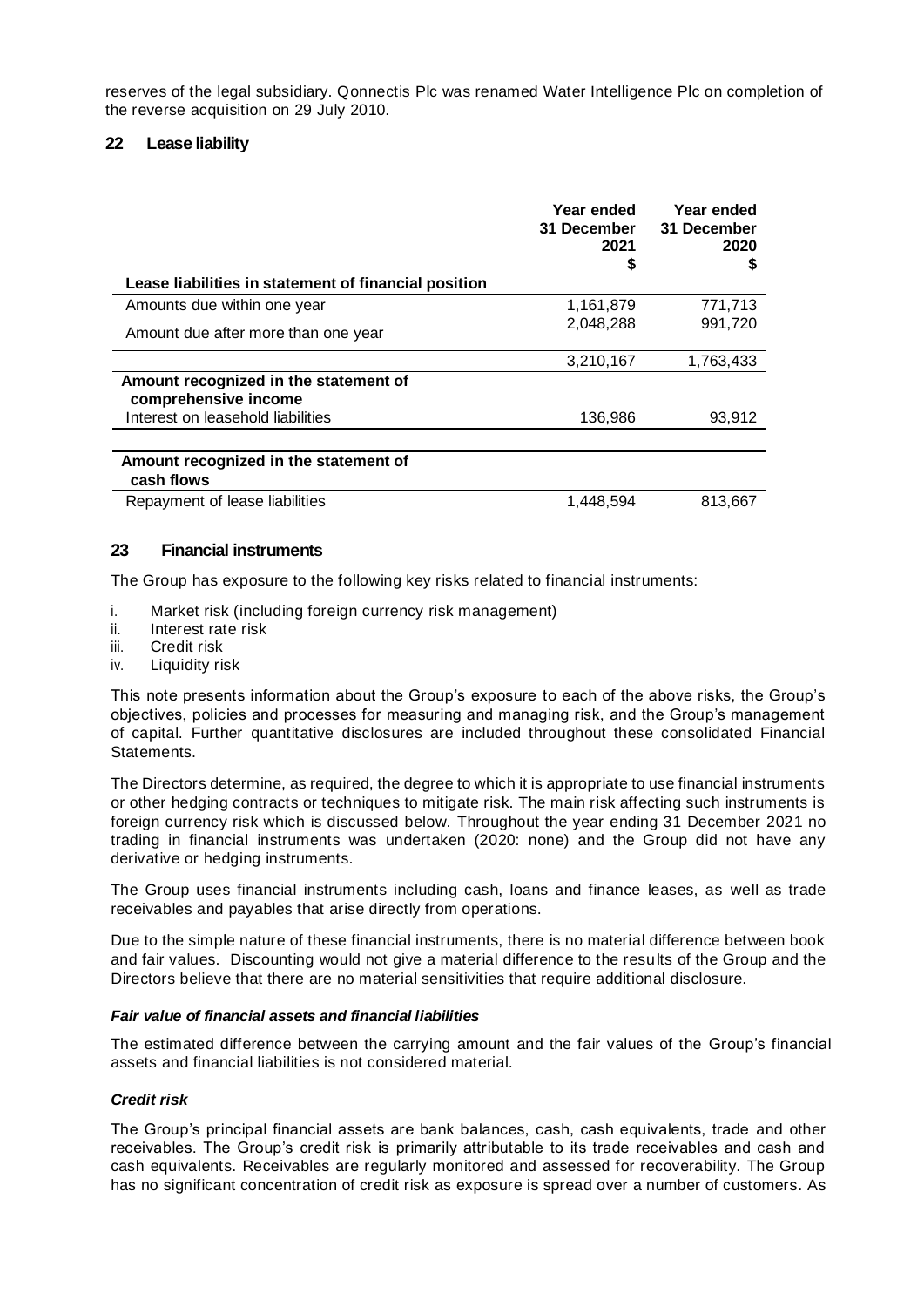reserves of the legal subsidiary. Qonnectis Plc was renamed Water Intelligence Plc on completion of the reverse acquisition on 29 July 2010.

## 22 Lease liability

| | Year ended 31 December 2021 $ | Year ended 31 December 2020 $ |
|---|---|---|
| **Lease liabilities in statement of financial position** | | |
| Amounts due within one year | 1,161,879 | 771,713 |
| Amount due after more than one year | 2,048,288 | 991,720 |
| | 3,210,167 | 1,763,433 |
| **Amount recognized in the statement of comprehensive income** | | |
| Interest on leasehold liabilities | 136,986 | 93,912 |
| **Amount recognized in the statement of cash flows** | | |
| Repayment of lease liabilities | 1,448,594 | 813,667 |

## 23 Financial instruments

The Group has exposure to the following key risks related to financial instruments:

i. Market risk (including foreign currency risk management)
ii. Interest rate risk
iii. Credit risk
iv. Liquidity risk

This note presents information about the Group's exposure to each of the above risks, the Group's objectives, policies and processes for measuring and managing risk, and the Group's management of capital. Further quantitative disclosures are included throughout these consolidated Financial Statements.

The Directors determine, as required, the degree to which it is appropriate to use financial instruments or other hedging contracts or techniques to mitigate risk. The main risk affecting such instruments is foreign currency risk which is discussed below. Throughout the year ending 31 December 2021 no trading in financial instruments was undertaken (2020: none) and the Group did not have any derivative or hedging instruments.

The Group uses financial instruments including cash, loans and finance leases, as well as trade receivables and payables that arise directly from operations.

Due to the simple nature of these financial instruments, there is no material difference between book and fair values. Discounting would not give a material difference to the results of the Group and the Directors believe that there are no material sensitivities that require additional disclosure.

### *Fair value of financial assets and financial liabilities*

The estimated difference between the carrying amount and the fair values of the Group's financial assets and financial liabilities is not considered material.

### *Credit risk*

The Group's principal financial assets are bank balances, cash, cash equivalents, trade and other receivables. The Group's credit risk is primarily attributable to its trade receivables and cash and cash equivalents. Receivables are regularly monitored and assessed for recoverability. The Group has no significant concentration of credit risk as exposure is spread over a number of customers. As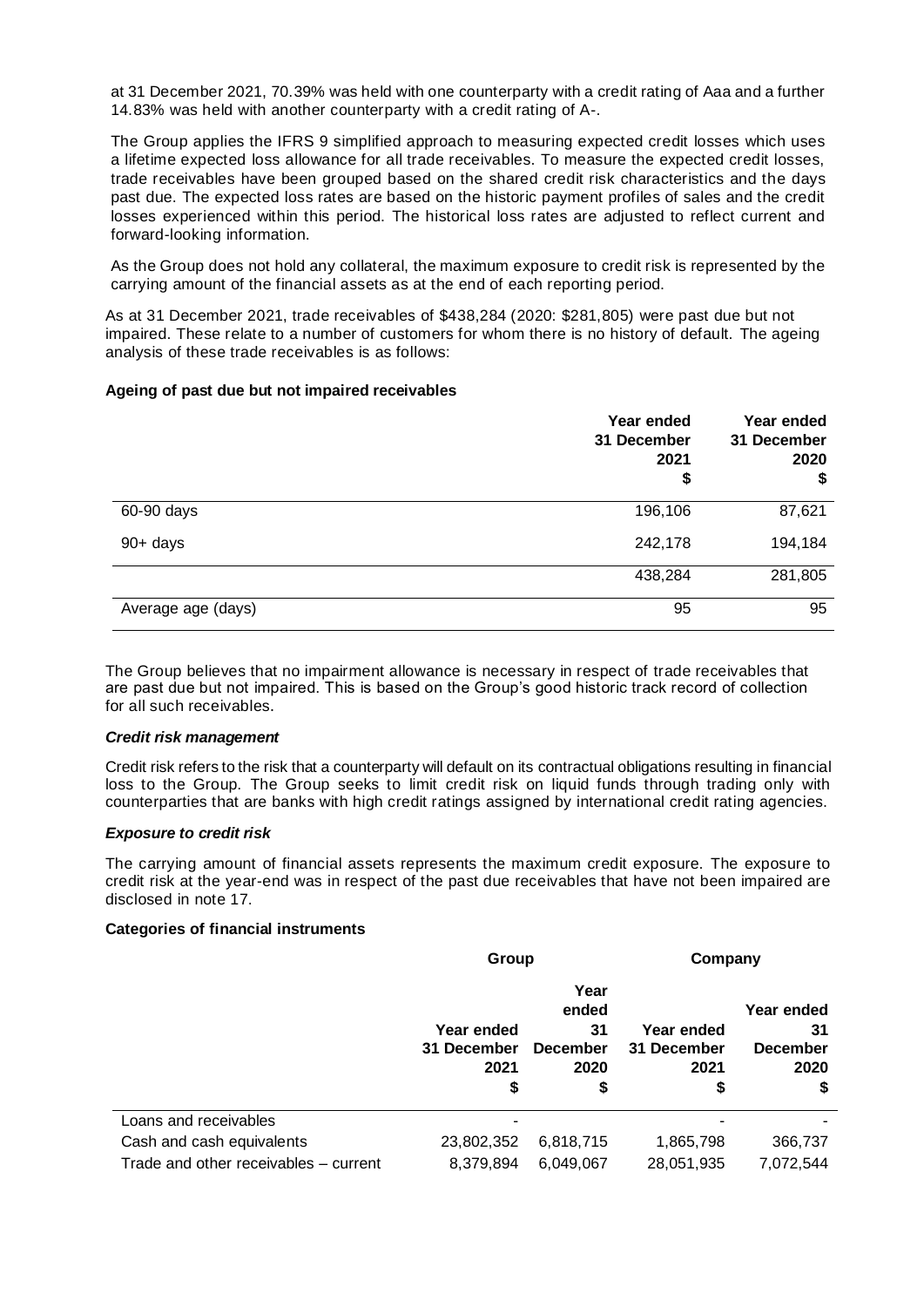at 31 December 2021, 70.39% was held with one counterparty with a credit rating of Aaa and a further 14.83% was held with another counterparty with a credit rating of A-.

The Group applies the IFRS 9 simplified approach to measuring expected credit losses which uses a lifetime expected loss allowance for all trade receivables. To measure the expected credit losses, trade receivables have been grouped based on the shared credit risk characteristics and the days past due. The expected loss rates are based on the historic payment profiles of sales and the credit losses experienced within this period. The historical loss rates are adjusted to reflect current and forward-looking information.

As the Group does not hold any collateral, the maximum exposure to credit risk is represented by the carrying amount of the financial assets as at the end of each reporting period.

As at 31 December 2021, trade receivables of $438,284 (2020: $281,805) were past due but not impaired. These relate to a number of customers for whom there is no history of default. The ageing analysis of these trade receivables is as follows:

**Ageing of past due but not impaired receivables**

| | Year ended 31 December 2021 $ | Year ended 31 December 2020 $ |
|---|---|---|
| 60-90 days | 196,106 | 87,621 |
| 90+ days | 242,178 | 194,184 |
| | 438,284 | 281,805 |
| Average age (days) | 95 | 95 |

The Group believes that no impairment allowance is necessary in respect of trade receivables that are past due but not impaired. This is based on the Group's good historic track record of collection for all such receivables.

***Credit risk management***

Credit risk refers to the risk that a counterparty will default on its contractual obligations resulting in financial loss to the Group. The Group seeks to limit credit risk on liquid funds through trading only with counterparties that are banks with high credit ratings assigned by international credit rating agencies.

***Exposure to credit risk***

The carrying amount of financial assets represents the maximum credit exposure. The exposure to credit risk at the year-end was in respect of the past due receivables that have not been impaired are disclosed in note 17.

**Categories of financial instruments**

| | Group | | Company | |
|---|---|---|---|---|
| | Year ended 31 December 2021 $ | Year ended 31 December 2020 $ | Year ended 31 December 2021 $ | Year ended 31 December 2020 $ |
| Loans and receivables | - | | - | - |
| Cash and cash equivalents | 23,802,352 | 6,818,715 | 1,865,798 | 366,737 |
| Trade and other receivables – current | 8,379,894 | 6,049,067 | 28,051,935 | 7,072,544 |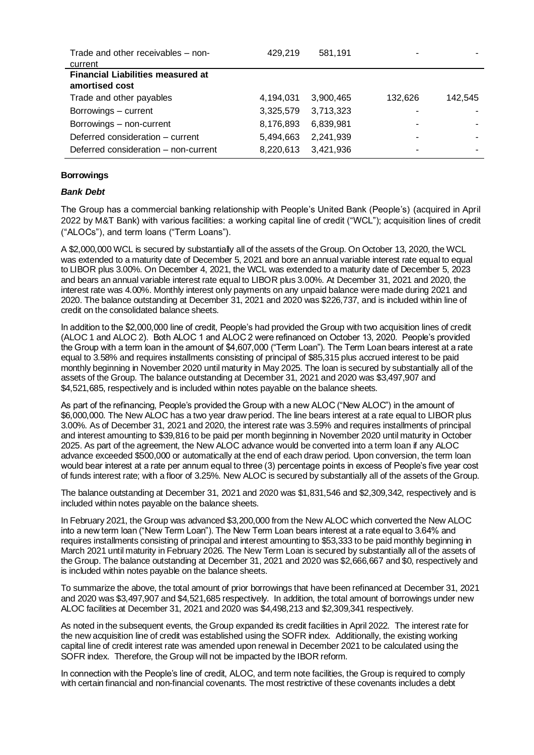| | | | | |
|---|---|---|---|---|
| Trade and other receivables – non-current | 429,219 | 581,191 | - | - |
| **Financial Liabilities measured at amortised cost** | | | | |
| Trade and other payables | 4,194,031 | 3,900,465 | 132,626 | 142,545 |
| Borrowings – current | 3,325,579 | 3,713,323 | - | - |
| Borrowings – non-current | 8,176,893 | 6,839,981 | - | - |
| Deferred consideration – current | 5,494,663 | 2,241,939 | - | - |
| Deferred consideration – non-current | 8,220,613 | 3,421,936 | - | - |

**Borrowings**

***Bank Debt***

The Group has a commercial banking relationship with People's United Bank (People's) (acquired in April 2022 by M&T Bank) with various facilities: a working capital line of credit ("WCL"); acquisition lines of credit ("ALOCs"), and term loans ("Term Loans").

A $2,000,000 WCL is secured by substantially all of the assets of the Group. On October 13, 2020, the WCL was extended to a maturity date of December 5, 2021 and bore an annual variable interest rate equal to equal to LIBOR plus 3.00%. On December 4, 2021, the WCL was extended to a maturity date of December 5, 2023 and bears an annual variable interest rate equal to LIBOR plus 3.00%. At December 31, 2021 and 2020, the interest rate was 4.00%. Monthly interest only payments on any unpaid balance were made during 2021 and 2020. The balance outstanding at December 31, 2021 and 2020 was $226,737, and is included within line of credit on the consolidated balance sheets.

In addition to the $2,000,000 line of credit, People's had provided the Group with two acquisition lines of credit (ALOC 1 and ALOC 2). Both ALOC 1 and ALOC 2 were refinanced on October 13, 2020. People's provided the Group with a term loan in the amount of $4,607,000 ("Term Loan"). The Term Loan bears interest at a rate equal to 3.58% and requires installments consisting of principal of $85,315 plus accrued interest to be paid monthly beginning in November 2020 until maturity in May 2025. The loan is secured by substantially all of the assets of the Group. The balance outstanding at December 31, 2021 and 2020 was $3,497,907 and $4,521,685, respectively and is included within notes payable on the balance sheets.

As part of the refinancing, People's provided the Group with a new ALOC ("New ALOC") in the amount of $6,000,000. The New ALOC has a two year draw period. The line bears interest at a rate equal to LIBOR plus 3.00%. As of December 31, 2021 and 2020, the interest rate was 3.59% and requires installments of principal and interest amounting to $39,816 to be paid per month beginning in November 2020 until maturity in October 2025. As part of the agreement, the New ALOC advance would be converted into a term loan if any ALOC advance exceeded $500,000 or automatically at the end of each draw period. Upon conversion, the term loan would bear interest at a rate per annum equal to three (3) percentage points in excess of People's five year cost of funds interest rate; with a floor of 3.25%. New ALOC is secured by substantially all of the assets of the Group.

The balance outstanding at December 31, 2021 and 2020 was $1,831,546 and $2,309,342, respectively and is included within notes payable on the balance sheets.

In February 2021, the Group was advanced $3,200,000 from the New ALOC which converted the New ALOC into a new term loan ("New Term Loan"). The New Term Loan bears interest at a rate equal to 3.64% and requires installments consisting of principal and interest amounting to $53,333 to be paid monthly beginning in March 2021 until maturity in February 2026. The New Term Loan is secured by substantially all of the assets of the Group. The balance outstanding at December 31, 2021 and 2020 was $2,666,667 and $0, respectively and is included within notes payable on the balance sheets.

To summarize the above, the total amount of prior borrowings that have been refinanced at December 31, 2021 and 2020 was $3,497,907 and $4,521,685 respectively. In addition, the total amount of borrowings under new ALOC facilities at December 31, 2021 and 2020 was $4,498,213 and $2,309,341 respectively.

As noted in the subsequent events, the Group expanded its credit facilities in April 2022. The interest rate for the new acquisition line of credit was established using the SOFR index. Additionally, the existing working capital line of credit interest rate was amended upon renewal in December 2021 to be calculated using the SOFR index. Therefore, the Group will not be impacted by the IBOR reform.

In connection with the People's line of credit, ALOC, and term note facilities, the Group is required to comply with certain financial and non-financial covenants. The most restrictive of these covenants includes a debt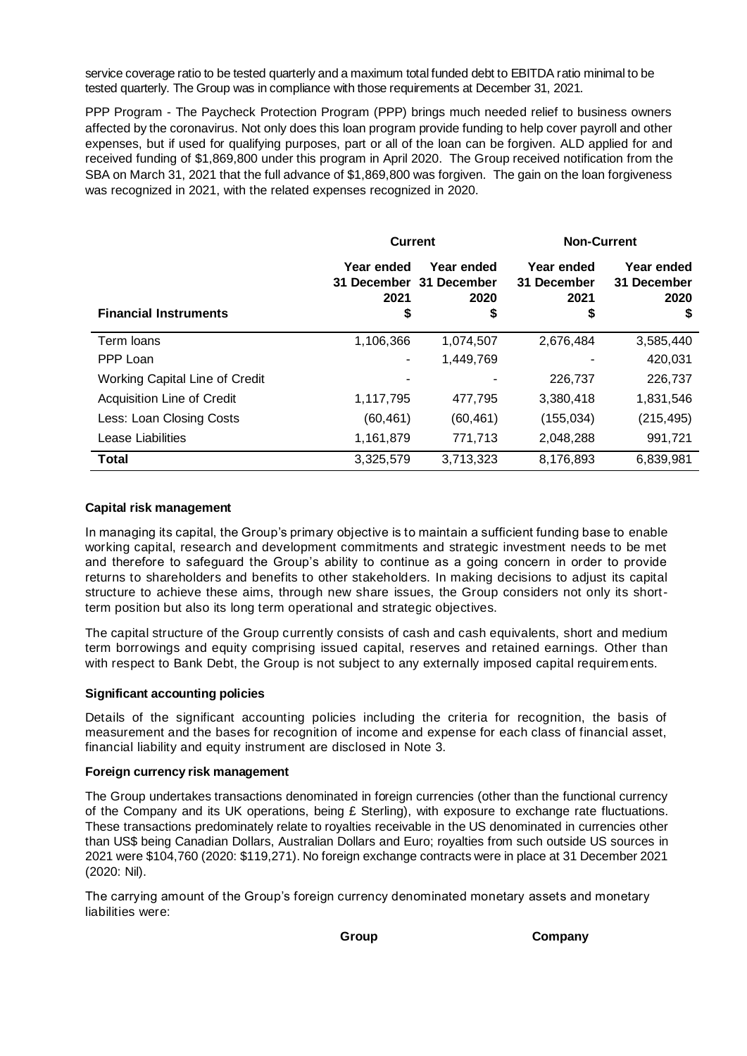service coverage ratio to be tested quarterly and a maximum total funded debt to EBITDA ratio minimal to be tested quarterly. The Group was in compliance with those requirements at December 31, 2021.

PPP Program - The Paycheck Protection Program (PPP) brings much needed relief to business owners affected by the coronavirus. Not only does this loan program provide funding to help cover payroll and other expenses, but if used for qualifying purposes, part or all of the loan can be forgiven. ALD applied for and received funding of $1,869,800 under this program in April 2020. The Group received notification from the SBA on March 31, 2021 that the full advance of $1,869,800 was forgiven. The gain on the loan forgiveness was recognized in 2021, with the related expenses recognized in 2020.

| | Current | | Non-Current | |
|---|---|---|---|---|
| **Financial Instruments** | Year ended 31 December 2021 $ | Year ended 31 December 2020 $ | Year ended 31 December 2021 $ | Year ended 31 December 2020 $ |
| Term loans | 1,106,366 | 1,074,507 | 2,676,484 | 3,585,440 |
| PPP Loan | - | 1,449,769 | - | 420,031 |
| Working Capital Line of Credit | - | - | 226,737 | 226,737 |
| Acquisition Line of Credit | 1,117,795 | 477,795 | 3,380,418 | 1,831,546 |
| Less: Loan Closing Costs | (60,461) | (60,461) | (155,034) | (215,495) |
| Lease Liabilities | 1,161,879 | 771,713 | 2,048,288 | 991,721 |
| **Total** | 3,325,579 | 3,713,323 | 8,176,893 | 6,839,981 |

**Capital risk management**

In managing its capital, the Group's primary objective is to maintain a sufficient funding base to enable working capital, research and development commitments and strategic investment needs to be met and therefore to safeguard the Group's ability to continue as a going concern in order to provide returns to shareholders and benefits to other stakeholders. In making decisions to adjust its capital structure to achieve these aims, through new share issues, the Group considers not only its short-term position but also its long term operational and strategic objectives.

The capital structure of the Group currently consists of cash and cash equivalents, short and medium term borrowings and equity comprising issued capital, reserves and retained earnings. Other than with respect to Bank Debt, the Group is not subject to any externally imposed capital requirements.

**Significant accounting policies**

Details of the significant accounting policies including the criteria for recognition, the basis of measurement and the bases for recognition of income and expense for each class of financial asset, financial liability and equity instrument are disclosed in Note 3.

**Foreign currency risk management**

The Group undertakes transactions denominated in foreign currencies (other than the functional currency of the Company and its UK operations, being £ Sterling), with exposure to exchange rate fluctuations. These transactions predominately relate to royalties receivable in the US denominated in currencies other than US$ being Canadian Dollars, Australian Dollars and Euro; royalties from such outside US sources in 2021 were $104,760 (2020: $119,271). No foreign exchange contracts were in place at 31 December 2021 (2020: Nil).

The carrying amount of the Group's foreign currency denominated monetary assets and monetary liabilities were:

| Group | Company |
|---|---|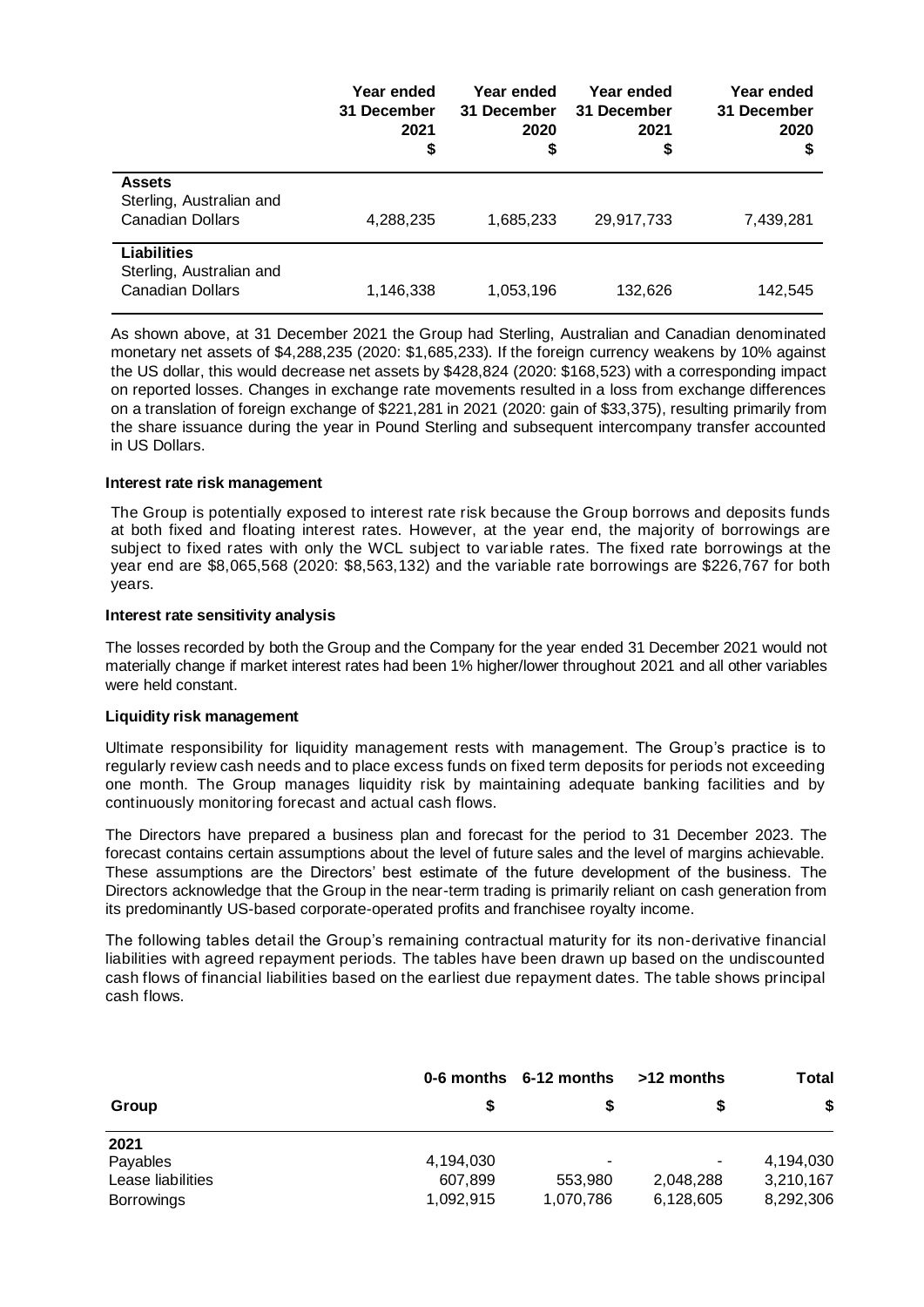| | Year ended 31 December 2021 $ | Year ended 31 December 2020 $ | Year ended 31 December 2021 $ | Year ended 31 December 2020 $ |
|---|---|---|---|---|
| **Assets** | | | | |
| Sterling, Australian and Canadian Dollars | 4,288,235 | 1,685,233 | 29,917,733 | 7,439,281 |
| **Liabilities** | | | | |
| Sterling, Australian and Canadian Dollars | 1,146,338 | 1,053,196 | 132,626 | 142,545 |

As shown above, at 31 December 2021 the Group had Sterling, Australian and Canadian denominated monetary net assets of $4,288,235 (2020: $1,685,233). If the foreign currency weakens by 10% against the US dollar, this would decrease net assets by $428,824 (2020: $168,523) with a corresponding impact on reported losses. Changes in exchange rate movements resulted in a loss from exchange differences on a translation of foreign exchange of $221,281 in 2021 (2020: gain of $33,375), resulting primarily from the share issuance during the year in Pound Sterling and subsequent intercompany transfer accounted in US Dollars.

**Interest rate risk management**

The Group is potentially exposed to interest rate risk because the Group borrows and deposits funds at both fixed and floating interest rates. However, at the year end, the majority of borrowings are subject to fixed rates with only the WCL subject to variable rates. The fixed rate borrowings at the year end are $8,065,568 (2020: $8,563,132) and the variable rate borrowings are $226,767 for both years.

**Interest rate sensitivity analysis**

The losses recorded by both the Group and the Company for the year ended 31 December 2021 would not materially change if market interest rates had been 1% higher/lower throughout 2021 and all other variables were held constant.

**Liquidity risk management**

Ultimate responsibility for liquidity management rests with management. The Group's practice is to regularly review cash needs and to place excess funds on fixed term deposits for periods not exceeding one month. The Group manages liquidity risk by maintaining adequate banking facilities and by continuously monitoring forecast and actual cash flows.

The Directors have prepared a business plan and forecast for the period to 31 December 2023. The forecast contains certain assumptions about the level of future sales and the level of margins achievable. These assumptions are the Directors' best estimate of the future development of the business. The Directors acknowledge that the Group in the near-term trading is primarily reliant on cash generation from its predominantly US-based corporate-operated profits and franchisee royalty income.

The following tables detail the Group's remaining contractual maturity for its non-derivative financial liabilities with agreed repayment periods. The tables have been drawn up based on the undiscounted cash flows of financial liabilities based on the earliest due repayment dates. The table shows principal cash flows.

| Group | 0-6 months $ | 6-12 months $ | >12 months $ | Total $ |
|---|---|---|---|---|
| **2021** | | | | |
| Payables | 4,194,030 | - | - | 4,194,030 |
| Lease liabilities | 607,899 | 553,980 | 2,048,288 | 3,210,167 |
| Borrowings | 1,092,915 | 1,070,786 | 6,128,605 | 8,292,306 |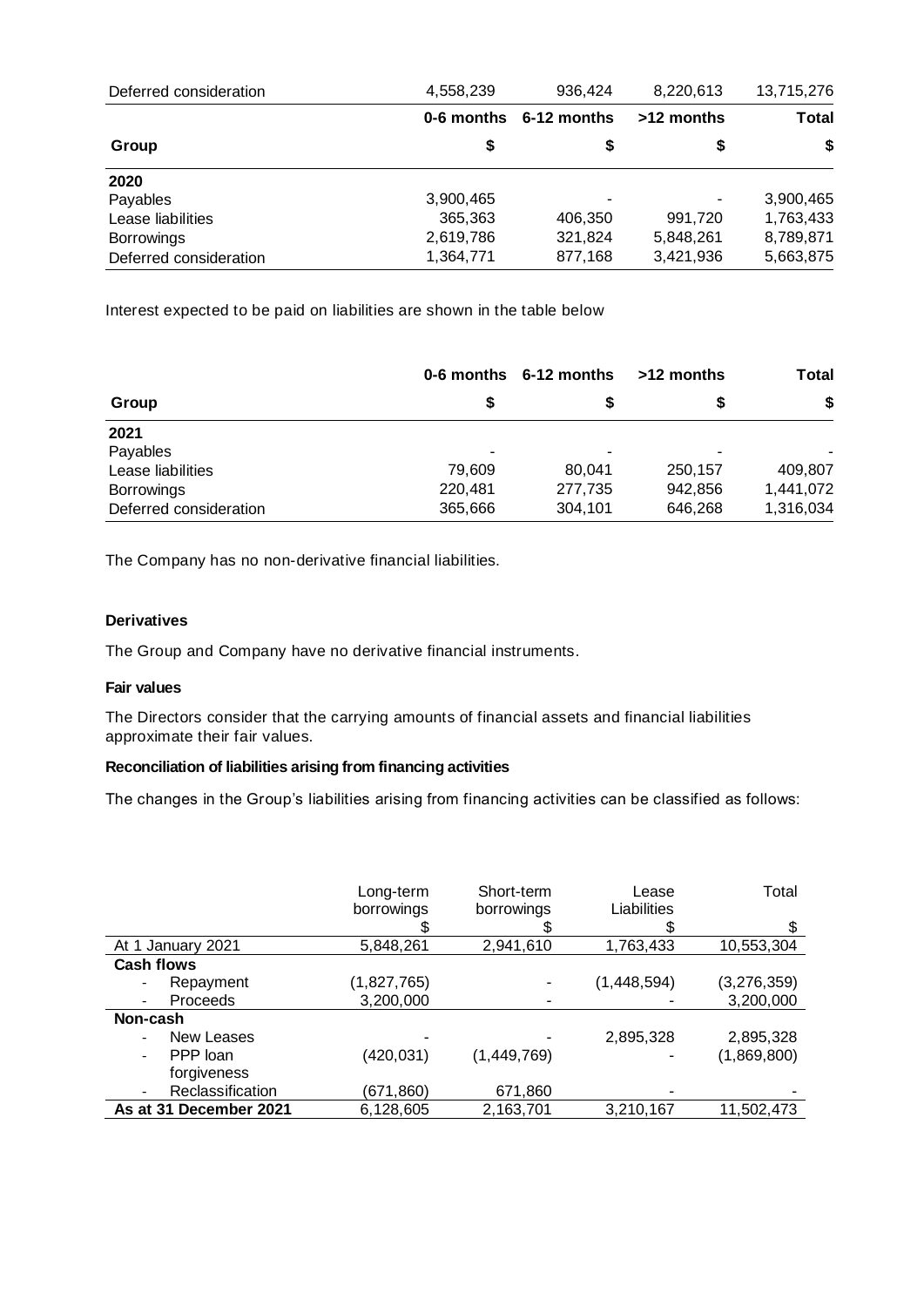| | | | | |
|---|---|---|---|---|
| Deferred consideration | 4,558,239 | 936,424 | 8,220,613 | 13,715,276 |

| Group | 0-6 months<br>$ | 6-12 months<br>$ | >12 months<br>$ | Total<br>$ |
|---|---|---|---|---|
| **2020** | | | | |
| Payables | 3,900,465 | - | - | 3,900,465 |
| Lease liabilities | 365,363 | 406,350 | 991,720 | 1,763,433 |
| Borrowings | 2,619,786 | 321,824 | 5,848,261 | 8,789,871 |
| Deferred consideration | 1,364,771 | 877,168 | 3,421,936 | 5,663,875 |

Interest expected to be paid on liabilities are shown in the table below

| Group | 0-6 months<br>$ | 6-12 months<br>$ | >12 months<br>$ | Total<br>$ |
|---|---|---|---|---|
| **2021** | | | | |
| Payables | - | - | - | - |
| Lease liabilities | 79,609 | 80,041 | 250,157 | 409,807 |
| Borrowings | 220,481 | 277,735 | 942,856 | 1,441,072 |
| Deferred consideration | 365,666 | 304,101 | 646,268 | 1,316,034 |

The Company has no non-derivative financial liabilities.

**Derivatives**

The Group and Company have no derivative financial instruments.

**Fair values**

The Directors consider that the carrying amounts of financial assets and financial liabilities approximate their fair values.

**Reconciliation of liabilities arising from financing activities**

The changes in the Group's liabilities arising from financing activities can be classified as follows:

| | Long-term borrowings<br>$ | Short-term borrowings<br>$ | Lease Liabilities<br>$ | Total<br>$ |
|---|---|---|---|---|
| At 1 January 2021 | 5,848,261 | 2,941,610 | 1,763,433 | 10,553,304 |
| **Cash flows** | | | | |
| - Repayment | (1,827,765) | - | (1,448,594) | (3,276,359) |
| - Proceeds | 3,200,000 | - | - | 3,200,000 |
| **Non-cash** | | | | |
| - New Leases | - | - | 2,895,328 | 2,895,328 |
| - PPP loan forgiveness | (420,031) | (1,449,769) | - | (1,869,800) |
| - Reclassification | (671,860) | 671,860 | - | - |
| **As at 31 December 2021** | 6,128,605 | 2,163,701 | 3,210,167 | 11,502,473 |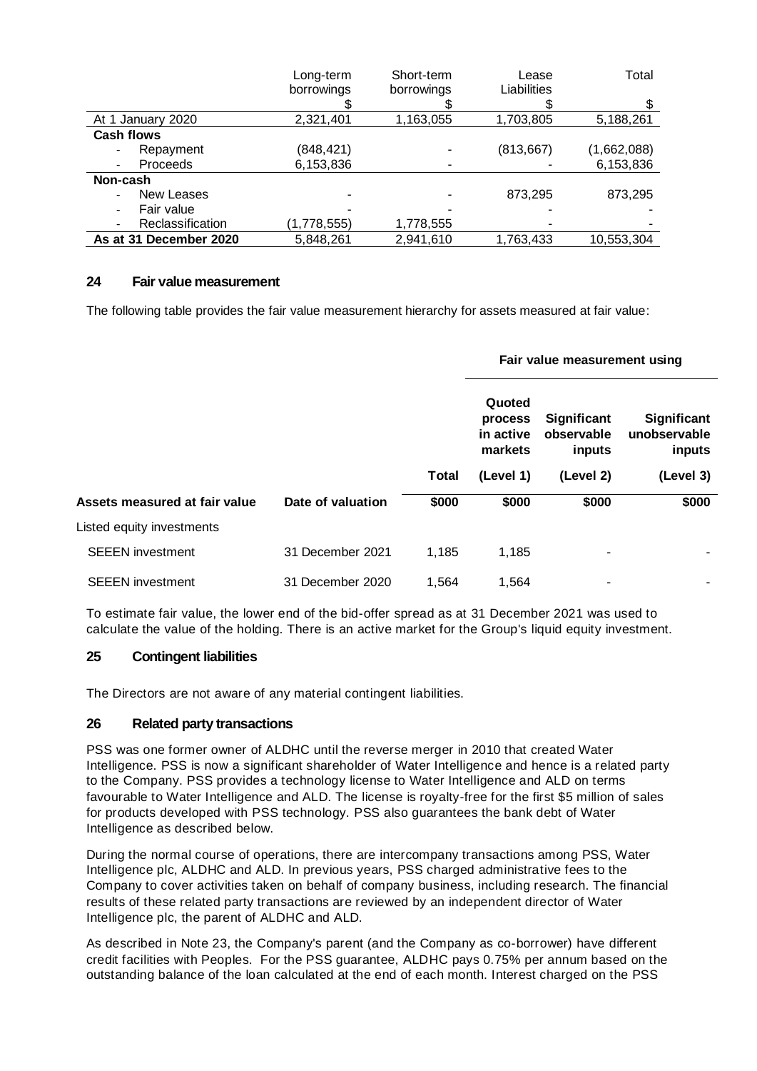| | Long-term borrowings | Short-term borrowings | Lease Liabilities | Total |
|---|---|---|---|---|
| | \$ | \$ | \$ | \$ |
| At 1 January 2020 | 2,321,401 | 1,163,055 | 1,703,805 | 5,188,261 |
| **Cash flows** | | | | |
| - Repayment | (848,421) | - | (813,667) | (1,662,088) |
| - Proceeds | 6,153,836 | - | - | 6,153,836 |
| **Non-cash** | | | | |
| - New Leases | - | - | 873,295 | 873,295 |
| - Fair value | - | - | - | - |
| - Reclassification | (1,778,555) | 1,778,555 | - | - |
| **As at 31 December 2020** | 5,848,261 | 2,941,610 | 1,763,433 | 10,553,304 |

## 24 Fair value measurement

The following table provides the fair value measurement hierarchy for assets measured at fair value:

| | | | Fair value measurement using | | |
|---|---|---|---|---|---|
| | | | Quoted process in active markets | Significant observable inputs | Significant unobservable inputs |
| | | Total | (Level 1) | (Level 2) | (Level 3) |
| **Assets measured at fair value** | **Date of valuation** | **\$000** | **\$000** | **\$000** | **\$000** |
| Listed equity investments | | | | | |
| SEEEN investment | 31 December 2021 | 1,185 | 1,185 | - | - |
| SEEEN investment | 31 December 2020 | 1,564 | 1,564 | - | - |

To estimate fair value, the lower end of the bid-offer spread as at 31 December 2021 was used to calculate the value of the holding. There is an active market for the Group's liquid equity investment.

## 25 Contingent liabilities

The Directors are not aware of any material contingent liabilities.

## 26 Related party transactions

PSS was one former owner of ALDHC until the reverse merger in 2010 that created Water Intelligence. PSS is now a significant shareholder of Water Intelligence and hence is a related party to the Company. PSS provides a technology license to Water Intelligence and ALD on terms favourable to Water Intelligence and ALD. The license is royalty-free for the first \$5 million of sales for products developed with PSS technology. PSS also guarantees the bank debt of Water Intelligence as described below.

During the normal course of operations, there are intercompany transactions among PSS, Water Intelligence plc, ALDHC and ALD. In previous years, PSS charged administrative fees to the Company to cover activities taken on behalf of company business, including research. The financial results of these related party transactions are reviewed by an independent director of Water Intelligence plc, the parent of ALDHC and ALD.

As described in Note 23, the Company's parent (and the Company as co-borrower) have different credit facilities with Peoples. For the PSS guarantee, ALDHC pays 0.75% per annum based on the outstanding balance of the loan calculated at the end of each month. Interest charged on the PSS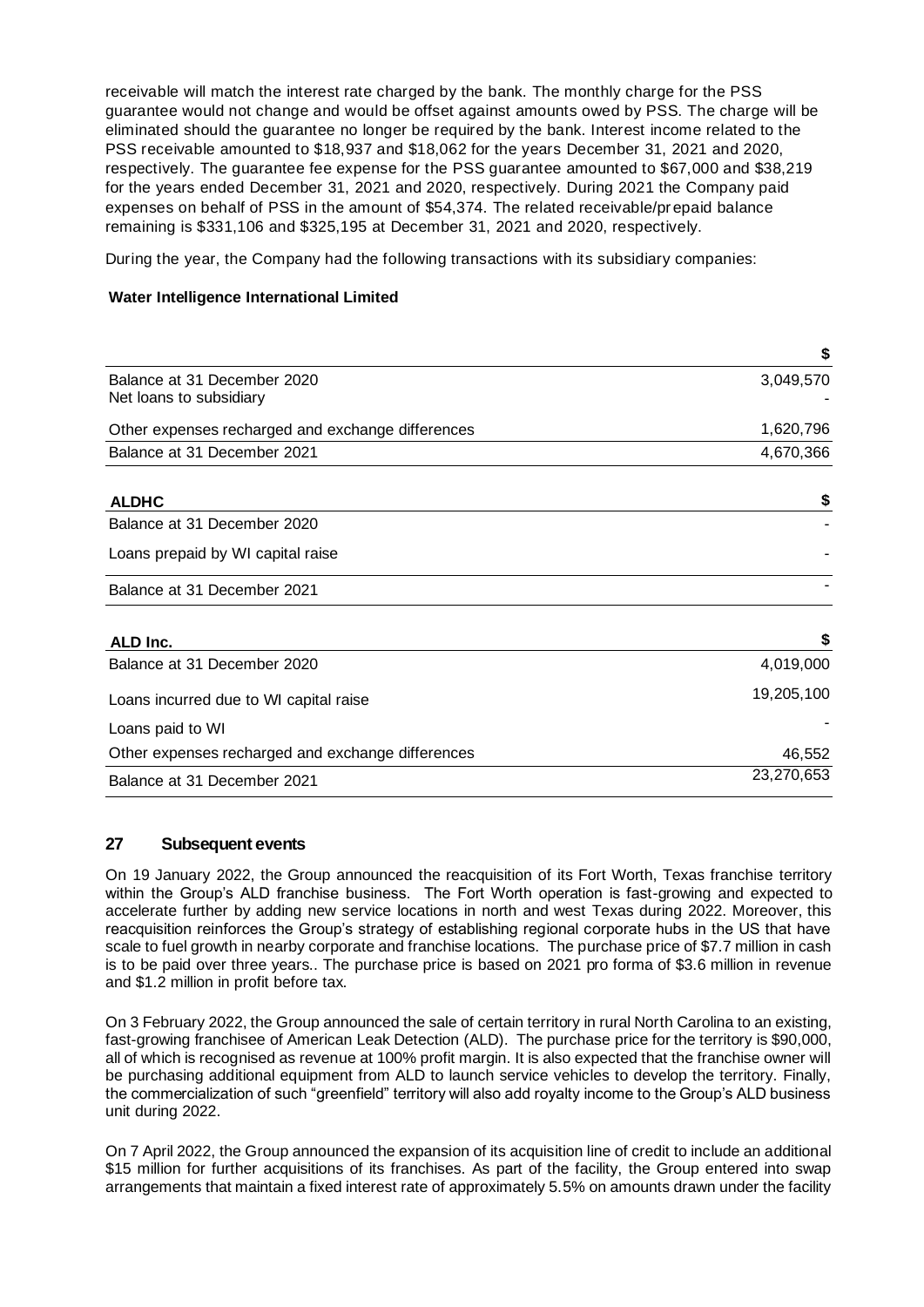receivable will match the interest rate charged by the bank. The monthly charge for the PSS guarantee would not change and would be offset against amounts owed by PSS. The charge will be eliminated should the guarantee no longer be required by the bank. Interest income related to the PSS receivable amounted to $18,937 and $18,062 for the years December 31, 2021 and 2020, respectively. The guarantee fee expense for the PSS guarantee amounted to $67,000 and $38,219 for the years ended December 31, 2021 and 2020, respectively. During 2021 the Company paid expenses on behalf of PSS in the amount of $54,374. The related receivable/prepaid balance remaining is $331,106 and $325,195 at December 31, 2021 and 2020, respectively.

During the year, the Company had the following transactions with its subsidiary companies:

**Water Intelligence International Limited**

| | $ |
|---|---|
| Balance at 31 December 2020 | 3,049,570 |
| Net loans to subsidiary | - |
| Other expenses recharged and exchange differences | 1,620,796 |
| Balance at 31 December 2021 | 4,670,366 |

| **ALDHC** | $ |
|---|---|
| Balance at 31 December 2020 | - |
| Loans prepaid by WI capital raise | - |
| Balance at 31 December 2021 | - |

| **ALD Inc.** | $ |
|---|---|
| Balance at 31 December 2020 | 4,019,000 |
| Loans incurred due to WI capital raise | 19,205,100 |
| Loans paid to WI | - |
| Other expenses recharged and exchange differences | 46,552 |
| Balance at 31 December 2021 | 23,270,653 |

## 27 Subsequent events

On 19 January 2022, the Group announced the reacquisition of its Fort Worth, Texas franchise territory within the Group's ALD franchise business. The Fort Worth operation is fast-growing and expected to accelerate further by adding new service locations in north and west Texas during 2022. Moreover, this reacquisition reinforces the Group's strategy of establishing regional corporate hubs in the US that have scale to fuel growth in nearby corporate and franchise locations. The purchase price of $7.7 million in cash is to be paid over three years.. The purchase price is based on 2021 pro forma of $3.6 million in revenue and $1.2 million in profit before tax.

On 3 February 2022, the Group announced the sale of certain territory in rural North Carolina to an existing, fast-growing franchisee of American Leak Detection (ALD). The purchase price for the territory is $90,000, all of which is recognised as revenue at 100% profit margin. It is also expected that the franchise owner will be purchasing additional equipment from ALD to launch service vehicles to develop the territory. Finally, the commercialization of such "greenfield" territory will also add royalty income to the Group's ALD business unit during 2022.

On 7 April 2022, the Group announced the expansion of its acquisition line of credit to include an additional $15 million for further acquisitions of its franchises. As part of the facility, the Group entered into swap arrangements that maintain a fixed interest rate of approximately 5.5% on amounts drawn under the facility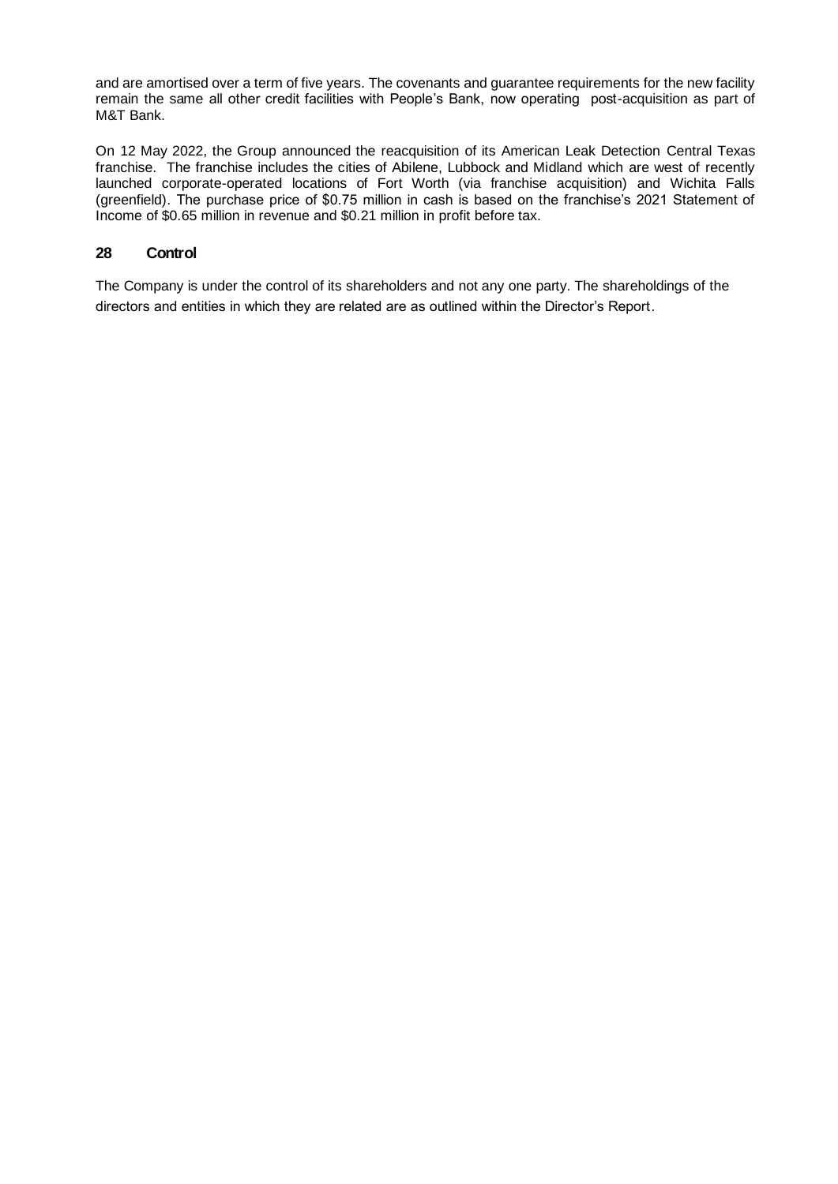and are amortised over a term of five years. The covenants and guarantee requirements for the new facility remain the same all other credit facilities with People's Bank, now operating post-acquisition as part of M&T Bank.

On 12 May 2022, the Group announced the reacquisition of its American Leak Detection Central Texas franchise. The franchise includes the cities of Abilene, Lubbock and Midland which are west of recently launched corporate-operated locations of Fort Worth (via franchise acquisition) and Wichita Falls (greenfield). The purchase price of $0.75 million in cash is based on the franchise's 2021 Statement of Income of $0.65 million in revenue and $0.21 million in profit before tax.

## 28 Control

The Company is under the control of its shareholders and not any one party. The shareholdings of the directors and entities in which they are related are as outlined within the Director's Report.